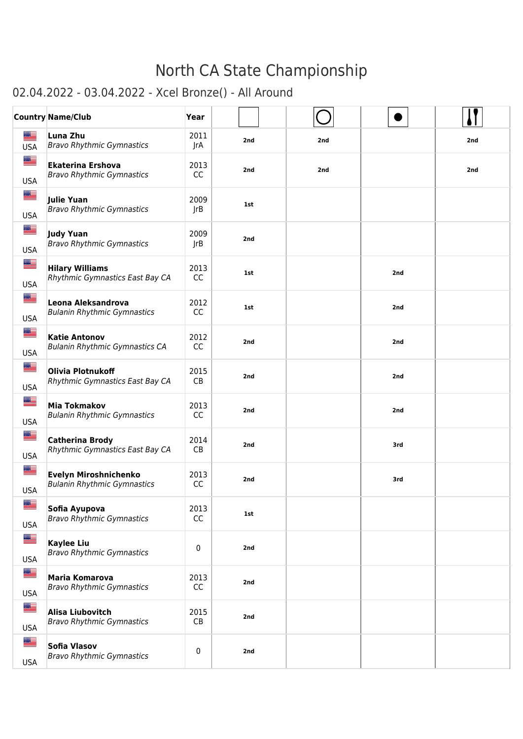# North CA State Championship

## 02.04.2022 - 03.04.2022 - Xcel Bronze() - All Around

| Country | Name/Club | Year | | | | |
|---|---|---|---|---|---|---|
| USA | **Luna Zhu** *Bravo Rhythmic Gymnastics* | 2011 JrA | 2nd | 2nd | | 2nd |
| USA | **Ekaterina Ershova** *Bravo Rhythmic Gymnastics* | 2013 CC | 2nd | 2nd | | 2nd |
| USA | **Julie Yuan** *Bravo Rhythmic Gymnastics* | 2009 JrB | 1st | | | |
| USA | **Judy Yuan** *Bravo Rhythmic Gymnastics* | 2009 JrB | 2nd | | | |
| USA | **Hilary Williams** *Rhythmic Gymnastics East Bay CA* | 2013 CC | 1st | | 2nd | |
| USA | **Leona Aleksandrova** *Bulanin Rhythmic Gymnastics* | 2012 CC | 1st | | 2nd | |
| USA | **Katie Antonov** *Bulanin Rhythmic Gymnastics CA* | 2012 CC | 2nd | | 2nd | |
| USA | **Olivia Plotnukoff** *Rhythmic Gymnastics East Bay CA* | 2015 CB | 2nd | | 2nd | |
| USA | **Mia Tokmakov** *Bulanin Rhythmic Gymnastics* | 2013 CC | 2nd | | 2nd | |
| USA | **Catherina Brody** *Rhythmic Gymnastics East Bay CA* | 2014 CB | 2nd | | 3rd | |
| USA | **Evelyn Miroshnichenko** *Bulanin Rhythmic Gymnastics* | 2013 CC | 2nd | | 3rd | |
| USA | **Sofia Ayupova** *Bravo Rhythmic Gymnastics* | 2013 CC | 1st | | | |
| USA | **Kaylee Liu** *Bravo Rhythmic Gymnastics* | 0 | 2nd | | | |
| USA | **Maria Komarova** *Bravo Rhythmic Gymnastics* | 2013 CC | 2nd | | | |
| USA | **Alisa Liubovitch** *Bravo Rhythmic Gymnastics* | 2015 CB | 2nd | | | |
| USA | **Sofia Vlasov** *Bravo Rhythmic Gymnastics* | 0 | 2nd | | | |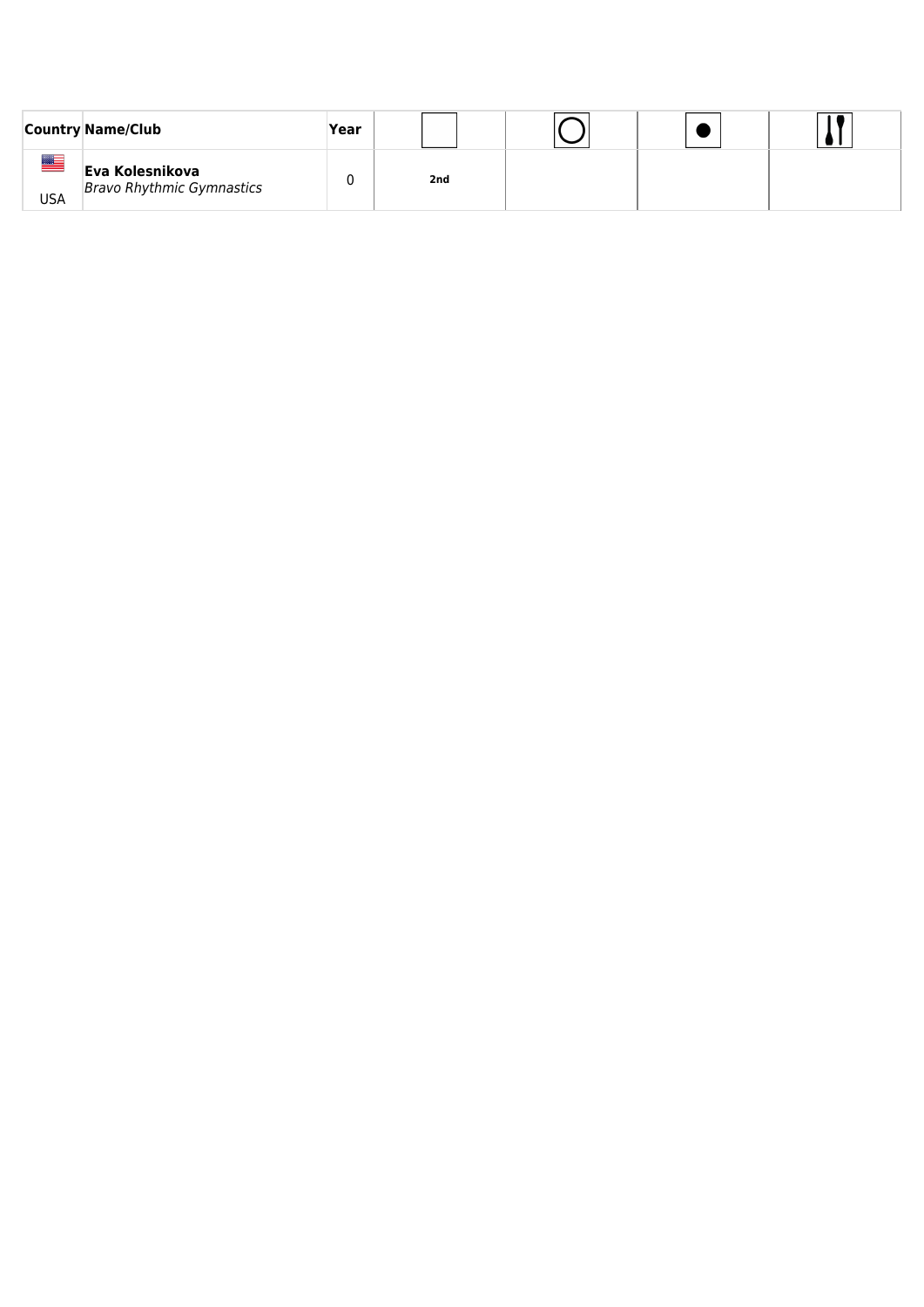| Country | Name/Club | Year | | | | |
|---|---|---|---|---|---|---|
| USA | **Eva Kolesnikova** *Bravo Rhythmic Gymnastics* | 0 | **2nd** | | | |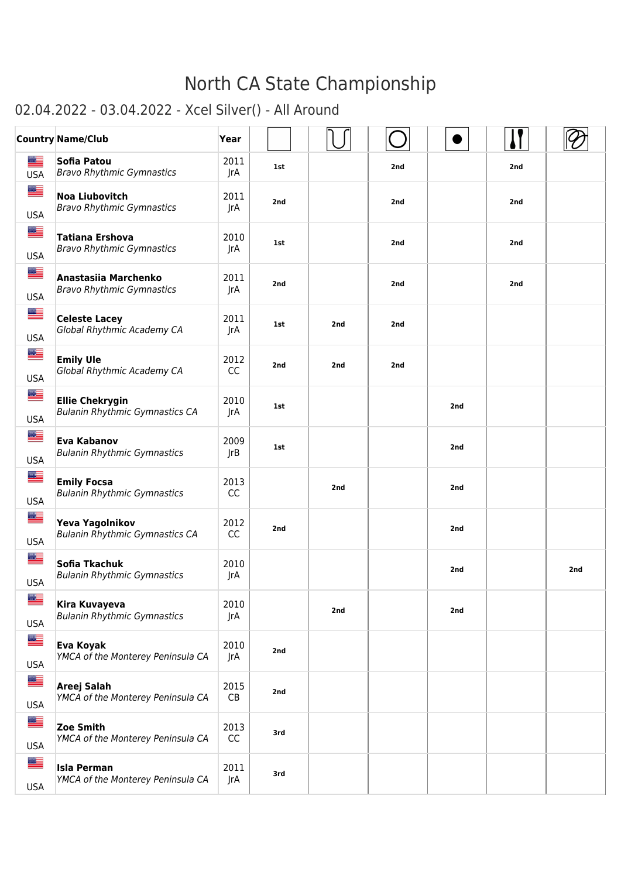# North CA State Championship

## 02.04.2022 - 03.04.2022 - Xcel Silver() - All Around

| Country | Name/Club | Year | | | | | | |
|---|---|---|---|---|---|---|---|---|
| USA | **Sofia Patou** *Bravo Rhythmic Gymnastics* | 2011 JrA | 1st | | 2nd | | 2nd | |
| USA | **Noa Liubovitch** *Bravo Rhythmic Gymnastics* | 2011 JrA | 2nd | | 2nd | | 2nd | |
| USA | **Tatiana Ershova** *Bravo Rhythmic Gymnastics* | 2010 JrA | 1st | | 2nd | | 2nd | |
| USA | **Anastasiia Marchenko** *Bravo Rhythmic Gymnastics* | 2011 JrA | 2nd | | 2nd | | 2nd | |
| USA | **Celeste Lacey** *Global Rhythmic Academy CA* | 2011 JrA | 1st | 2nd | 2nd | | | |
| USA | **Emily Ule** *Global Rhythmic Academy CA* | 2012 CC | 2nd | 2nd | 2nd | | | |
| USA | **Ellie Chekrygin** *Bulanin Rhythmic Gymnastics CA* | 2010 JrA | 1st | | | 2nd | | |
| USA | **Eva Kabanov** *Bulanin Rhythmic Gymnastics* | 2009 JrB | 1st | | | 2nd | | |
| USA | **Emily Focsa** *Bulanin Rhythmic Gymnastics* | 2013 CC | | 2nd | | 2nd | | |
| USA | **Yeva Yagolnikov** *Bulanin Rhythmic Gymnastics CA* | 2012 CC | 2nd | | | 2nd | | |
| USA | **Sofia Tkachuk** *Bulanin Rhythmic Gymnastics* | 2010 JrA | | | | 2nd | | 2nd |
| USA | **Kira Kuvayeva** *Bulanin Rhythmic Gymnastics* | 2010 JrA | | 2nd | | 2nd | | |
| USA | **Eva Koyak** *YMCA of the Monterey Peninsula CA* | 2010 JrA | 2nd | | | | | |
| USA | **Areej Salah** *YMCA of the Monterey Peninsula CA* | 2015 CB | 2nd | | | | | |
| USA | **Zoe Smith** *YMCA of the Monterey Peninsula CA* | 2013 CC | 3rd | | | | | |
| USA | **Isla Perman** *YMCA of the Monterey Peninsula CA* | 2011 JrA | 3rd | | | | | |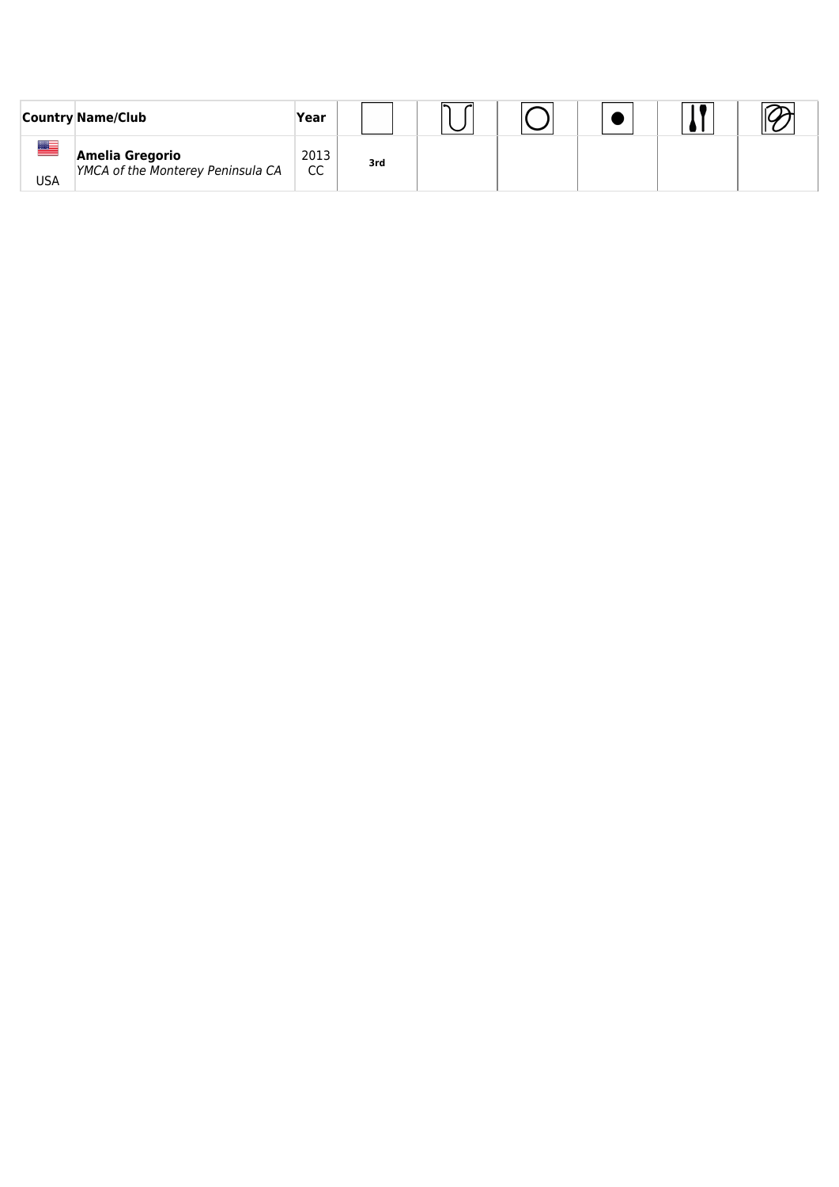| Country | Name/Club | Year | | | | | | |
|---|---|---|---|---|---|---|---|---|
| USA | **Amelia Gregorio** *YMCA of the Monterey Peninsula CA* | 2013 CC | **3rd** | | | | | |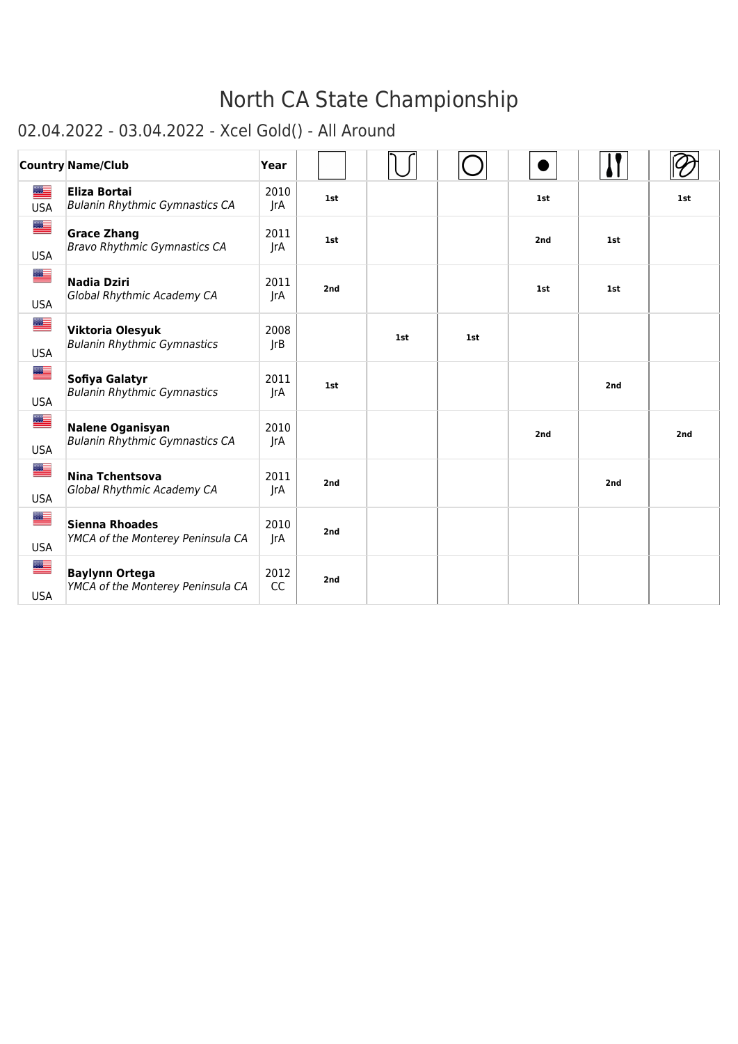# North CA State Championship

## 02.04.2022 - 03.04.2022 - Xcel Gold() - All Around

| Country | Name/Club | Year | | | | | | |
|---|---|---|---|---|---|---|---|---|
| USA | **Eliza Bortai** *Bulanin Rhythmic Gymnastics CA* | 2010 JrA | **1st** | | | **1st** | | **1st** |
| USA | **Grace Zhang** *Bravo Rhythmic Gymnastics CA* | 2011 JrA | **1st** | | | **2nd** | **1st** | |
| USA | **Nadia Dziri** *Global Rhythmic Academy CA* | 2011 JrA | **2nd** | | | **1st** | **1st** | |
| USA | **Viktoria Olesyuk** *Bulanin Rhythmic Gymnastics* | 2008 JrB | | **1st** | **1st** | | | |
| USA | **Sofiya Galatyr** *Bulanin Rhythmic Gymnastics* | 2011 JrA | **1st** | | | | **2nd** | |
| USA | **Nalene Oganisyan** *Bulanin Rhythmic Gymnastics CA* | 2010 JrA | | | | **2nd** | | **2nd** |
| USA | **Nina Tchentsova** *Global Rhythmic Academy CA* | 2011 JrA | **2nd** | | | | **2nd** | |
| USA | **Sienna Rhoades** *YMCA of the Monterey Peninsula CA* | 2010 JrA | **2nd** | | | | | |
| USA | **Baylynn Ortega** *YMCA of the Monterey Peninsula CA* | 2012 CC | **2nd** | | | | | |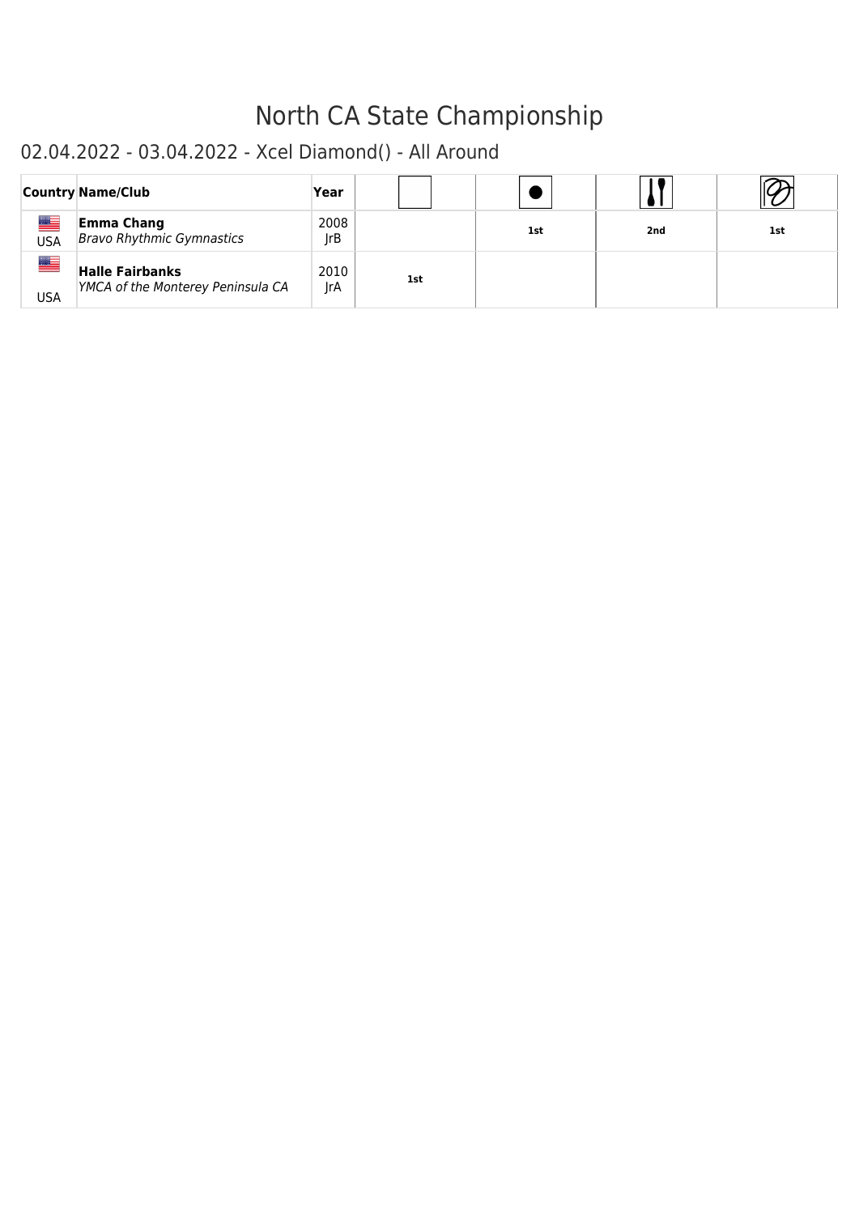# North CA State Championship

## 02.04.2022 - 03.04.2022 - Xcel Diamond() - All Around

| Country | Name/Club | Year | | | | |
|---|---|---|---|---|---|---|
| USA | **Emma Chang** *Bravo Rhythmic Gymnastics* | 2008 JrB | | 1st | 2nd | 1st |
| USA | **Halle Fairbanks** *YMCA of the Monterey Peninsula CA* | 2010 JrA | 1st | | | |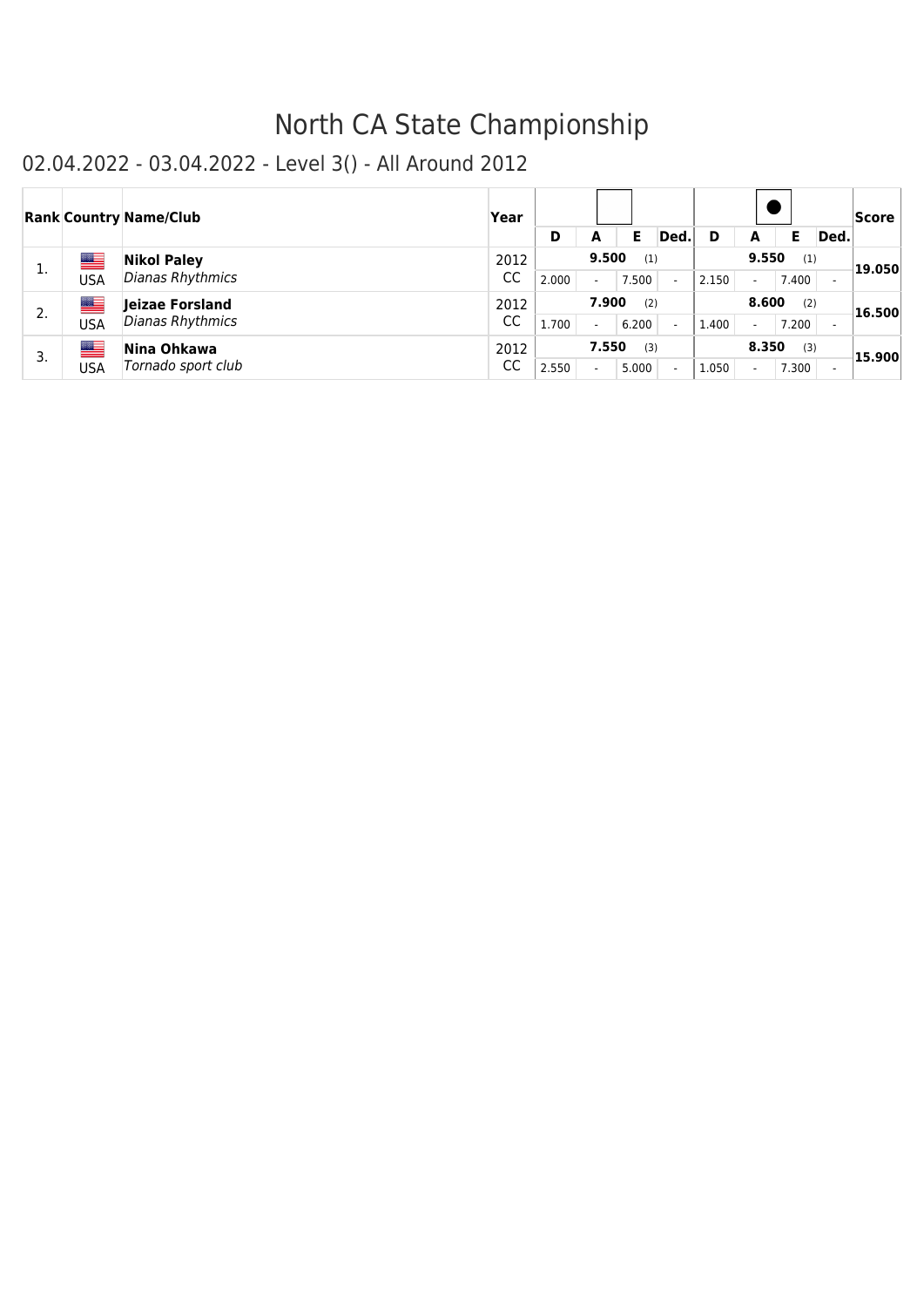# North CA State Championship

## 02.04.2022 - 03.04.2022 - Level 3() - All Around 2012

| Rank | Country | Name/Club | Year | D | A | E | Ded. | D | A | E | Ded. | Score |
|---|---|---|---|---|---|---|---|---|---|---|---|---|
| | | | | | | | | | | | | |
| 1. | USA | **Nikol Paley** *Dianas Rhythmics* | 2012 CC | | **9.500** (1) | | | | **9.550** (1) | | | **19.050** |
| | | | | 2.000 | - | 7.500 | - | 2.150 | - | 7.400 | - | |
| 2. | USA | **Jeizae Forsland** *Dianas Rhythmics* | 2012 CC | | **7.900** (2) | | | | **8.600** (2) | | | **16.500** |
| | | | | 1.700 | - | 6.200 | - | 1.400 | - | 7.200 | - | |
| 3. | USA | **Nina Ohkawa** *Tornado sport club* | 2012 CC | | **7.550** (3) | | | | **8.350** (3) | | | **15.900** |
| | | | | 2.550 | - | 5.000 | - | 1.050 | - | 7.300 | - | |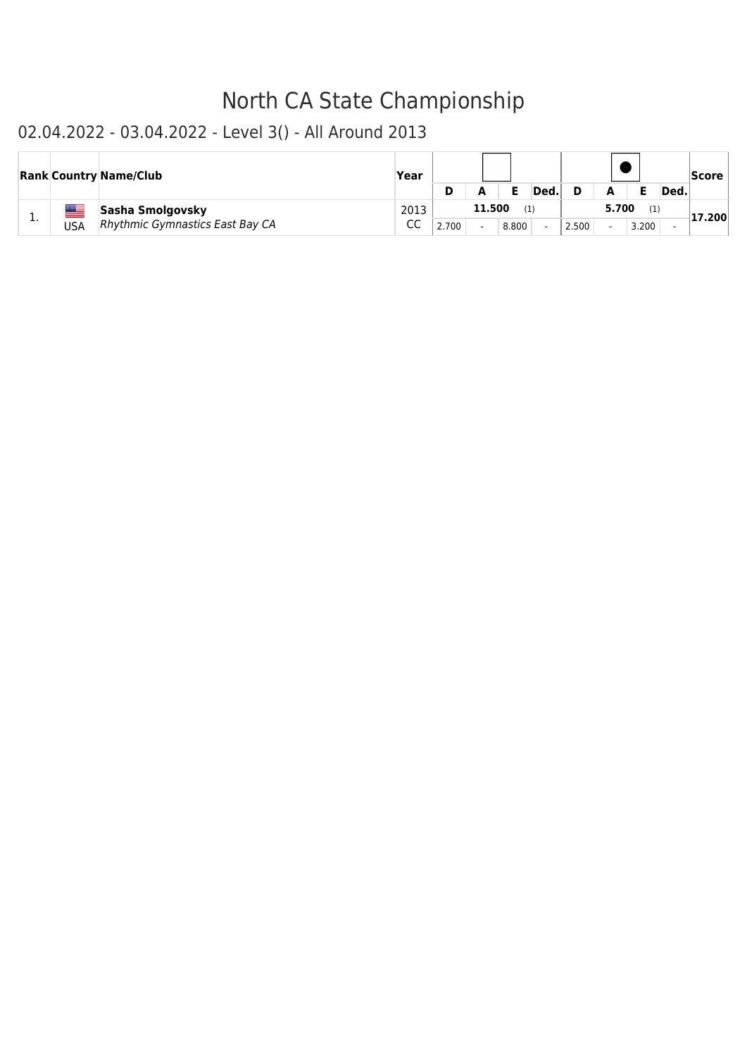# North CA State Championship

## 02.04.2022 - 03.04.2022 - Level 3() - All Around 2013

| Rank | Country | Name/Club | Year | D | A | E | Ded. | D | A | E | Ded. | Score |
|---|---|---|---|---|---|---|---|---|---|---|---|---|
| 1. | USA | **Sasha Smolgovsky**<br>*Rhythmic Gymnastics East Bay CA* | 2013<br>CC | | **11.500** (1) | | | | **5.700** (1) | | | **17.200** |
| | | | | 2.700 | - | 8.800 | - | 2.500 | - | 3.200 | - | |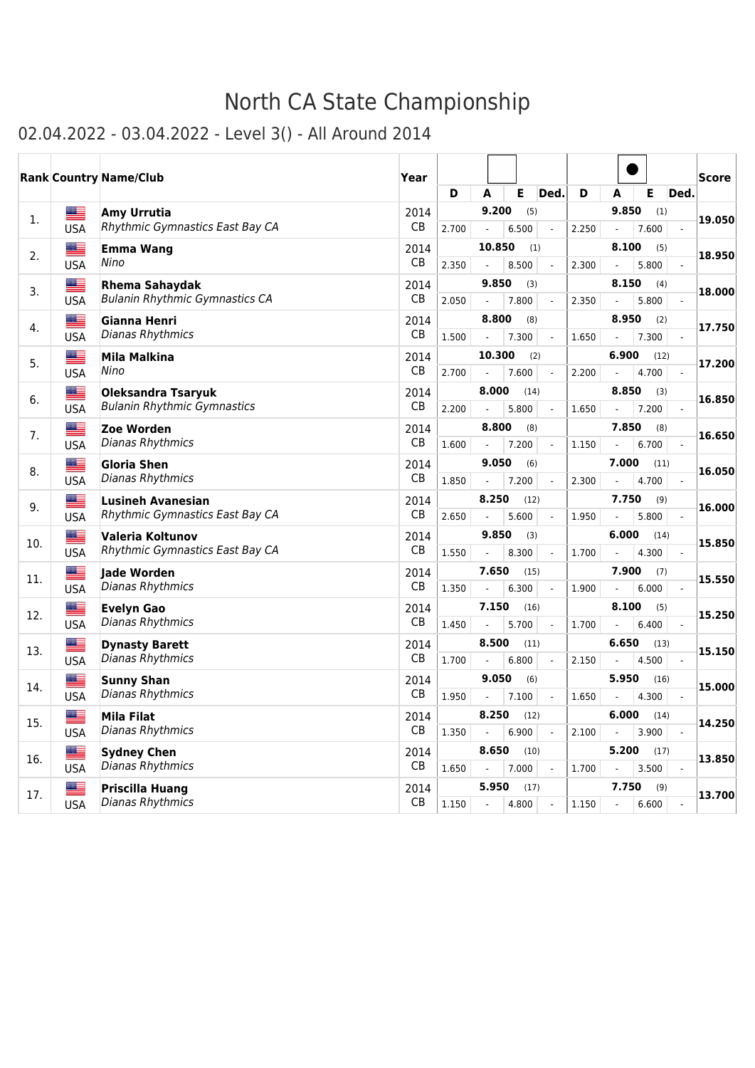# North CA State Championship

## 02.04.2022 - 03.04.2022 - Level 3() - All Around 2014

| Rank | Country | Name/Club | Year | Free Hand | | | | | Ball | | | | | Score |
|---|---|---|---|---|---|---|---|---|---|---|---|---|---|---|
| | | | | D | A | E | Ded. | | D | A | E | Ded. | | |
| 1. | USA | **Amy Urrutia** *Rhythmic Gymnastics East Bay CA* | 2014 CB | 2.700 | - | 6.500 | - | **9.200** (5) | 2.250 | - | 7.600 | - | **9.850** (1) | **19.050** |
| 2. | USA | **Emma Wang** *Nino* | 2014 CB | 2.350 | - | 8.500 | - | **10.850** (1) | 2.300 | - | 5.800 | - | **8.100** (5) | **18.950** |
| 3. | USA | **Rhema Sahaydak** *Bulanin Rhythmic Gymnastics CA* | 2014 CB | 2.050 | - | 7.800 | - | **9.850** (3) | 2.350 | - | 5.800 | - | **8.150** (4) | **18.000** |
| 4. | USA | **Gianna Henri** *Dianas Rhythmics* | 2014 CB | 1.500 | - | 7.300 | - | **8.800** (8) | 1.650 | - | 7.300 | - | **8.950** (2) | **17.750** |
| 5. | USA | **Mila Malkina** *Nino* | 2014 CB | 2.700 | - | 7.600 | - | **10.300** (2) | 2.200 | - | 4.700 | - | **6.900** (12) | **17.200** |
| 6. | USA | **Oleksandra Tsaryuk** *Bulanin Rhythmic Gymnastics* | 2014 CB | 2.200 | - | 5.800 | - | **8.000** (14) | 1.650 | - | 7.200 | - | **8.850** (3) | **16.850** |
| 7. | USA | **Zoe Worden** *Dianas Rhythmics* | 2014 CB | 1.600 | - | 7.200 | - | **8.800** (8) | 1.150 | - | 6.700 | - | **7.850** (8) | **16.650** |
| 8. | USA | **Gloria Shen** *Dianas Rhythmics* | 2014 CB | 1.850 | - | 7.200 | - | **9.050** (6) | 2.300 | - | 4.700 | - | **7.000** (11) | **16.050** |
| 9. | USA | **Lusineh Avanesian** *Rhythmic Gymnastics East Bay CA* | 2014 CB | 2.650 | - | 5.600 | - | **8.250** (12) | 1.950 | - | 5.800 | - | **7.750** (9) | **16.000** |
| 10. | USA | **Valeria Koltunov** *Rhythmic Gymnastics East Bay CA* | 2014 CB | 1.550 | - | 8.300 | - | **9.850** (3) | 1.700 | - | 4.300 | - | **6.000** (14) | **15.850** |
| 11. | USA | **Jade Worden** *Dianas Rhythmics* | 2014 CB | 1.350 | - | 6.300 | - | **7.650** (15) | 1.900 | - | 6.000 | - | **7.900** (7) | **15.550** |
| 12. | USA | **Evelyn Gao** *Dianas Rhythmics* | 2014 CB | 1.450 | - | 5.700 | - | **7.150** (16) | 1.700 | - | 6.400 | - | **8.100** (5) | **15.250** |
| 13. | USA | **Dynasty Barett** *Dianas Rhythmics* | 2014 CB | 1.700 | - | 6.800 | - | **8.500** (11) | 2.150 | - | 4.500 | - | **6.650** (13) | **15.150** |
| 14. | USA | **Sunny Shan** *Dianas Rhythmics* | 2014 CB | 1.950 | - | 7.100 | - | **9.050** (6) | 1.650 | - | 4.300 | - | **5.950** (16) | **15.000** |
| 15. | USA | **Mila Filat** *Dianas Rhythmics* | 2014 CB | 1.350 | - | 6.900 | - | **8.250** (12) | 2.100 | - | 3.900 | - | **6.000** (14) | **14.250** |
| 16. | USA | **Sydney Chen** *Dianas Rhythmics* | 2014 CB | 1.650 | - | 7.000 | - | **8.650** (10) | 1.700 | - | 3.500 | - | **5.200** (17) | **13.850** |
| 17. | USA | **Priscilla Huang** *Dianas Rhythmics* | 2014 CB | 1.150 | - | 4.800 | - | **5.950** (17) | 1.150 | - | 6.600 | - | **7.750** (9) | **13.700** |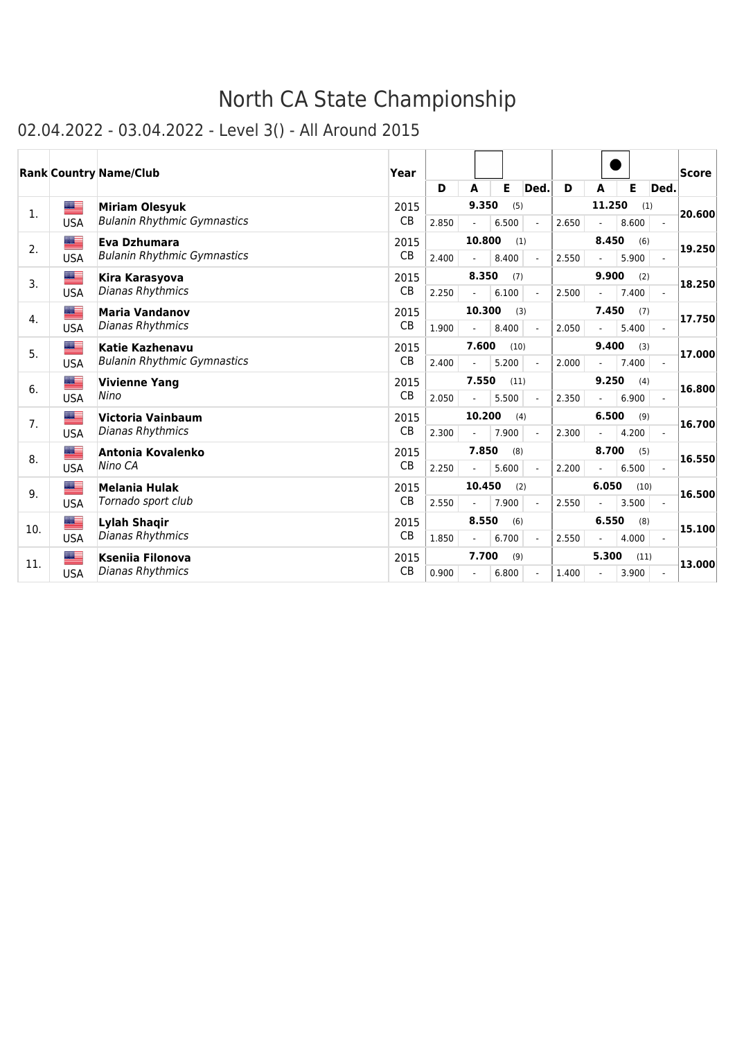# North CA State Championship

## 02.04.2022 - 03.04.2022 - Level 3() - All Around 2015

| Rank | Country | Name/Club | Year | | | | | | | | | Score |
|---|---|---|---|---|---|---|---|---|---|---|---|---|
| | | | | D | A | E | Ded. | D | A | E | Ded. | |
| 1. | USA | **Miriam Olesyuk** *Bulanin Rhythmic Gymnastics* | 2015 CB | 2.850 | - | 6.500 | - | 2.650 | - | 8.600 | - | **20.600** |
| | | | | **9.350** (5) | | | | **11.250** (1) | | | | |
| 2. | USA | **Eva Dzhumara** *Bulanin Rhythmic Gymnastics* | 2015 CB | 2.400 | - | 8.400 | - | 2.550 | - | 5.900 | - | **19.250** |
| | | | | **10.800** (1) | | | | **8.450** (6) | | | | |
| 3. | USA | **Kira Karasyova** *Dianas Rhythmics* | 2015 CB | 2.250 | - | 6.100 | - | 2.500 | - | 7.400 | - | **18.250** |
| | | | | **8.350** (7) | | | | **9.900** (2) | | | | |
| 4. | USA | **Maria Vandanov** *Dianas Rhythmics* | 2015 CB | 1.900 | - | 8.400 | - | 2.050 | - | 5.400 | - | **17.750** |
| | | | | **10.300** (3) | | | | **7.450** (7) | | | | |
| 5. | USA | **Katie Kazhenavu** *Bulanin Rhythmic Gymnastics* | 2015 CB | 2.400 | - | 5.200 | - | 2.000 | - | 7.400 | - | **17.000** |
| | | | | **7.600** (10) | | | | **9.400** (3) | | | | |
| 6. | USA | **Vivienne Yang** *Nino* | 2015 CB | 2.050 | - | 5.500 | - | 2.350 | - | 6.900 | - | **16.800** |
| | | | | **7.550** (11) | | | | **9.250** (4) | | | | |
| 7. | USA | **Victoria Vainbaum** *Dianas Rhythmics* | 2015 CB | 2.300 | - | 7.900 | - | 2.300 | - | 4.200 | - | **16.700** |
| | | | | **10.200** (4) | | | | **6.500** (9) | | | | |
| 8. | USA | **Antonia Kovalenko** *Nino CA* | 2015 CB | 2.250 | - | 5.600 | - | 2.200 | - | 6.500 | - | **16.550** |
| | | | | **7.850** (8) | | | | **8.700** (5) | | | | |
| 9. | USA | **Melania Hulak** *Tornado sport club* | 2015 CB | 2.550 | - | 7.900 | - | 2.550 | - | 3.500 | - | **16.500** |
| | | | | **10.450** (2) | | | | **6.050** (10) | | | | |
| 10. | USA | **Lylah Shaqir** *Dianas Rhythmics* | 2015 CB | 1.850 | - | 6.700 | - | 2.550 | - | 4.000 | - | **15.100** |
| | | | | **8.550** (6) | | | | **6.550** (8) | | | | |
| 11. | USA | **Kseniia Filonova** *Dianas Rhythmics* | 2015 CB | 0.900 | - | 6.800 | - | 1.400 | - | 3.900 | - | **13.000** |
| | | | | **7.700** (9) | | | | **5.300** (11) | | | | |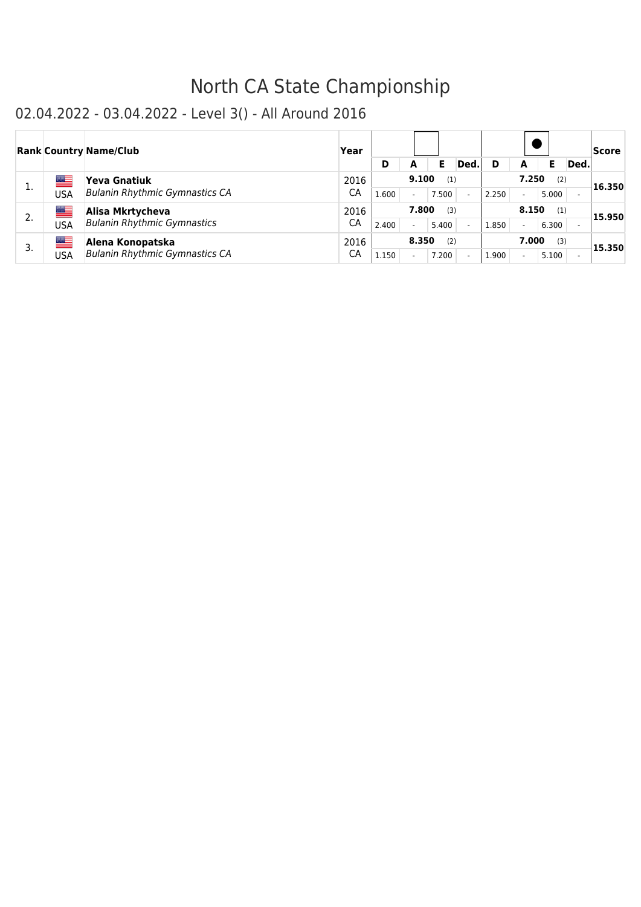# North CA State Championship

## 02.04.2022 - 03.04.2022 - Level 3() - All Around 2016

| Rank | Country | Name/Club | Year | D | A | E | Ded. | D | A | E | Ded. | Score |
|---|---|---|---|---|---|---|---|---|---|---|---|---|
| | | | | | 9.100 (1) | | | | 7.250 (2) | | | |
| 1. | USA | **Yeva Gnatiuk** *Bulanin Rhythmic Gymnastics CA* | 2016 CA | 1.600 | - | 7.500 | - | 2.250 | - | 5.000 | - | **16.350** |
| | | | | | 7.800 (3) | | | | 8.150 (1) | | | |
| 2. | USA | **Alisa Mkrtycheva** *Bulanin Rhythmic Gymnastics* | 2016 CA | 2.400 | - | 5.400 | - | 1.850 | - | 6.300 | - | **15.950** |
| | | | | | 8.350 (2) | | | | 7.000 (3) | | | |
| 3. | USA | **Alena Konopatska** *Bulanin Rhythmic Gymnastics CA* | 2016 CA | 1.150 | - | 7.200 | - | 1.900 | - | 5.100 | - | **15.350** |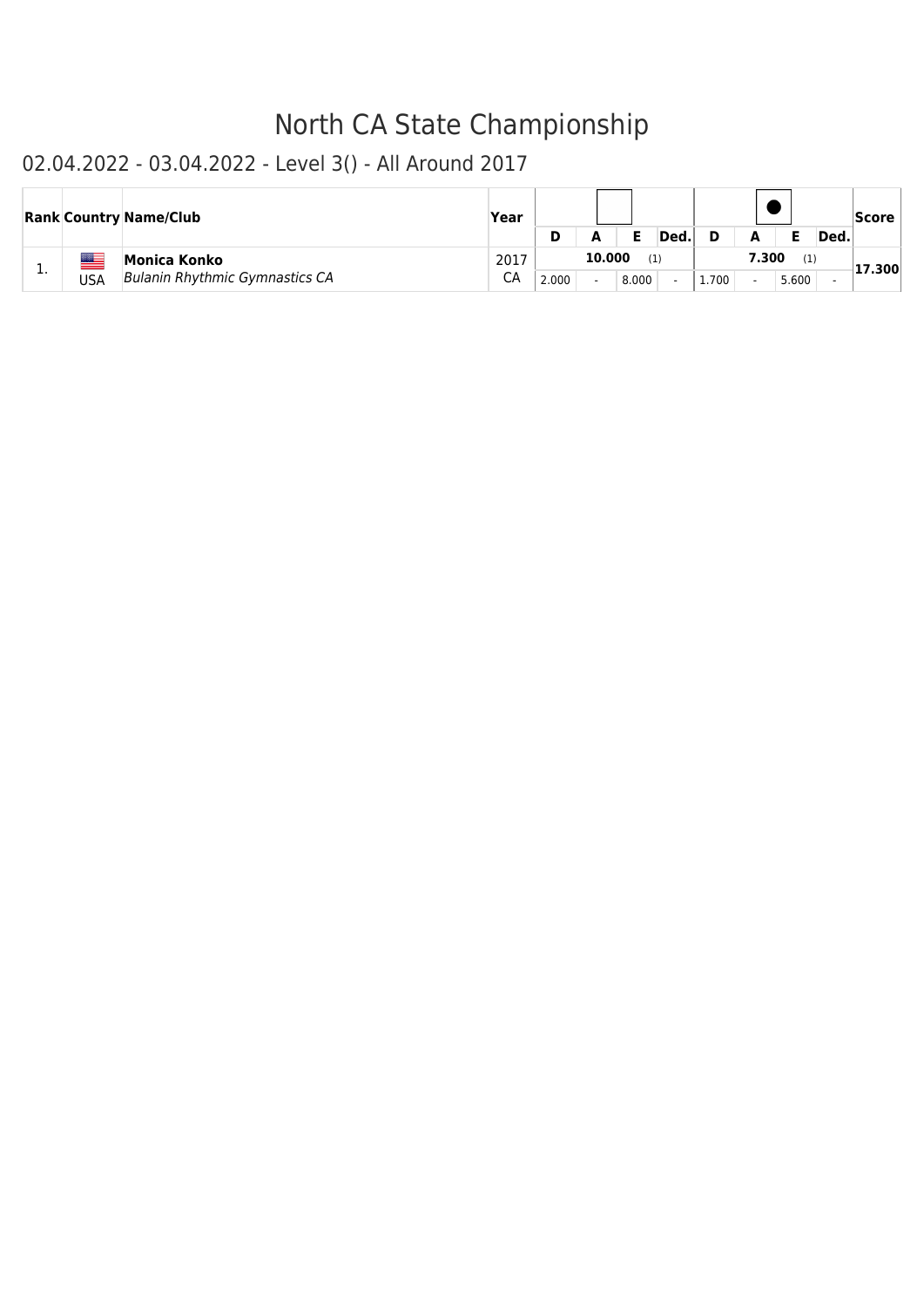# North CA State Championship

## 02.04.2022 - 03.04.2022 - Level 3() - All Around 2017

| Rank | Country | Name/Club | Year | ⬜ | | | | ⚫ | | | | Score |
|---|---|---|---|---|---|---|---|---|---|---|---|---|
| | | | | D | A | E | Ded. | D | A | E | Ded. | |
| 1. | USA | **Monica Konko** *Bulanin Rhythmic Gymnastics CA* | 2017 CA | **10.000** (1) | | | | **7.300** (1) | | | | **17.300** |
| | | | | 2.000 | - | 8.000 | - | 1.700 | - | 5.600 | - | |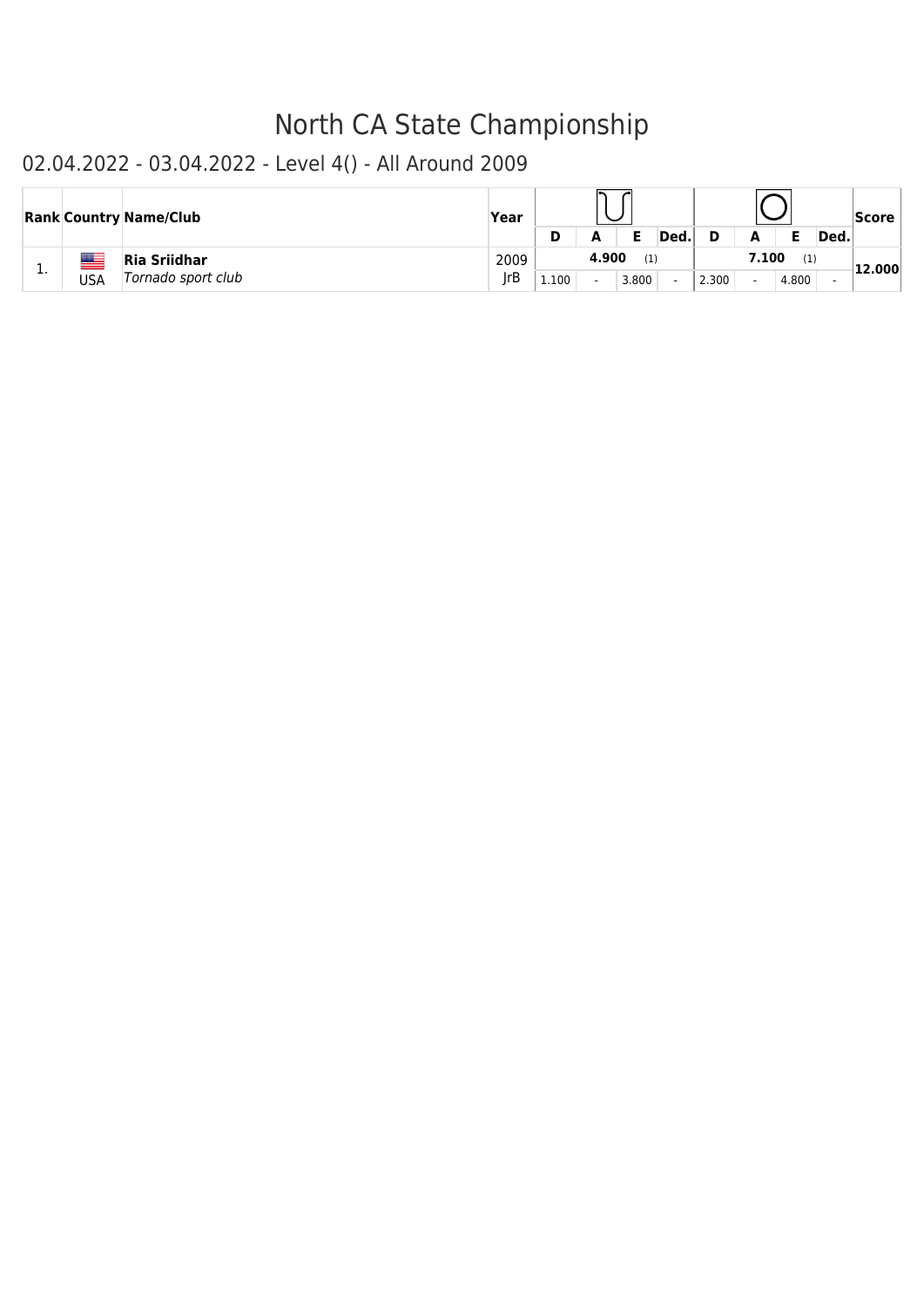# North CA State Championship

## 02.04.2022 - 03.04.2022 - Level 4() - All Around 2009

| Rank | Country | Name/Club | Year | (Hoop) D | A | E | Ded. | (Ball) D | A | E | Ded. | Score |
|---|---|---|---|---|---|---|---|---|---|---|---|---|
| 1. | USA | **Ria Sriidhar** *Tornado sport club* | 2009 JrB | 4.900 (1) | | | | 7.100 (1) | | | | **12.000** |
| | | | | 1.100 | - | 3.800 | - | 2.300 | - | 4.800 | - | |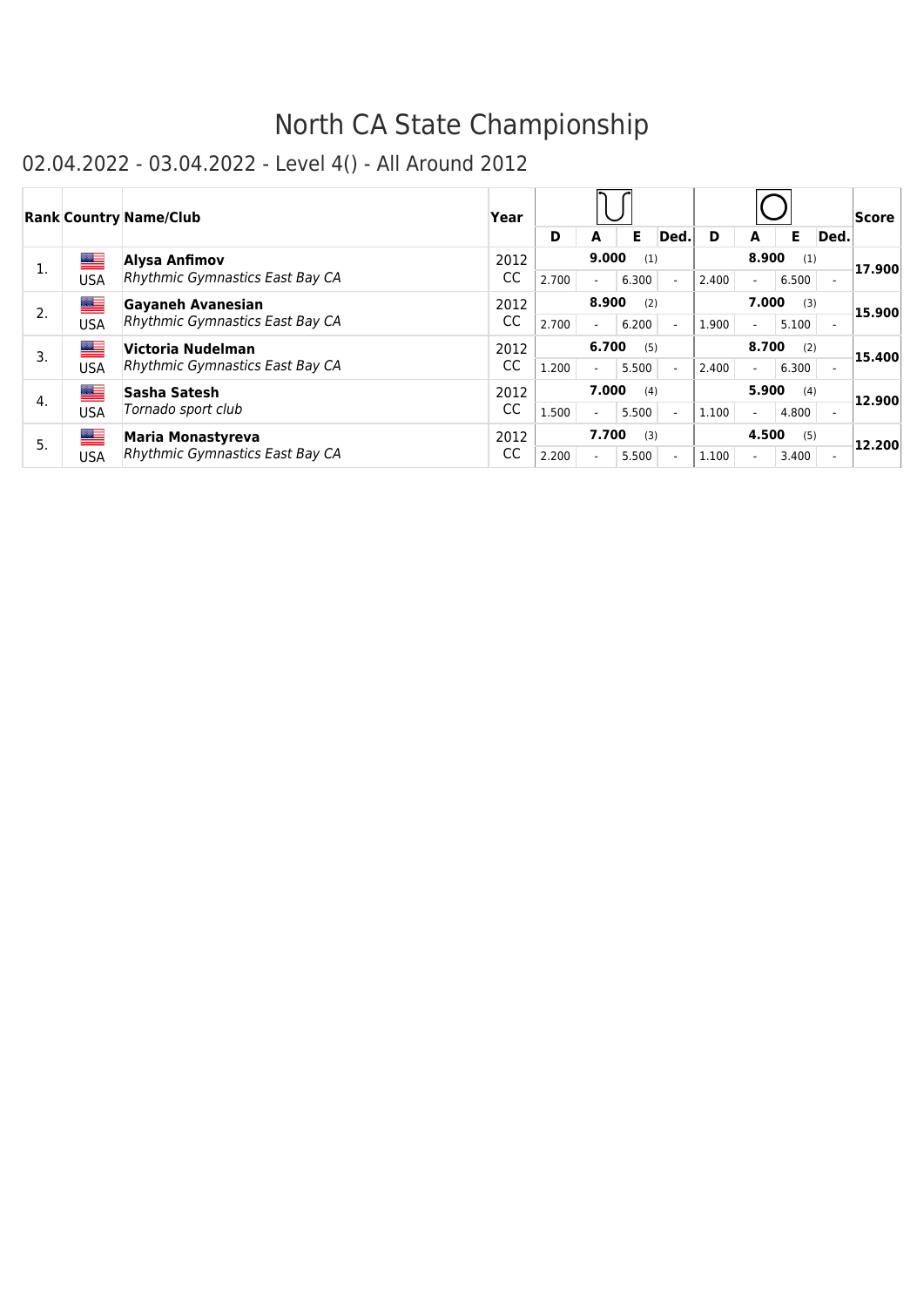# North CA State Championship

## 02.04.2022 - 03.04.2022 - Level 4() - All Around 2012

| Rank | Country | Name/Club | Year | Rope | | | | | | Hoop | | | | | | Score |
|---|---|---|---|---|---|---|---|---|---|---|---|---|---|---|---|---|
| | | | | D | A | E | Ded. | Total | Place | D | A | E | Ded. | Total | Place | |
| 1. | USA | **Alysa Anfimov** *Rhythmic Gymnastics East Bay CA* | 2012 CC | 2.700 | - | 6.300 | - | **9.000** | (1) | 2.400 | - | 6.500 | - | **8.900** | (1) | **17.900** |
| 2. | USA | **Gayaneh Avanesian** *Rhythmic Gymnastics East Bay CA* | 2012 CC | 2.700 | - | 6.200 | - | **8.900** | (2) | 1.900 | - | 5.100 | - | **7.000** | (3) | **15.900** |
| 3. | USA | **Victoria Nudelman** *Rhythmic Gymnastics East Bay CA* | 2012 CC | 1.200 | - | 5.500 | - | **6.700** | (5) | 2.400 | - | 6.300 | - | **8.700** | (2) | **15.400** |
| 4. | USA | **Sasha Satesh** *Tornado sport club* | 2012 CC | 1.500 | - | 5.500 | - | **7.000** | (4) | 1.100 | - | 4.800 | - | **5.900** | (4) | **12.900** |
| 5. | USA | **Maria Monastyreva** *Rhythmic Gymnastics East Bay CA* | 2012 CC | 2.200 | - | 5.500 | - | **7.700** | (3) | 1.100 | - | 3.400 | - | **4.500** | (5) | **12.200** |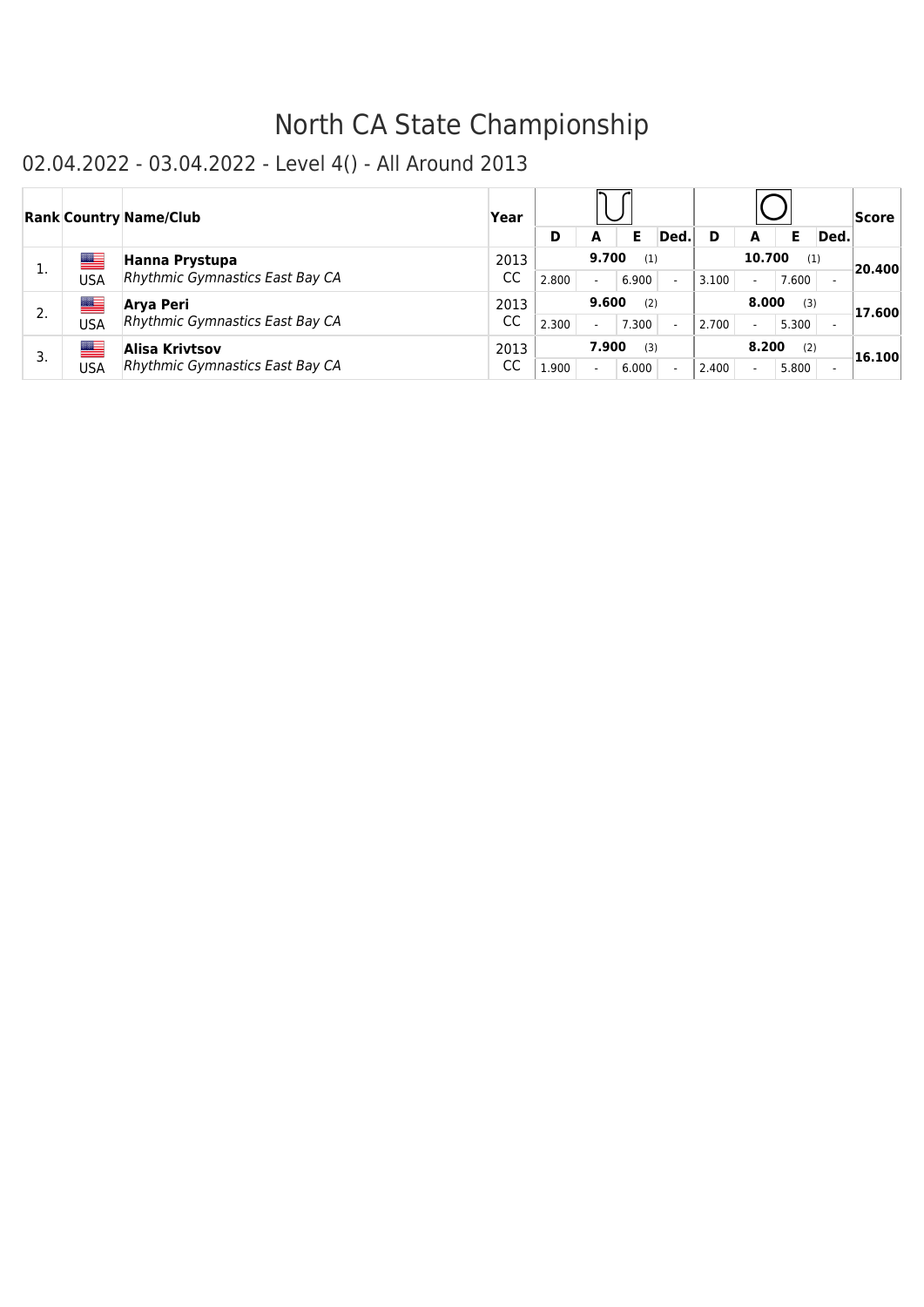# North CA State Championship

## 02.04.2022 - 03.04.2022 - Level 4() - All Around 2013

| Rank | Country | Name/Club | Year | Hoop | | | | Ball | | | | Score |
|---|---|---|---|---|---|---|---|---|---|---|---|---|
| | | | | D | A | E | Ded. | D | A | E | Ded. | |
| 1. | USA | **Hanna Prystupa**<br>*Rhythmic Gymnastics East Bay CA* | 2013<br>CC | **9.700** (1) | | | | **10.700** (1) | | | | **20.400** |
| | | | | 2.800 | - | 6.900 | - | 3.100 | - | 7.600 | - | |
| 2. | USA | **Arya Peri**<br>*Rhythmic Gymnastics East Bay CA* | 2013<br>CC | **9.600** (2) | | | | **8.000** (3) | | | | **17.600** |
| | | | | 2.300 | - | 7.300 | - | 2.700 | - | 5.300 | - | |
| 3. | USA | **Alisa Krivtsov**<br>*Rhythmic Gymnastics East Bay CA* | 2013<br>CC | **7.900** (3) | | | | **8.200** (2) | | | | **16.100** |
| | | | | 1.900 | - | 6.000 | - | 2.400 | - | 5.800 | - | |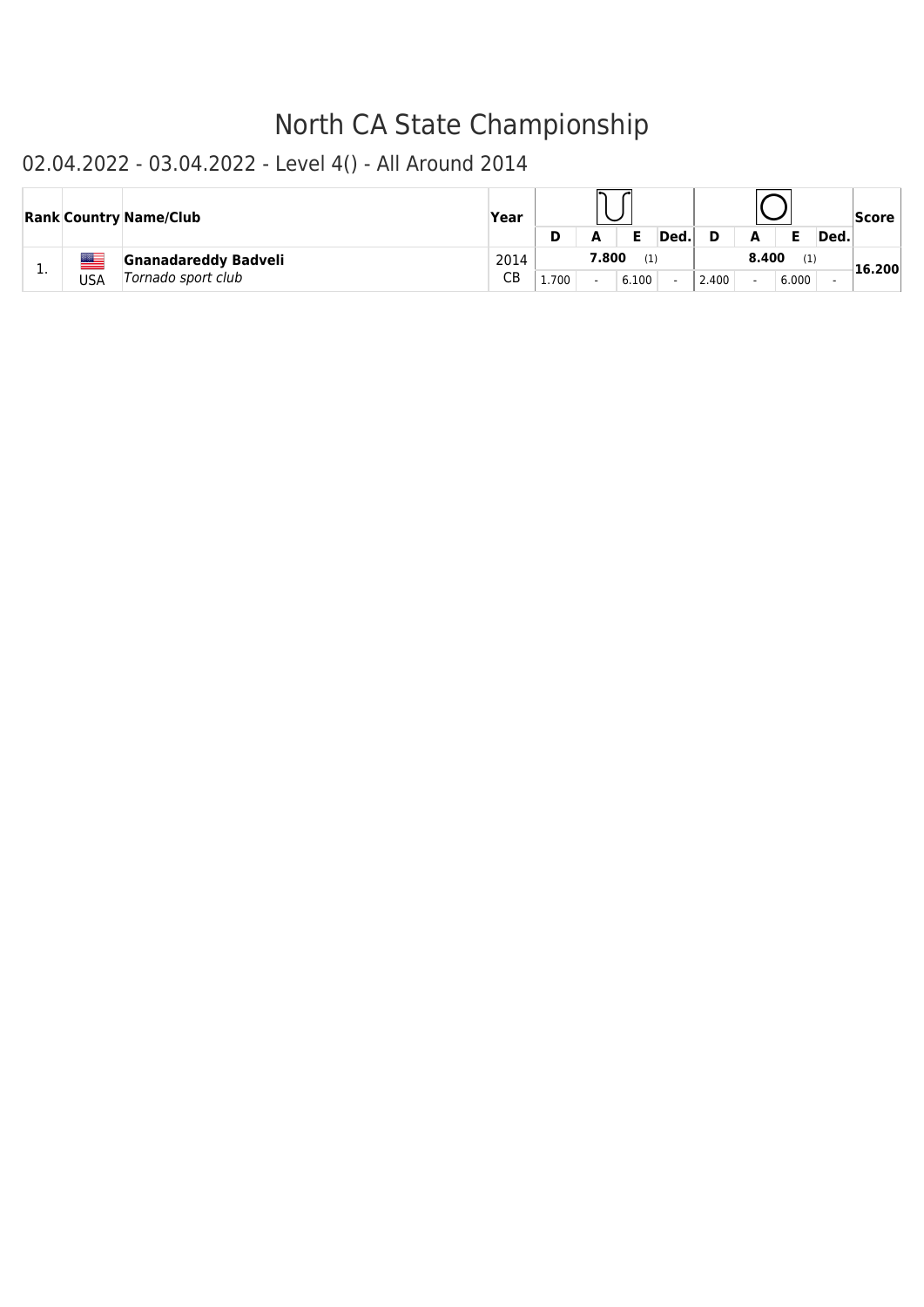# North CA State Championship

## 02.04.2022 - 03.04.2022 - Level 4() - All Around 2014

| Rank | Country | Name/Club | Year | Apparatus 1 | | | | Apparatus 2 | | | | Score |
|---|---|---|---|---|---|---|---|---|---|---|---|---|
| | | | | D | A | E | Ded. | D | A | E | Ded. | |
| 1. | USA | **Gnanadareddy Badveli**<br>*Tornado sport club* | 2014<br>CB | **7.800** (1) | | | | **8.400** (1) | | | | **16.200** |
| | | | | 1.700 | - | 6.100 | - | 2.400 | - | 6.000 | - | |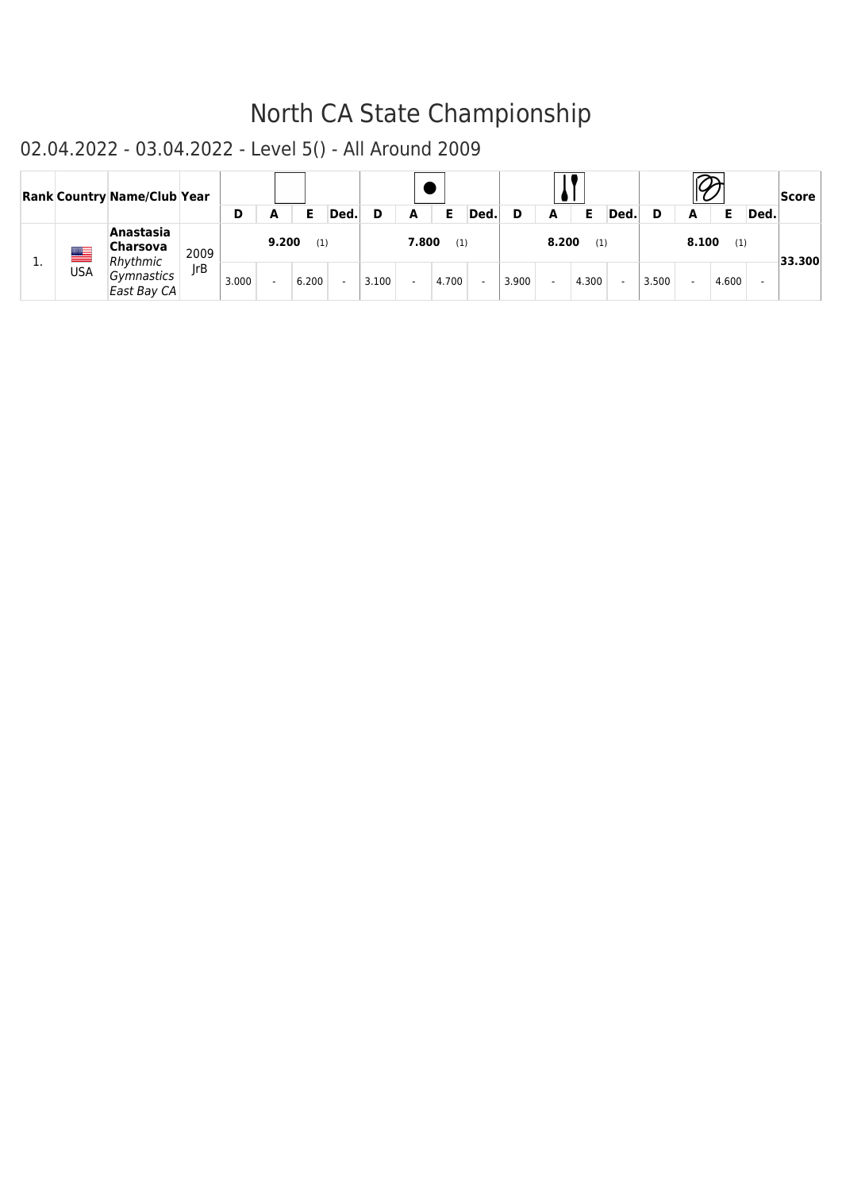# North CA State Championship

## 02.04.2022 - 03.04.2022 - Level 5() - All Around 2009

| Rank | Country | Name/Club | Year | Rope | | | | Ball | | | | Clubs | | | | Ribbon | | | | Score |
|---|---|---|---|---|---|---|---|---|---|---|---|---|---|---|---|---|---|---|---|---|
| | | | | D | A | E | Ded. | D | A | E | Ded. | D | A | E | Ded. | D | A | E | Ded. | |
| 1. | USA | **Anastasia Charsova** *Rhythmic Gymnastics East Bay CA* | 2009 JrB | **9.200** (1) | | | | **7.800** (1) | | | | **8.200** (1) | | | | **8.100** (1) | | | | **33.300** |
| | | | | 3.000 | - | 6.200 | - | 3.100 | - | 4.700 | - | 3.900 | - | 4.300 | - | 3.500 | - | 4.600 | - | |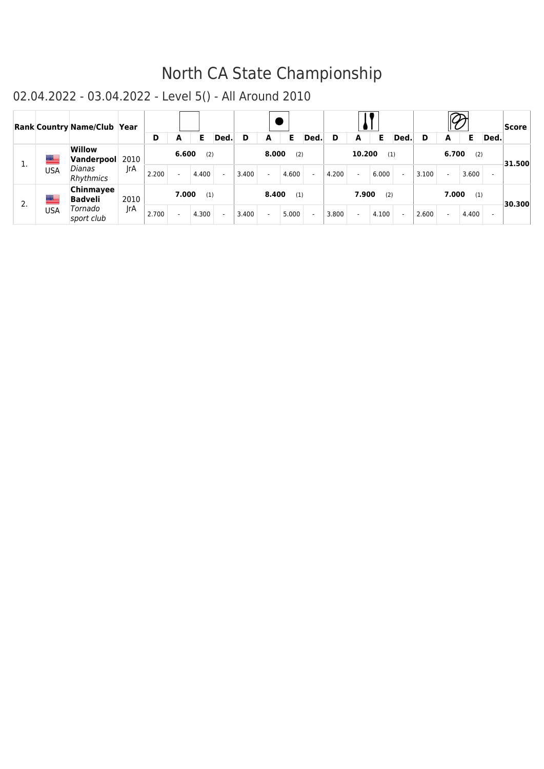# North CA State Championship

## 02.04.2022 - 03.04.2022 - Level 5() - All Around 2010

| Rank | Country | Name/Club | Year | | | | | | | | | | | | | | | | | Score |
|---|---|---|---|---|---|---|---|---|---|---|---|---|---|---|---|---|---|---|---|---|
| | | | | D | A | E | Ded. | D | A | E | Ded. | D | A | E | Ded. | D | A | E | Ded. | |
| 1. | USA | **Willow Vanderpool** *Dianas Rhythmics* | 2010 JrA | **6.600** (2) | | | | **8.000** (2) | | | | **10.200** (1) | | | | **6.700** (2) | | | | **31.500** |
| | | | | 2.200 | - | 4.400 | - | 3.400 | - | 4.600 | - | 4.200 | - | 6.000 | - | 3.100 | - | 3.600 | - | |
| 2. | USA | **Chinmayee Badveli** *Tornado sport club* | 2010 JrA | **7.000** (1) | | | | **8.400** (1) | | | | **7.900** (2) | | | | **7.000** (1) | | | | **30.300** |
| | | | | 2.700 | - | 4.300 | - | 3.400 | - | 5.000 | - | 3.800 | - | 4.100 | - | 2.600 | - | 4.400 | - | |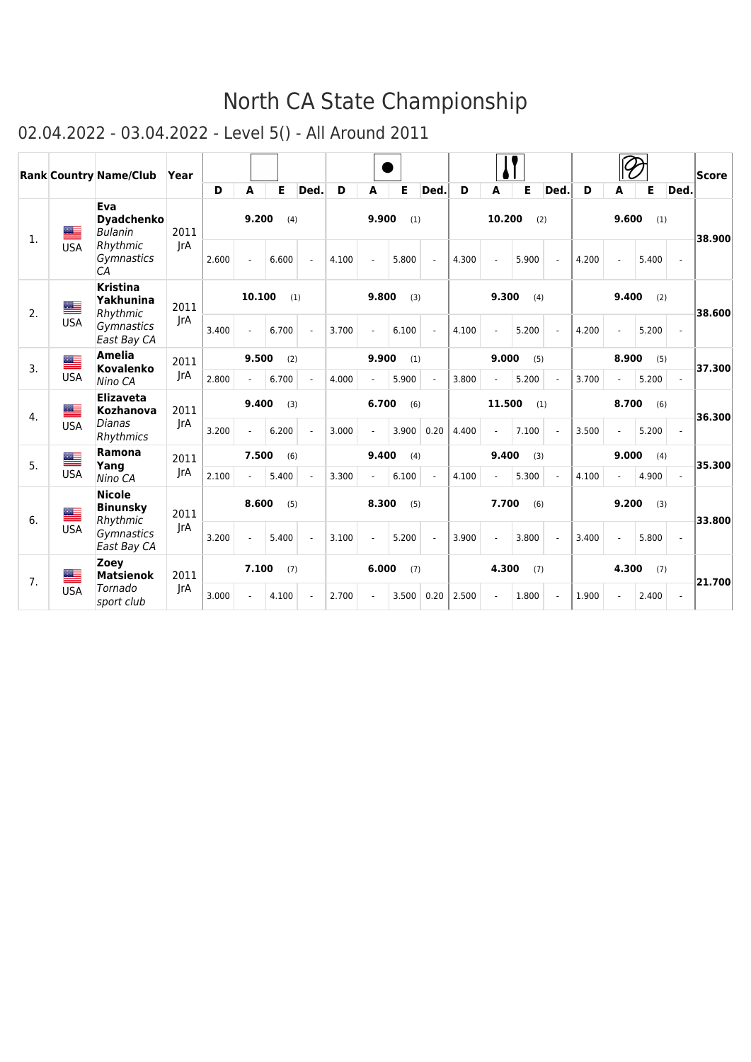# North CA State Championship

## 02.04.2022 - 03.04.2022 - Level 5() - All Around 2011

| Rank | Country | Name/Club | Year | Apparatus 1 | | | | Ball | | | | Clubs | | | | Ribbon | | | | Score |
|---|---|---|---|---|---|---|---|---|---|---|---|---|---|---|---|---|---|---|---|---|
| | | | | D | A | E | Ded. | D | A | E | Ded. | D | A | E | Ded. | D | A | E | Ded. | |
| 1. | USA | **Eva Dyadchenko** *Bulanin Rhythmic Gymnastics CA* | 2011 JrA | 9.200 (4) | | | | 9.900 (1) | | | | 10.200 (2) | | | | 9.600 (1) | | | | 38.900 |
| | | | | 2.600 | - | 6.600 | - | 4.100 | - | 5.800 | - | 4.300 | - | 5.900 | - | 4.200 | - | 5.400 | - | |
| 2. | USA | **Kristina Yakhunina** *Rhythmic Gymnastics East Bay CA* | 2011 JrA | 10.100 (1) | | | | 9.800 (3) | | | | 9.300 (4) | | | | 9.400 (2) | | | | 38.600 |
| | | | | 3.400 | - | 6.700 | - | 3.700 | - | 6.100 | - | 4.100 | - | 5.200 | - | 4.200 | - | 5.200 | - | |
| 3. | USA | **Amelia Kovalenko** *Nino CA* | 2011 JrA | 9.500 (2) | | | | 9.900 (1) | | | | 9.000 (5) | | | | 8.900 (5) | | | | 37.300 |
| | | | | 2.800 | - | 6.700 | - | 4.000 | - | 5.900 | - | 3.800 | - | 5.200 | - | 3.700 | - | 5.200 | - | |
| 4. | USA | **Elizaveta Kozhanova** *Dianas Rhythmics* | 2011 JrA | 9.400 (3) | | | | 6.700 (6) | | | | 11.500 (1) | | | | 8.700 (6) | | | | 36.300 |
| | | | | 3.200 | - | 6.200 | - | 3.000 | - | 3.900 | 0.20 | 4.400 | - | 7.100 | - | 3.500 | - | 5.200 | - | |
| 5. | USA | **Ramona Yang** *Nino CA* | 2011 JrA | 7.500 (6) | | | | 9.400 (4) | | | | 9.400 (3) | | | | 9.000 (4) | | | | 35.300 |
| | | | | 2.100 | - | 5.400 | - | 3.300 | - | 6.100 | - | 4.100 | - | 5.300 | - | 4.100 | - | 4.900 | - | |
| 6. | USA | **Nicole Binunsky** *Rhythmic Gymnastics East Bay CA* | 2011 JrA | 8.600 (5) | | | | 8.300 (5) | | | | 7.700 (6) | | | | 9.200 (3) | | | | 33.800 |
| | | | | 3.200 | - | 5.400 | - | 3.100 | - | 5.200 | - | 3.900 | - | 3.800 | - | 3.400 | - | 5.800 | - | |
| 7. | USA | **Zoey Matsienok** *Tornado sport club* | 2011 JrA | 7.100 (7) | | | | 6.000 (7) | | | | 4.300 (7) | | | | 4.300 (7) | | | | 21.700 |
| | | | | 3.000 | - | 4.100 | - | 2.700 | - | 3.500 | 0.20 | 2.500 | - | 1.800 | - | 1.900 | - | 2.400 | - | |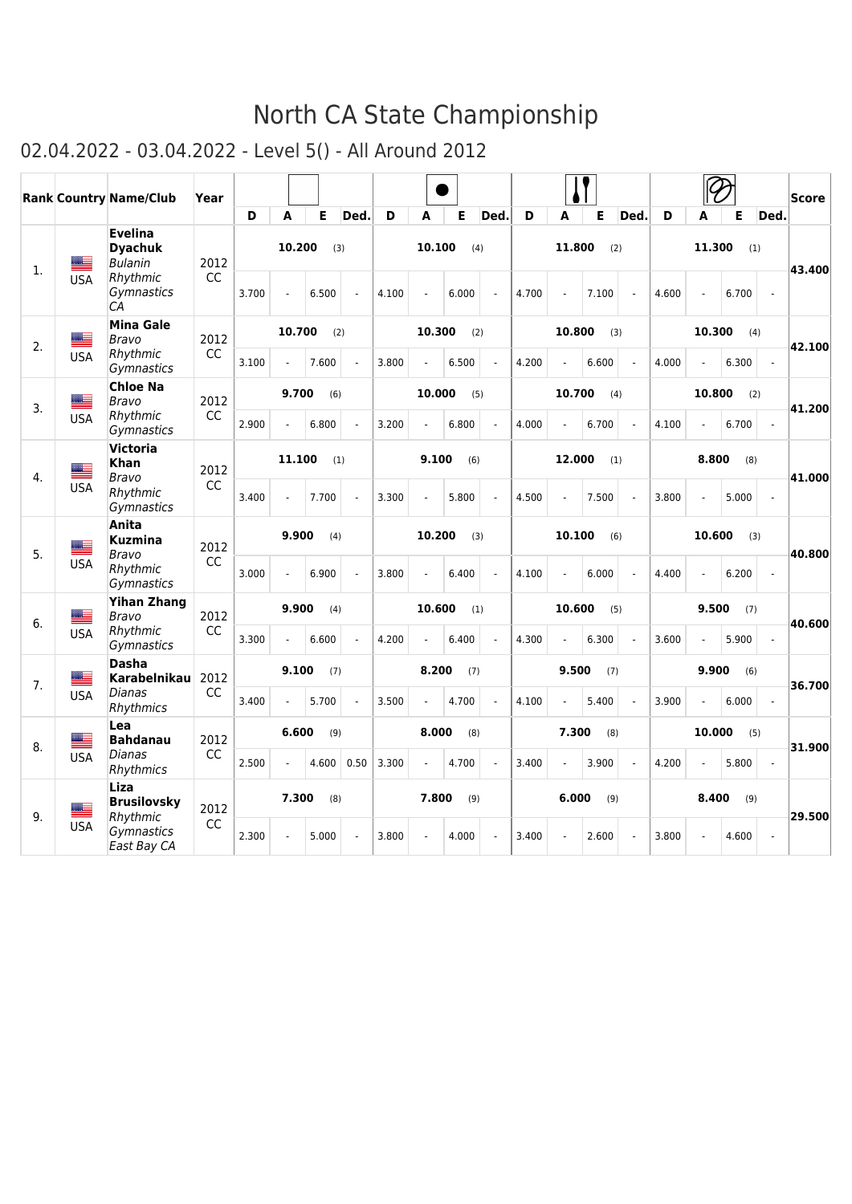# North CA State Championship

## 02.04.2022 - 03.04.2022 - Level 5() - All Around 2012

| Rank | Country | Name/Club | Year | Apparatus 1 | | | | Ball | | | | Clubs | | | | Ribbon | | | | Score |
|---|---|---|---|---|---|---|---|---|---|---|---|---|---|---|---|---|---|---|---|---|
| | | | | D | A | E | Ded. | D | A | E | Ded. | D | A | E | Ded. | D | A | E | Ded. | |
| 1. | USA | **Evelina Dyachuk** *Bulanin Rhythmic Gymnastics CA* | 2012 CC | **10.200** (3) | | | | **10.100** (4) | | | | **11.800** (2) | | | | **11.300** (1) | | | | **43.400** |
| | | | | 3.700 | - | 6.500 | - | 4.100 | - | 6.000 | - | 4.700 | - | 7.100 | - | 4.600 | - | 6.700 | - | |
| 2. | USA | **Mina Gale** *Bravo Rhythmic Gymnastics* | 2012 CC | **10.700** (2) | | | | **10.300** (2) | | | | **10.800** (3) | | | | **10.300** (4) | | | | **42.100** |
| | | | | 3.100 | - | 7.600 | - | 3.800 | - | 6.500 | - | 4.200 | - | 6.600 | - | 4.000 | - | 6.300 | - | |
| 3. | USA | **Chloe Na** *Bravo Rhythmic Gymnastics* | 2012 CC | **9.700** (6) | | | | **10.000** (5) | | | | **10.700** (4) | | | | **10.800** (2) | | | | **41.200** |
| | | | | 2.900 | - | 6.800 | - | 3.200 | - | 6.800 | - | 4.000 | - | 6.700 | - | 4.100 | - | 6.700 | - | |
| 4. | USA | **Victoria Khan** *Bravo Rhythmic Gymnastics* | 2012 CC | **11.100** (1) | | | | **9.100** (6) | | | | **12.000** (1) | | | | **8.800** (8) | | | | **41.000** |
| | | | | 3.400 | - | 7.700 | - | 3.300 | - | 5.800 | - | 4.500 | - | 7.500 | - | 3.800 | - | 5.000 | - | |
| 5. | USA | **Anita Kuzmina** *Bravo Rhythmic Gymnastics* | 2012 CC | **9.900** (4) | | | | **10.200** (3) | | | | **10.100** (6) | | | | **10.600** (3) | | | | **40.800** |
| | | | | 3.000 | - | 6.900 | - | 3.800 | - | 6.400 | - | 4.100 | - | 6.000 | - | 4.400 | - | 6.200 | - | |
| 6. | USA | **Yihan Zhang** *Bravo Rhythmic Gymnastics* | 2012 CC | **9.900** (4) | | | | **10.600** (1) | | | | **10.600** (5) | | | | **9.500** (7) | | | | **40.600** |
| | | | | 3.300 | - | 6.600 | - | 4.200 | - | 6.400 | - | 4.300 | - | 6.300 | - | 3.600 | - | 5.900 | - | |
| 7. | USA | **Dasha Karabelnikau** *Dianas Rhythmics* | 2012 CC | **9.100** (7) | | | | **8.200** (7) | | | | **9.500** (7) | | | | **9.900** (6) | | | | **36.700** |
| | | | | 3.400 | - | 5.700 | - | 3.500 | - | 4.700 | - | 4.100 | - | 5.400 | - | 3.900 | - | 6.000 | - | |
| 8. | USA | **Lea Bahdanau** *Dianas Rhythmics* | 2012 CC | **6.600** (9) | | | | **8.000** (8) | | | | **7.300** (8) | | | | **10.000** (5) | | | | **31.900** |
| | | | | 2.500 | - | 4.600 | 0.50 | 3.300 | - | 4.700 | - | 3.400 | - | 3.900 | - | 4.200 | - | 5.800 | - | |
| 9. | USA | **Liza Brusilovsky** *Rhythmic Gymnastics East Bay CA* | 2012 CC | **7.300** (8) | | | | **7.800** (9) | | | | **6.000** (9) | | | | **8.400** (9) | | | | **29.500** |
| | | | | 2.300 | - | 5.000 | - | 3.800 | - | 4.000 | - | 3.400 | - | 2.600 | - | 3.800 | - | 4.600 | - | |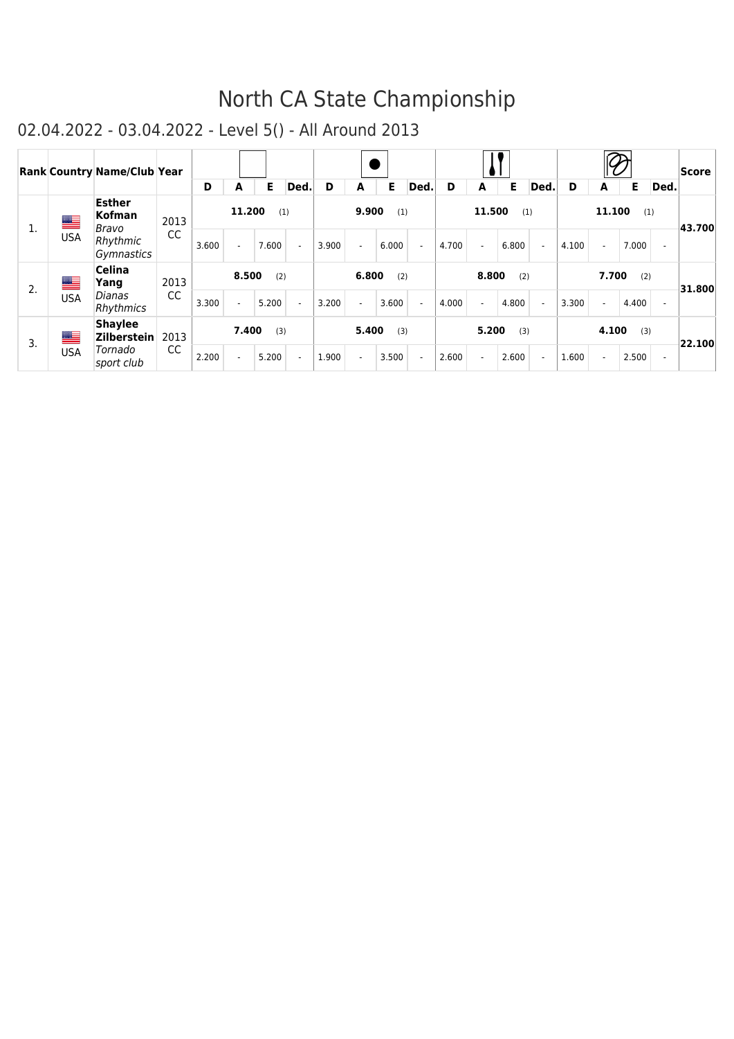# North CA State Championship

## 02.04.2022 - 03.04.2022 - Level 5() - All Around 2013

| Rank | Country | Name/Club | Year | Free Hand | | | | Ball | | | | Clubs | | | | Ribbon | | | | Score |
|---|---|---|---|---|---|---|---|---|---|---|---|---|---|---|---|---|---|---|---|---|
| | | | | D | A | E | Ded. | D | A | E | Ded. | D | A | E | Ded. | D | A | E | Ded. | |
| 1. | USA | **Esther Kofman** *Bravo Rhythmic Gymnastics* | 2013 CC | **11.200** (1) | | | | **9.900** (1) | | | | **11.500** (1) | | | | **11.100** (1) | | | | **43.700** |
| | | | | 3.600 | - | 7.600 | - | 3.900 | - | 6.000 | - | 4.700 | - | 6.800 | - | 4.100 | - | 7.000 | - | |
| 2. | USA | **Celina Yang** *Dianas Rhythmics* | 2013 CC | **8.500** (2) | | | | **6.800** (2) | | | | **8.800** (2) | | | | **7.700** (2) | | | | **31.800** |
| | | | | 3.300 | - | 5.200 | - | 3.200 | - | 3.600 | - | 4.000 | - | 4.800 | - | 3.300 | - | 4.400 | - | |
| 3. | USA | **Shaylee Zilberstein** *Tornado sport club* | 2013 CC | **7.400** (3) | | | | **5.400** (3) | | | | **5.200** (3) | | | | **4.100** (3) | | | | **22.100** |
| | | | | 2.200 | - | 5.200 | - | 1.900 | - | 3.500 | - | 2.600 | - | 2.600 | - | 1.600 | - | 2.500 | - | |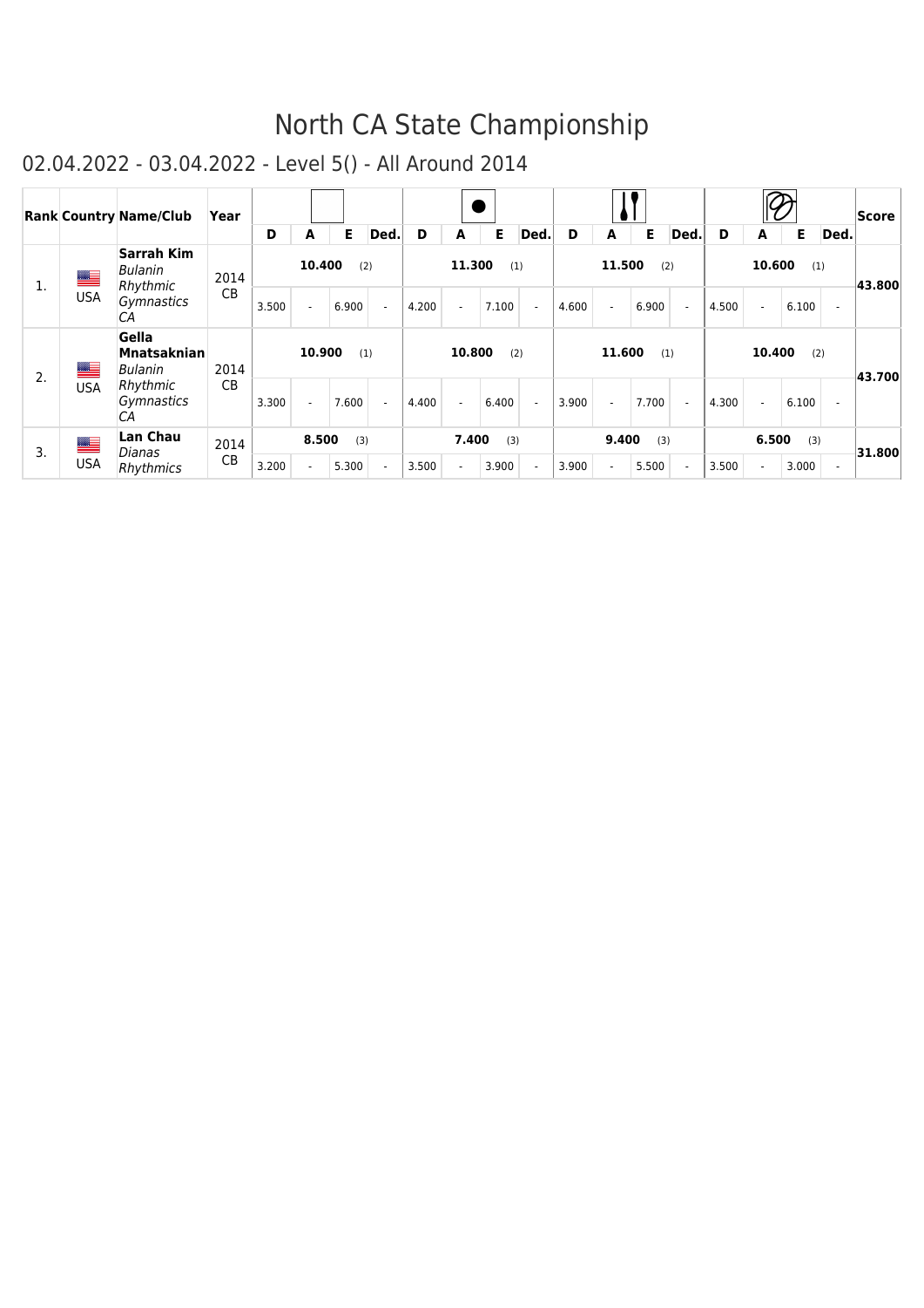# North CA State Championship

## 02.04.2022 - 03.04.2022 - Level 5() - All Around 2014

| Rank | Country | Name/Club | Year | | | | | | | | | | | | | | | | | Score |
|---|---|---|---|---|---|---|---|---|---|---|---|---|---|---|---|---|---|---|---|---|
| | | | | D | A | E | Ded. | D | A | E | Ded. | D | A | E | Ded. | D | A | E | Ded. | |
| 1. | USA | **Sarrah Kim** *Bulanin Rhythmic Gymnastics CA* | 2014 CB | **10.400** (2) | | | | **11.300** (1) | | | | **11.500** (2) | | | | **10.600** (1) | | | | **43.800** |
| | | | | 3.500 | - | 6.900 | - | 4.200 | - | 7.100 | - | 4.600 | - | 6.900 | - | 4.500 | - | 6.100 | - | |
| 2. | USA | **Gella Mnatsaknian** *Bulanin Rhythmic Gymnastics CA* | 2014 CB | **10.900** (1) | | | | **10.800** (2) | | | | **11.600** (1) | | | | **10.400** (2) | | | | **43.700** |
| | | | | 3.300 | - | 7.600 | - | 4.400 | - | 6.400 | - | 3.900 | - | 7.700 | - | 4.300 | - | 6.100 | - | |
| 3. | USA | **Lan Chau** *Dianas Rhythmics* | 2014 CB | **8.500** (3) | | | | **7.400** (3) | | | | **9.400** (3) | | | | **6.500** (3) | | | | **31.800** |
| | | | | 3.200 | - | 5.300 | - | 3.500 | - | 3.900 | - | 3.900 | - | 5.500 | - | 3.500 | - | 3.000 | - | |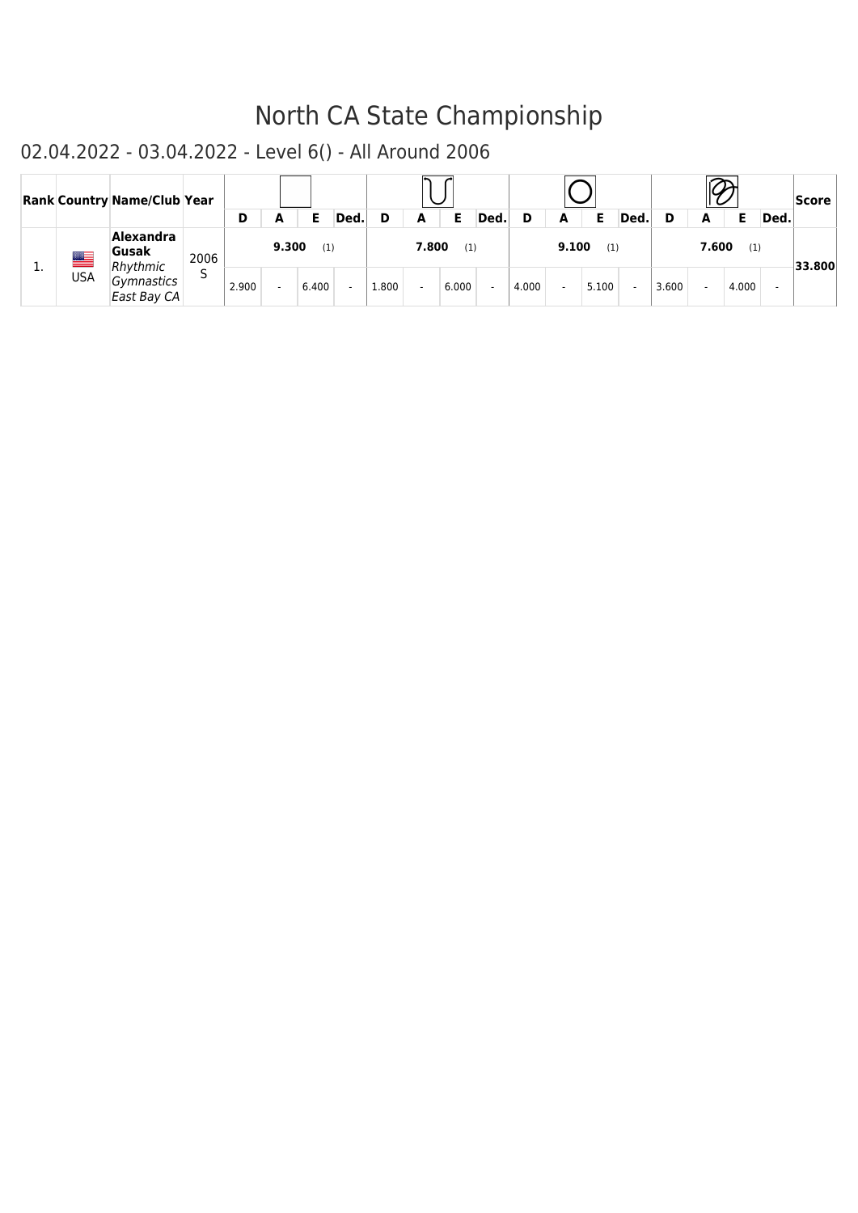# North CA State Championship

## 02.04.2022 - 03.04.2022 - Level 6() - All Around 2006

| Rank | Country | Name/Club | Year | Freehand | | | | Rope | | | | Hoop | | | | Ribbon | | | | Score |
|---|---|---|---|---|---|---|---|---|---|---|---|---|---|---|---|---|---|---|---|---|
| | | | | D | A | E | Ded. | D | A | E | Ded. | D | A | E | Ded. | D | A | E | Ded. | |
| 1. | USA | **Alexandra Gusak** *Rhythmic Gymnastics East Bay CA* | 2006 S | 9.300 (1) | | | | 7.800 (1) | | | | 9.100 (1) | | | | 7.600 (1) | | | | **33.800** |
| | | | | 2.900 | - | 6.400 | - | 1.800 | - | 6.000 | - | 4.000 | - | 5.100 | - | 3.600 | - | 4.000 | - | |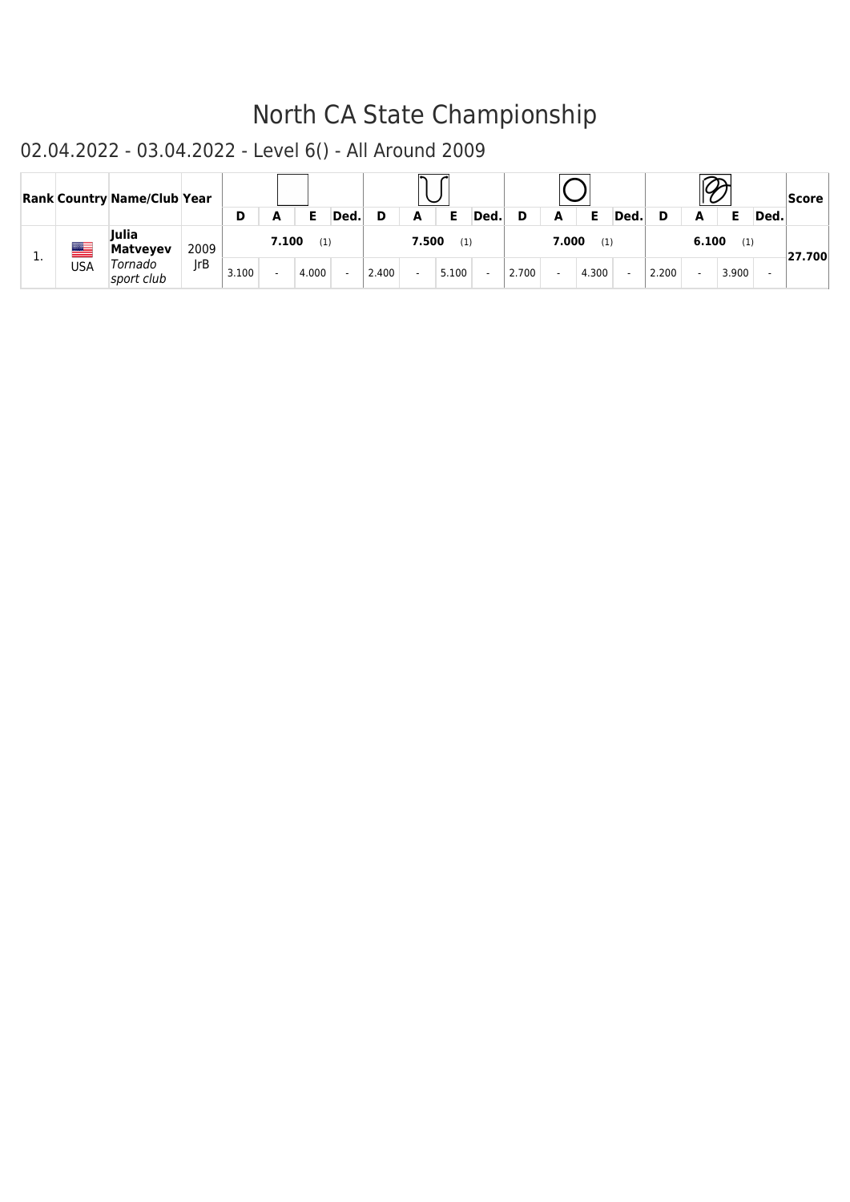# North CA State Championship

## 02.04.2022 - 03.04.2022 - Level 6() - All Around 2009

| Rank | Country | Name/Club | Year | | | | | | | | | | | | | | | | | Score |
|---|---|---|---|---|---|---|---|---|---|---|---|---|---|---|---|---|---|---|---|---|
| | | | | D | A | E | Ded. | D | A | E | Ded. | D | A | E | Ded. | D | A | E | Ded. | |
| 1. | USA | **Julia Matveyev** *Tornado sport club* | 2009 JrB | **7.100** (1) | | | | **7.500** (1) | | | | **7.000** (1) | | | | **6.100** (1) | | | | **27.700** |
| | | | | 3.100 | - | 4.000 | - | 2.400 | - | 5.100 | - | 2.700 | - | 4.300 | - | 2.200 | - | 3.900 | - | |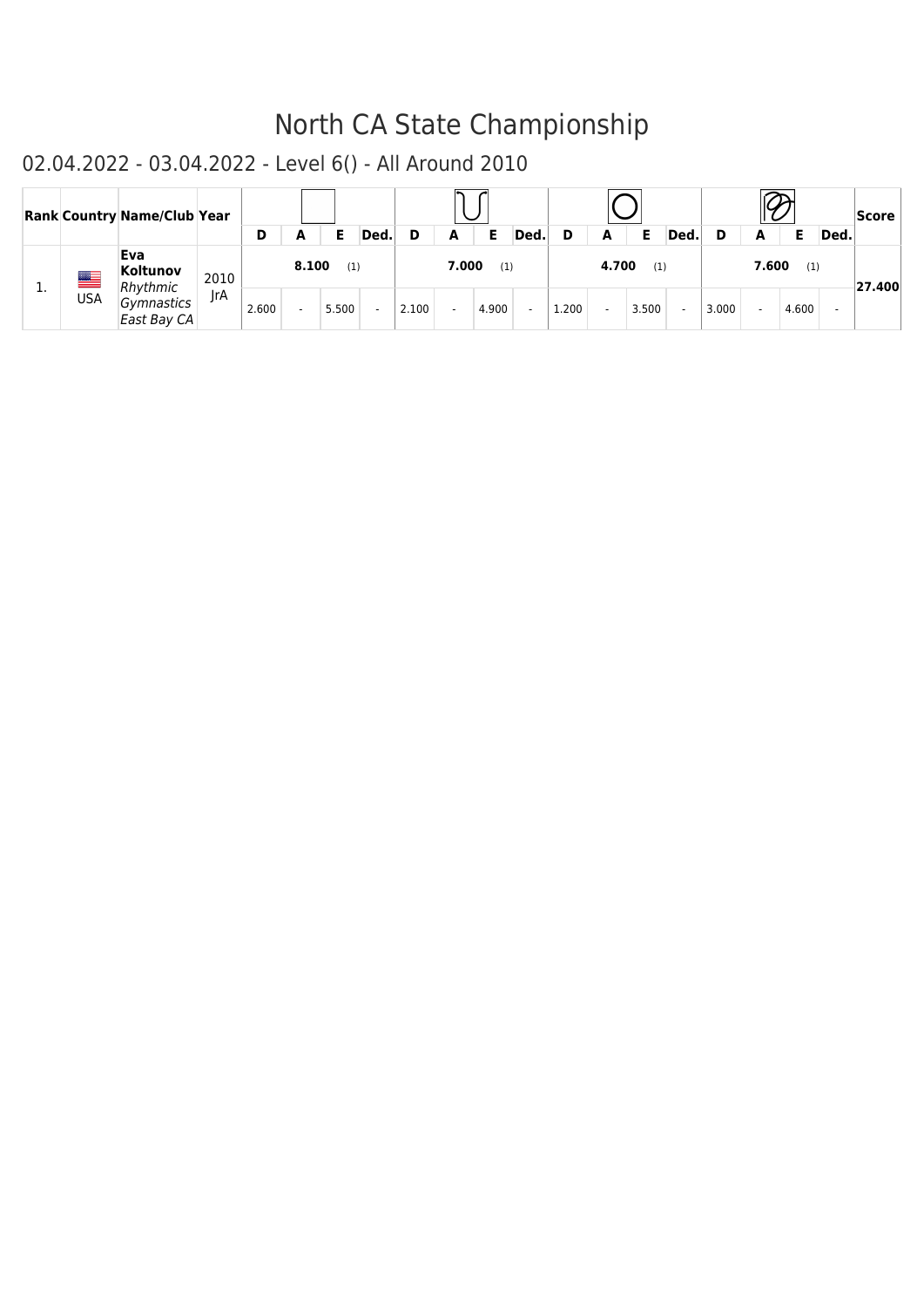# North CA State Championship

## 02.04.2022 - 03.04.2022 - Level 6() - All Around 2010

| Rank | Country | Name/Club | Year | (Free hand) | | | | (Rope) | | | | (Hoop) | | | | (Ribbon) | | | | Score |
|---|---|---|---|---|---|---|---|---|---|---|---|---|---|---|---|---|---|---|---|---|
| | | | | D | A | E | Ded. | D | A | E | Ded. | D | A | E | Ded. | D | A | E | Ded. | |
| 1. | USA | **Eva Koltunov** *Rhythmic Gymnastics East Bay CA* | 2010 JrA | **8.100** (1) | | | | **7.000** (1) | | | | **4.700** (1) | | | | **7.600** (1) | | | | **27.400** |
| | | | | 2.600 | - | 5.500 | - | 2.100 | - | 4.900 | - | 1.200 | - | 3.500 | - | 3.000 | - | 4.600 | - | |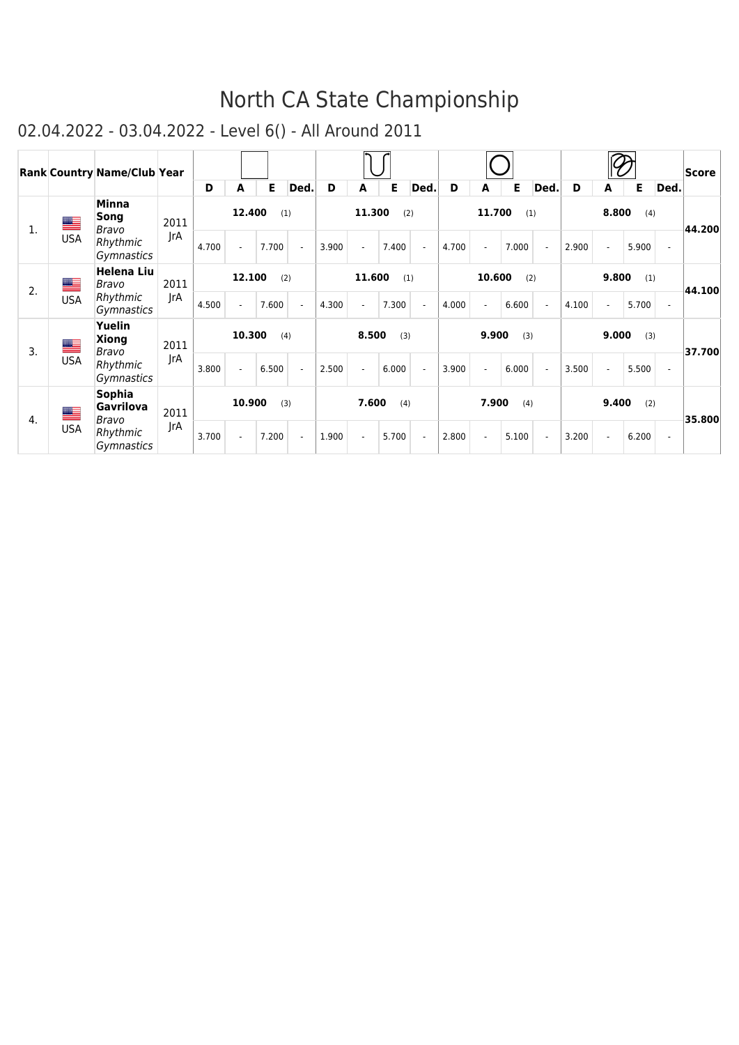# North CA State Championship

## 02.04.2022 - 03.04.2022 - Level 6() - All Around 2011

| Rank | Country | Name/Club | Year | | | | | | | | | | | | | | | | | Score |
|---|---|---|---|---|---|---|---|---|---|---|---|---|---|---|---|---|---|---|---|---|
| | | | | D | A | E | Ded. | D | A | E | Ded. | D | A | E | Ded. | D | A | E | Ded. | |
| 1. | USA | **Minna Song** *Bravo Rhythmic Gymnastics* | 2011 JrA | **12.400** (1) | | | | **11.300** (2) | | | | **11.700** (1) | | | | **8.800** (4) | | | | **44.200** |
| | | | | 4.700 | - | 7.700 | - | 3.900 | - | 7.400 | - | 4.700 | - | 7.000 | - | 2.900 | - | 5.900 | - | |
| 2. | USA | **Helena Liu** *Bravo Rhythmic Gymnastics* | 2011 JrA | **12.100** (2) | | | | **11.600** (1) | | | | **10.600** (2) | | | | **9.800** (1) | | | | **44.100** |
| | | | | 4.500 | - | 7.600 | - | 4.300 | - | 7.300 | - | 4.000 | - | 6.600 | - | 4.100 | - | 5.700 | - | |
| 3. | USA | **Yuelin Xiong** *Bravo Rhythmic Gymnastics* | 2011 JrA | **10.300** (4) | | | | **8.500** (3) | | | | **9.900** (3) | | | | **9.000** (3) | | | | **37.700** |
| | | | | 3.800 | - | 6.500 | - | 2.500 | - | 6.000 | - | 3.900 | - | 6.000 | - | 3.500 | - | 5.500 | - | |
| 4. | USA | **Sophia Gavrilova** *Bravo Rhythmic Gymnastics* | 2011 JrA | **10.900** (3) | | | | **7.600** (4) | | | | **7.900** (4) | | | | **9.400** (2) | | | | **35.800** |
| | | | | 3.700 | - | 7.200 | - | 1.900 | - | 5.700 | - | 2.800 | - | 5.100 | - | 3.200 | - | 6.200 | - | |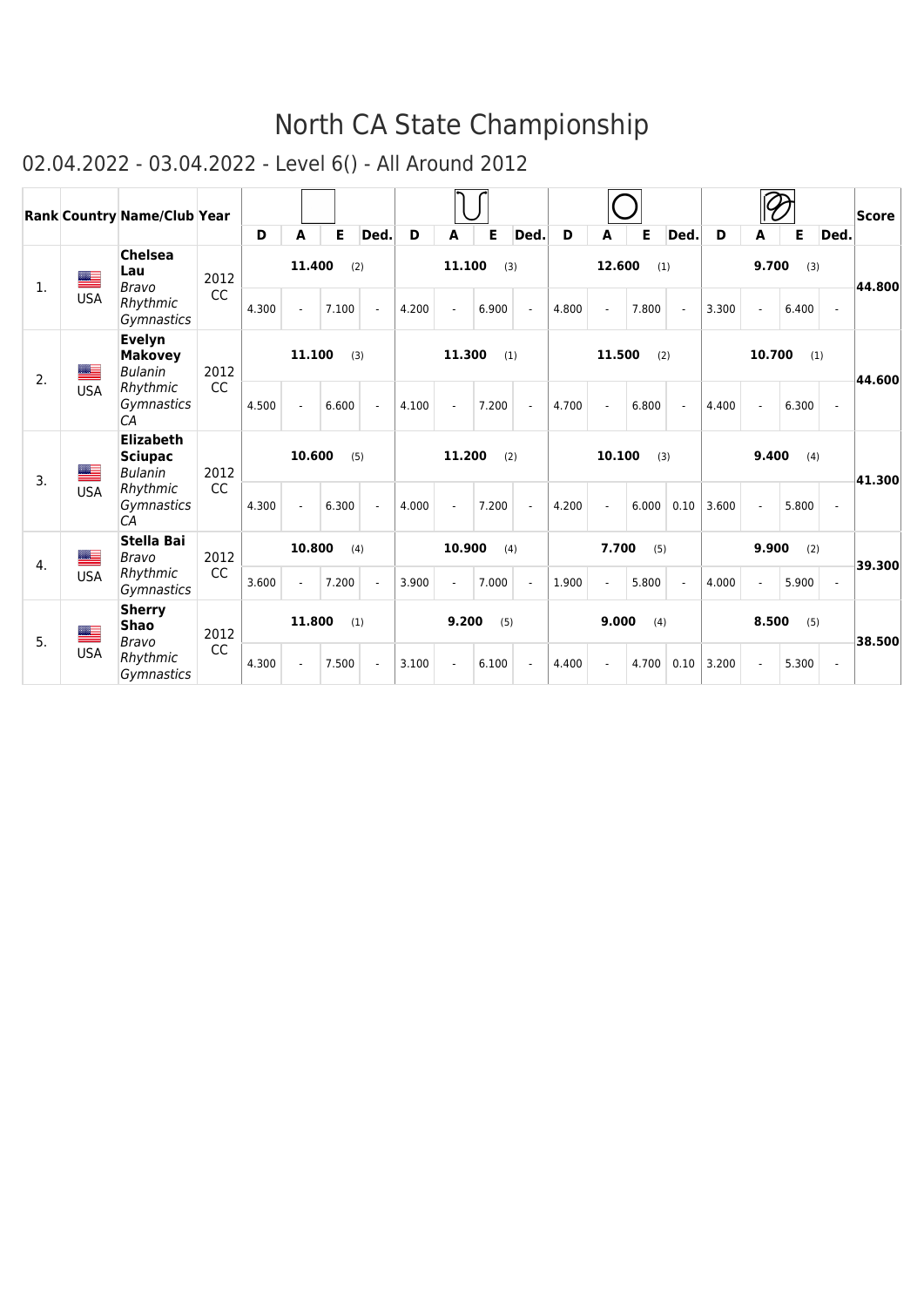# North CA State Championship

## 02.04.2022 - 03.04.2022 - Level 6() - All Around 2012

| Rank | Country | Name/Club | Year | | | | | | | | | | | | | | | | | Score |
|---|---|---|---|---|---|---|---|---|---|---|---|---|---|---|---|---|---|---|---|---|
| | | | | D | A | E | Ded. | D | A | E | Ded. | D | A | E | Ded. | D | A | E | Ded. | |
| 1. | USA | **Chelsea Lau** *Bravo Rhythmic Gymnastics* | 2012 CC | **11.400** (2) | | | | **11.100** (3) | | | | **12.600** (1) | | | | **9.700** (3) | | | | **44.800** |
| | | | | 4.300 | - | 7.100 | - | 4.200 | - | 6.900 | - | 4.800 | - | 7.800 | - | 3.300 | - | 6.400 | - | |
| 2. | USA | **Evelyn Makovey** *Bulanin Rhythmic Gymnastics CA* | 2012 CC | **11.100** (3) | | | | **11.300** (1) | | | | **11.500** (2) | | | | **10.700** (1) | | | | **44.600** |
| | | | | 4.500 | - | 6.600 | - | 4.100 | - | 7.200 | - | 4.700 | - | 6.800 | - | 4.400 | - | 6.300 | - | |
| 3. | USA | **Elizabeth Sciupac** *Bulanin Rhythmic Gymnastics CA* | 2012 CC | **10.600** (5) | | | | **11.200** (2) | | | | **10.100** (3) | | | | **9.400** (4) | | | | **41.300** |
| | | | | 4.300 | - | 6.300 | - | 4.000 | - | 7.200 | - | 4.200 | - | 6.000 | 0.10 | 3.600 | - | 5.800 | - | |
| 4. | USA | **Stella Bai** *Bravo Rhythmic Gymnastics* | 2012 CC | **10.800** (4) | | | | **10.900** (4) | | | | **7.700** (5) | | | | **9.900** (2) | | | | **39.300** |
| | | | | 3.600 | - | 7.200 | - | 3.900 | - | 7.000 | - | 1.900 | - | 5.800 | - | 4.000 | - | 5.900 | - | |
| 5. | USA | **Sherry Shao** *Bravo Rhythmic Gymnastics* | 2012 CC | **11.800** (1) | | | | **9.200** (5) | | | | **9.000** (4) | | | | **8.500** (5) | | | | **38.500** |
| | | | | 4.300 | - | 7.500 | - | 3.100 | - | 6.100 | - | 4.400 | - | 4.700 | 0.10 | 3.200 | - | 5.300 | - | |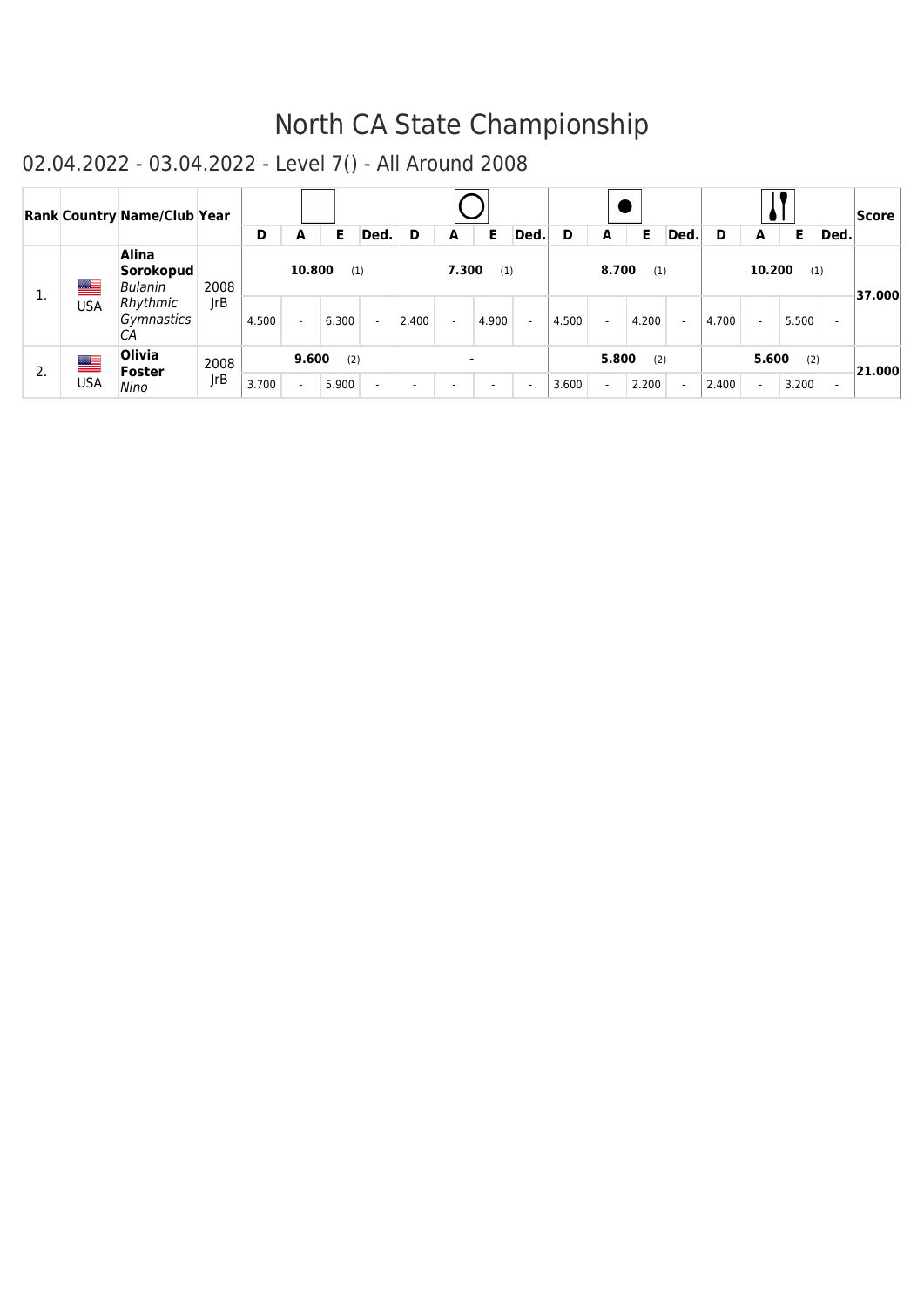# North CA State Championship

## 02.04.2022 - 03.04.2022 - Level 7() - All Around 2008

| Rank | Country | Name/Club | Year | Rope | | | | Hoop | | | | Ball | | | | Clubs | | | | Score |
|---|---|---|---|---|---|---|---|---|---|---|---|---|---|---|---|---|---|---|---|---|
| | | | | D | A | E | Ded. | D | A | E | Ded. | D | A | E | Ded. | D | A | E | Ded. | |
| 1. | USA | **Alina Sorokopud** *Bulanin Rhythmic Gymnastics CA* | 2008 JrB | **10.800** (1) | | | | **7.300** (1) | | | | **8.700** (1) | | | | **10.200** (1) | | | | **37.000** |
| | | | | 4.500 | - | 6.300 | - | 2.400 | - | 4.900 | - | 4.500 | - | 4.200 | - | 4.700 | - | 5.500 | - | |
| 2. | USA | **Olivia Foster** *Nino* | 2008 JrB | **9.600** (2) | | | | **-** | | | | **5.800** (2) | | | | **5.600** (2) | | | | **21.000** |
| | | | | 3.700 | - | 5.900 | - | - | - | - | - | 3.600 | - | 2.200 | - | 2.400 | - | 3.200 | - | |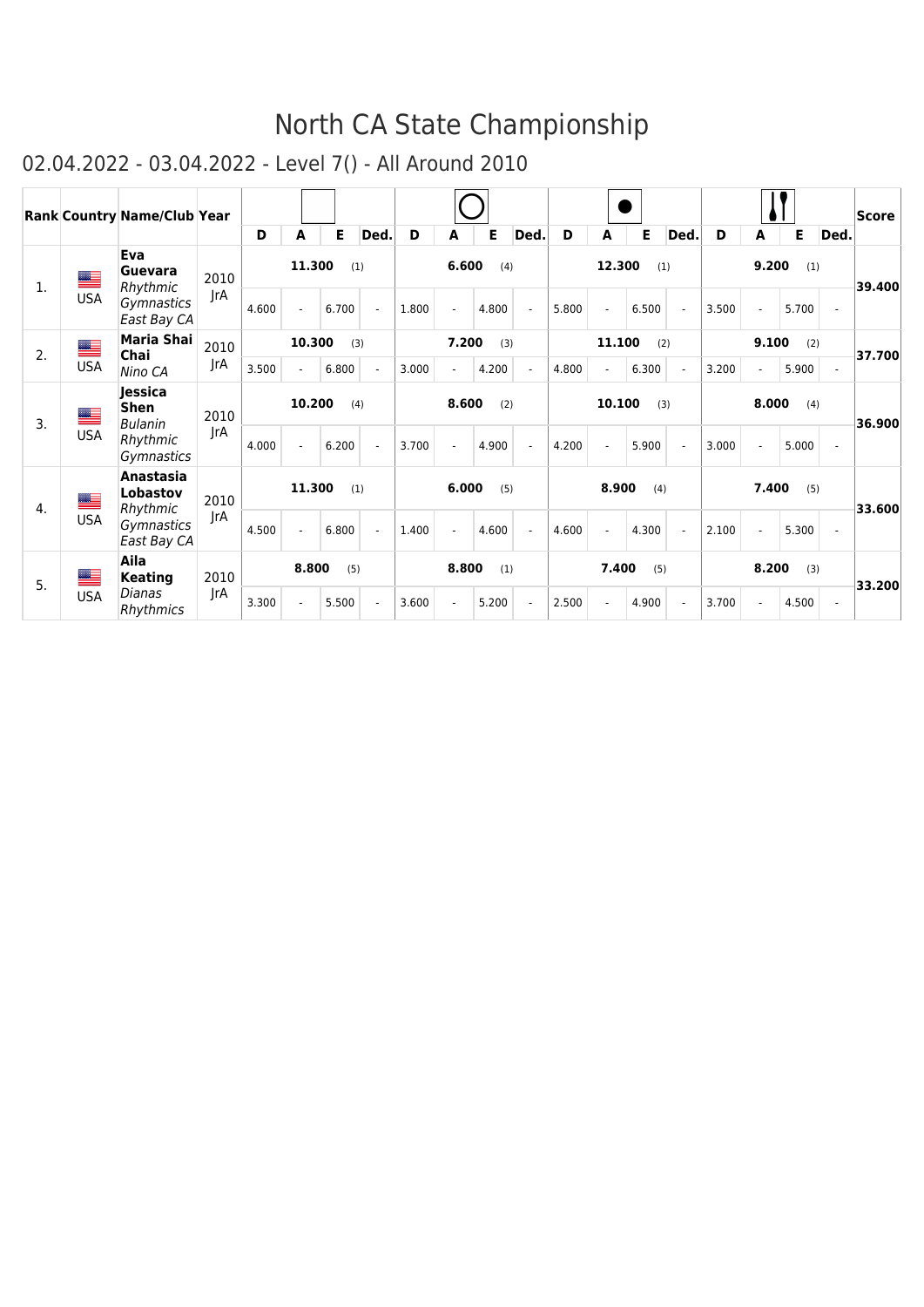# North CA State Championship

## 02.04.2022 - 03.04.2022 - Level 7() - All Around 2010

| Rank | Country | Name/Club | Year | | | | | | | | | | | | | | | | | Score |
|---|---|---|---|---|---|---|---|---|---|---|---|---|---|---|---|---|---|---|---|---|
| | | | | D | A | E | Ded. | D | A | E | Ded. | D | A | E | Ded. | D | A | E | Ded. | |
| 1. | USA | **Eva Guevara** *Rhythmic Gymnastics East Bay CA* | 2010 JrA | **11.300** (1) | | | | **6.600** (4) | | | | **12.300** (1) | | | | **9.200** (1) | | | | **39.400** |
| | | | | 4.600 | - | 6.700 | - | 1.800 | - | 4.800 | - | 5.800 | - | 6.500 | - | 3.500 | - | 5.700 | - | |
| 2. | USA | **Maria Shai Chai** *Nino CA* | 2010 JrA | **10.300** (3) | | | | **7.200** (3) | | | | **11.100** (2) | | | | **9.100** (2) | | | | **37.700** |
| | | | | 3.500 | - | 6.800 | - | 3.000 | - | 4.200 | - | 4.800 | - | 6.300 | - | 3.200 | - | 5.900 | - | |
| 3. | USA | **Jessica Shen** *Bulanin Rhythmic Gymnastics* | 2010 JrA | **10.200** (4) | | | | **8.600** (2) | | | | **10.100** (3) | | | | **8.000** (4) | | | | **36.900** |
| | | | | 4.000 | - | 6.200 | - | 3.700 | - | 4.900 | - | 4.200 | - | 5.900 | - | 3.000 | - | 5.000 | - | |
| 4. | USA | **Anastasia Lobastov** *Rhythmic Gymnastics East Bay CA* | 2010 JrA | **11.300** (1) | | | | **6.000** (5) | | | | **8.900** (4) | | | | **7.400** (5) | | | | **33.600** |
| | | | | 4.500 | - | 6.800 | - | 1.400 | - | 4.600 | - | 4.600 | - | 4.300 | - | 2.100 | - | 5.300 | - | |
| 5. | USA | **Aila Keating** *Dianas Rhythmics* | 2010 JrA | **8.800** (5) | | | | **8.800** (1) | | | | **7.400** (5) | | | | **8.200** (3) | | | | **33.200** |
| | | | | 3.300 | - | 5.500 | - | 3.600 | - | 5.200 | - | 2.500 | - | 4.900 | - | 3.700 | - | 4.500 | - | |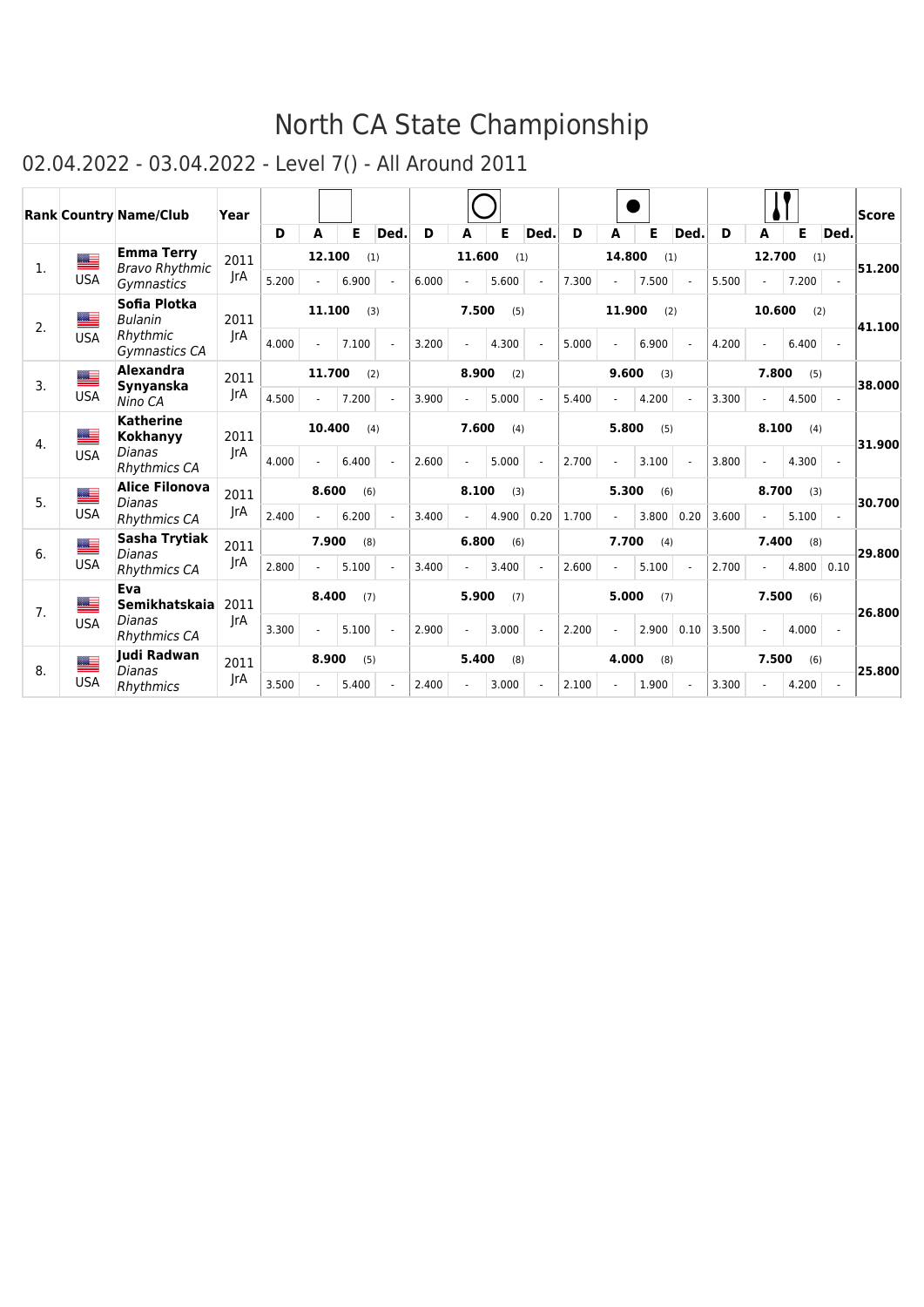# North CA State Championship

## 02.04.2022 - 03.04.2022 - Level 7() - All Around 2011

| Rank | Country | Name/Club | Year | | | | | | | | | | | | | | | | | Score |
|---|---|---|---|---|---|---|---|---|---|---|---|---|---|---|---|---|---|---|---|---|
| | | | | D | A | E | Ded. | D | A | E | Ded. | D | A | E | Ded. | D | A | E | Ded. | |
| 1. | USA | **Emma Terry** *Bravo Rhythmic Gymnastics* | 2011 JrA | 12.100 (1) | | | | 11.600 (1) | | | | 14.800 (1) | | | | 12.700 (1) | | | | **51.200** |
| | | | | 5.200 | - | 6.900 | - | 6.000 | - | 5.600 | - | 7.300 | - | 7.500 | - | 5.500 | - | 7.200 | - | |
| 2. | USA | **Sofia Plotka** *Bulanin Rhythmic Gymnastics CA* | 2011 JrA | 11.100 (3) | | | | 7.500 (5) | | | | 11.900 (2) | | | | 10.600 (2) | | | | **41.100** |
| | | | | 4.000 | - | 7.100 | - | 3.200 | - | 4.300 | - | 5.000 | - | 6.900 | - | 4.200 | - | 6.400 | - | |
| 3. | USA | **Alexandra Synyanska** *Nino CA* | 2011 JrA | 11.700 (2) | | | | 8.900 (2) | | | | 9.600 (3) | | | | 7.800 (5) | | | | **38.000** |
| | | | | 4.500 | - | 7.200 | - | 3.900 | - | 5.000 | - | 5.400 | - | 4.200 | - | 3.300 | - | 4.500 | - | |
| 4. | USA | **Katherine Kokhanyy** *Dianas Rhythmics CA* | 2011 JrA | 10.400 (4) | | | | 7.600 (4) | | | | 5.800 (5) | | | | 8.100 (4) | | | | **31.900** |
| | | | | 4.000 | - | 6.400 | - | 2.600 | - | 5.000 | - | 2.700 | - | 3.100 | - | 3.800 | - | 4.300 | - | |
| 5. | USA | **Alice Filonova** *Dianas Rhythmics CA* | 2011 JrA | 8.600 (6) | | | | 8.100 (3) | | | | 5.300 (6) | | | | 8.700 (3) | | | | **30.700** |
| | | | | 2.400 | - | 6.200 | - | 3.400 | - | 4.900 | 0.20 | 1.700 | - | 3.800 | 0.20 | 3.600 | - | 5.100 | - | |
| 6. | USA | **Sasha Trytiak** *Dianas Rhythmics CA* | 2011 JrA | 7.900 (8) | | | | 6.800 (6) | | | | 7.700 (4) | | | | 7.400 (8) | | | | **29.800** |
| | | | | 2.800 | - | 5.100 | - | 3.400 | - | 3.400 | - | 2.600 | - | 5.100 | - | 2.700 | - | 4.800 | 0.10 | |
| 7. | USA | **Eva Semikhatskaia** *Dianas Rhythmics CA* | 2011 JrA | 8.400 (7) | | | | 5.900 (7) | | | | 5.000 (7) | | | | 7.500 (6) | | | | **26.800** |
| | | | | 3.300 | - | 5.100 | - | 2.900 | - | 3.000 | - | 2.200 | - | 2.900 | 0.10 | 3.500 | - | 4.000 | - | |
| 8. | USA | **Judi Radwan** *Dianas Rhythmics* | 2011 JrA | 8.900 (5) | | | | 5.400 (8) | | | | 4.000 (8) | | | | 7.500 (6) | | | | **25.800** |
| | | | | 3.500 | - | 5.400 | - | 2.400 | - | 3.000 | - | 2.100 | - | 1.900 | - | 3.300 | - | 4.200 | - | |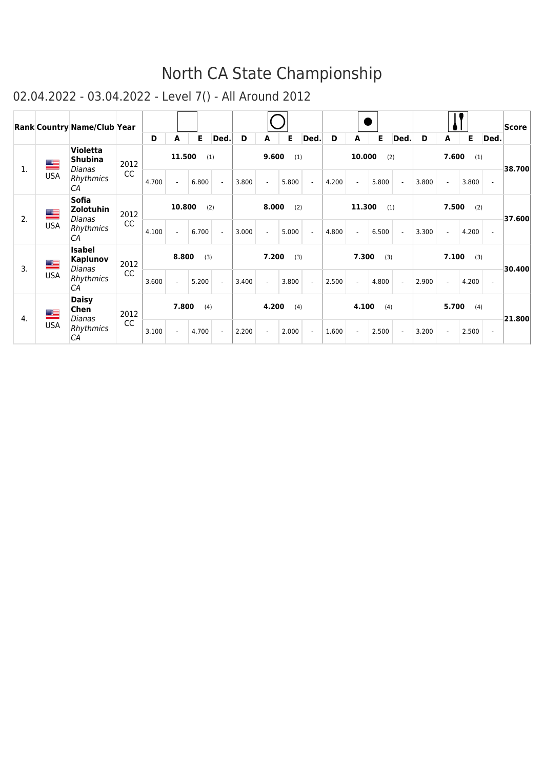# North CA State Championship

## 02.04.2022 - 03.04.2022 - Level 7() - All Around 2012

| Rank | Country | Name/Club | Year | (Apparatus 1) | | | | Hoop | | | | Ball | | | | Clubs | | | | Score |
|---|---|---|---|---|---|---|---|---|---|---|---|---|---|---|---|---|---|---|---|---|
| | | | | D | A | E | Ded. | D | A | E | Ded. | D | A | E | Ded. | D | A | E | Ded. | |
| 1. | USA | **Violetta Shubina** *Dianas Rhythmics CA* | 2012 CC | **11.500** (1) | | | | **9.600** (1) | | | | **10.000** (2) | | | | **7.600** (1) | | | | **38.700** |
| | | | | 4.700 | - | 6.800 | - | 3.800 | - | 5.800 | - | 4.200 | - | 5.800 | - | 3.800 | - | 3.800 | - | |
| 2. | USA | **Sofia Zolotuhin** *Dianas Rhythmics CA* | 2012 CC | **10.800** (2) | | | | **8.000** (2) | | | | **11.300** (1) | | | | **7.500** (2) | | | | **37.600** |
| | | | | 4.100 | - | 6.700 | - | 3.000 | - | 5.000 | - | 4.800 | - | 6.500 | - | 3.300 | - | 4.200 | - | |
| 3. | USA | **Isabel Kaplunov** *Dianas Rhythmics CA* | 2012 CC | **8.800** (3) | | | | **7.200** (3) | | | | **7.300** (3) | | | | **7.100** (3) | | | | **30.400** |
| | | | | 3.600 | - | 5.200 | - | 3.400 | - | 3.800 | - | 2.500 | - | 4.800 | - | 2.900 | - | 4.200 | - | |
| 4. | USA | **Daisy Chen** *Dianas Rhythmics CA* | 2012 CC | **7.800** (4) | | | | **4.200** (4) | | | | **4.100** (4) | | | | **5.700** (4) | | | | **21.800** |
| | | | | 3.100 | - | 4.700 | - | 2.200 | - | 2.000 | - | 1.600 | - | 2.500 | - | 3.200 | - | 2.500 | - | |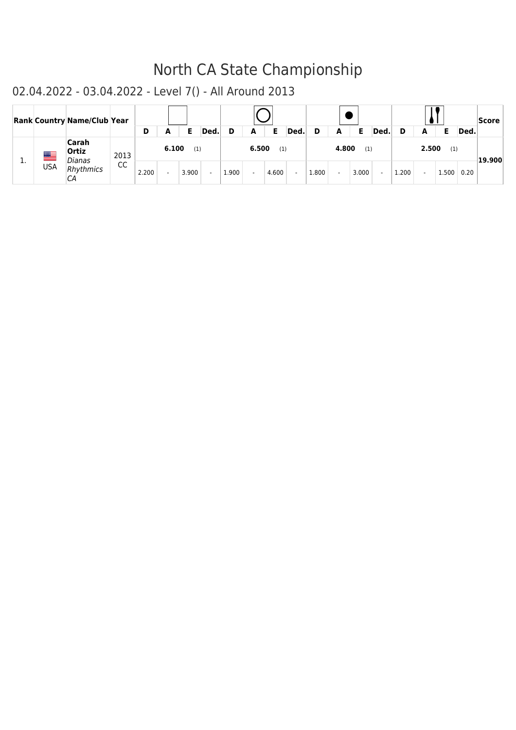# North CA State Championship

## 02.04.2022 - 03.04.2022 - Level 7() - All Around 2013

| Rank | Country | Name/Club | Year | (Freehand) | | | | (Hoop) | | | | (Ball) | | | | (Clubs) | | | | Score |
|---|---|---|---|---|---|---|---|---|---|---|---|---|---|---|---|---|---|---|---|---|
| | | | | D | A | E | Ded. | D | A | E | Ded. | D | A | E | Ded. | D | A | E | Ded. | |
| 1. | USA | **Carah Ortiz** *Dianas Rhythmics CA* | 2013 CC | **6.100** (1) | | | | **6.500** (1) | | | | **4.800** (1) | | | | **2.500** (1) | | | | **19.900** |
| | | | | 2.200 | - | 3.900 | - | 1.900 | - | 4.600 | - | 1.800 | - | 3.000 | - | 1.200 | - | 1.500 | 0.20 | |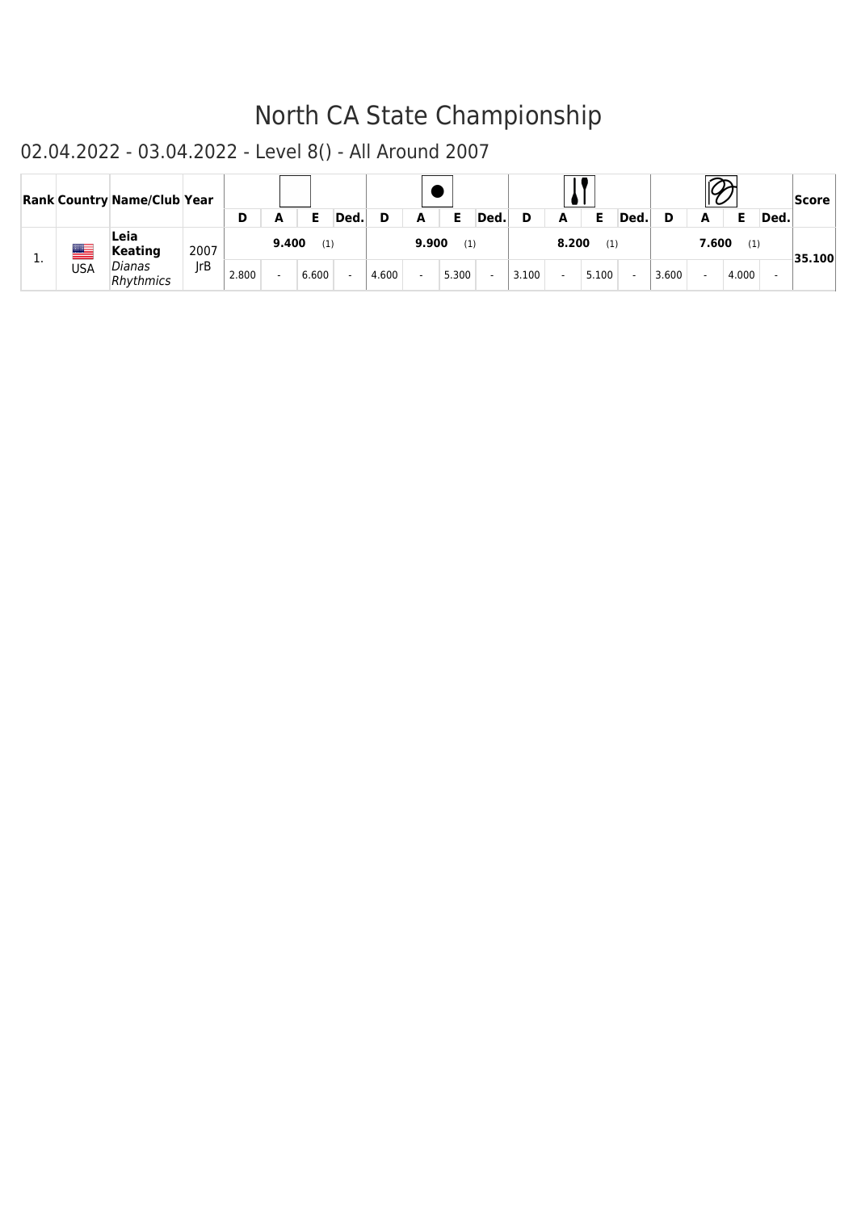# North CA State Championship

## 02.04.2022 - 03.04.2022 - Level 8() - All Around 2007

| Rank | Country | Name/Club | Year | Rope | | | | Ball | | | | Clubs | | | | Ribbon | | | | Score |
|---|---|---|---|---|---|---|---|---|---|---|---|---|---|---|---|---|---|---|---|---|
| | | | | D | A | E | Ded. | D | A | E | Ded. | D | A | E | Ded. | D | A | E | Ded. | |
| 1. | USA | **Leia Keating** *Dianas Rhythmics* | 2007 JrB | 9.400 (1) | | | | 9.900 (1) | | | | 8.200 (1) | | | | 7.600 (1) | | | | **35.100** |
| | | | | 2.800 | - | 6.600 | - | 4.600 | - | 5.300 | - | 3.100 | - | 5.100 | - | 3.600 | - | 4.000 | - | |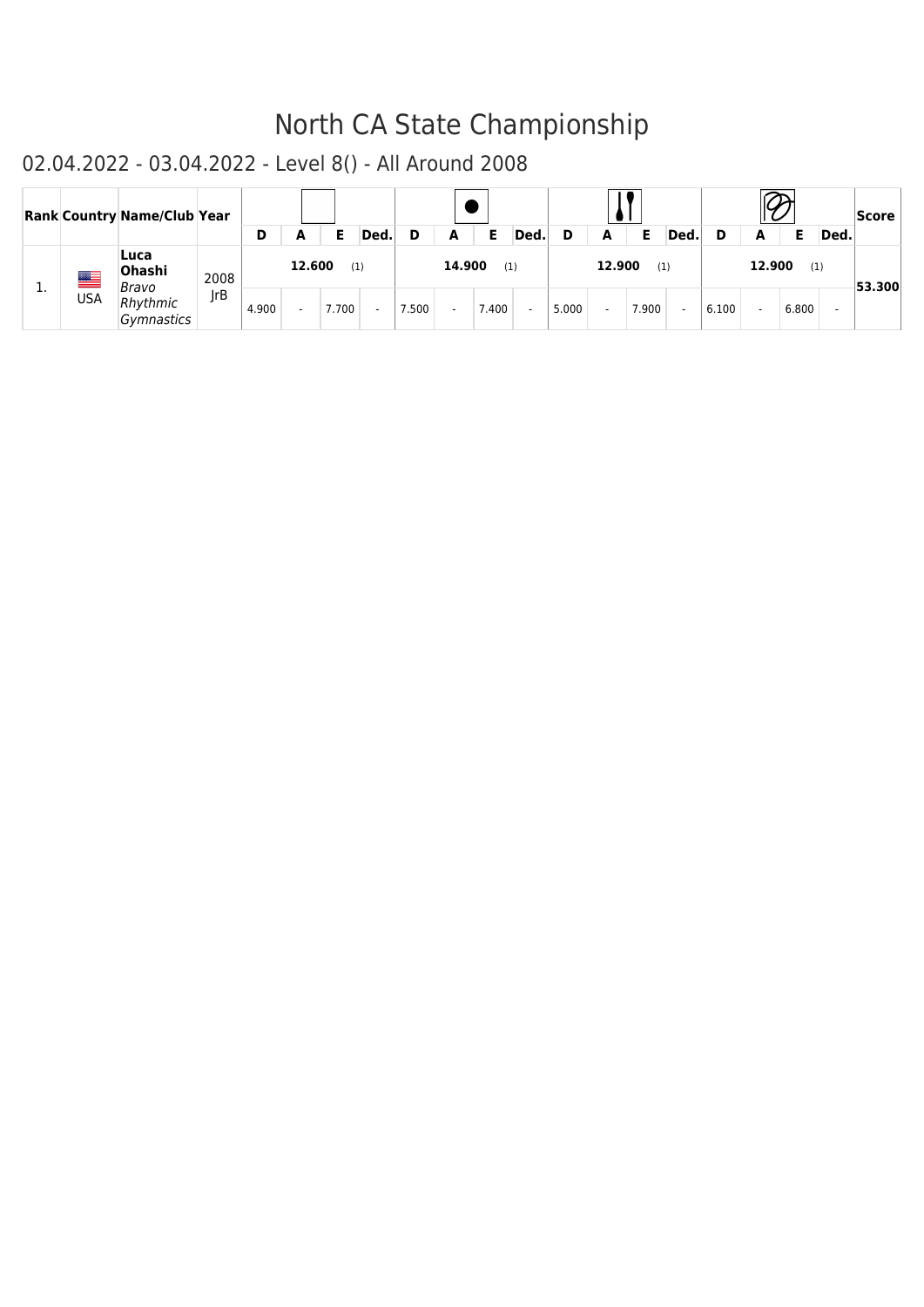# North CA State Championship

## 02.04.2022 - 03.04.2022 - Level 8() - All Around 2008

| Rank | Country | Name/Club | Year | Freehand | | | | Ball | | | | Clubs | | | | Ribbon | | | | Score |
|---|---|---|---|---|---|---|---|---|---|---|---|---|---|---|---|---|---|---|---|---|
| | | | | D | A | E | Ded. | D | A | E | Ded. | D | A | E | Ded. | D | A | E | Ded. | |
| 1. | USA | **Luca Ohashi** *Bravo Rhythmic Gymnastics* | 2008 JrB | **12.600** (1) | | | | **14.900** (1) | | | | **12.900** (1) | | | | **12.900** (1) | | | | **53.300** |
| | | | | 4.900 | - | 7.700 | - | 7.500 | - | 7.400 | - | 5.000 | - | 7.900 | - | 6.100 | - | 6.800 | - | |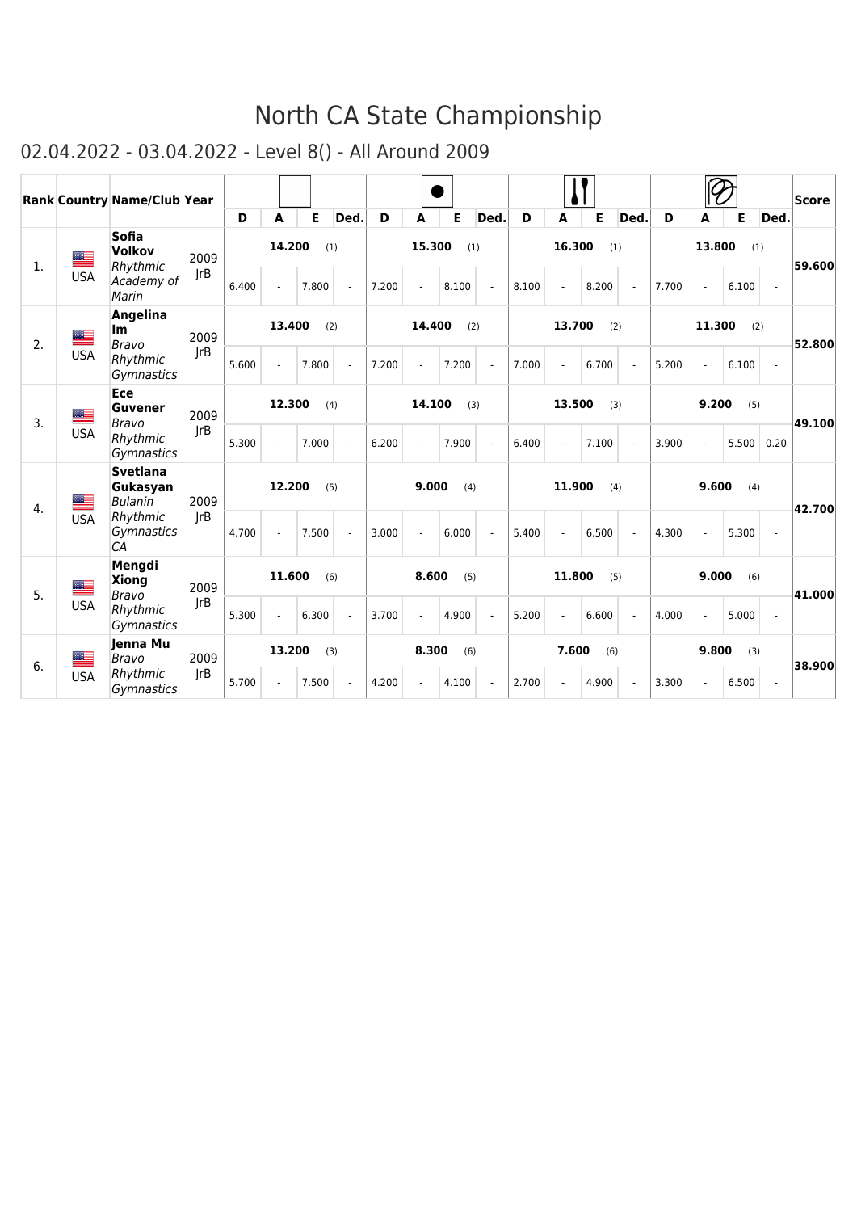# North CA State Championship

## 02.04.2022 - 03.04.2022 - Level 8() - All Around 2009

| Rank | Country | Name/Club | Year | Apparatus 1 | | | | Ball | | | | Clubs | | | | Ribbon | | | | Score |
|---|---|---|---|---|---|---|---|---|---|---|---|---|---|---|---|---|---|---|---|---|
| | | | | D | A | E | Ded. | D | A | E | Ded. | D | A | E | Ded. | D | A | E | Ded. | |
| 1. | USA | **Sofia Volkov** *Rhythmic Academy of Marin* | 2009 JrB | **14.200** (1) | | | | **15.300** (1) | | | | **16.300** (1) | | | | **13.800** (1) | | | | **59.600** |
| | | | | 6.400 | - | 7.800 | - | 7.200 | - | 8.100 | - | 8.100 | - | 8.200 | - | 7.700 | - | 6.100 | - | |
| 2. | USA | **Angelina Im** *Bravo Rhythmic Gymnastics* | 2009 JrB | **13.400** (2) | | | | **14.400** (2) | | | | **13.700** (2) | | | | **11.300** (2) | | | | **52.800** |
| | | | | 5.600 | - | 7.800 | - | 7.200 | - | 7.200 | - | 7.000 | - | 6.700 | - | 5.200 | - | 6.100 | - | |
| 3. | USA | **Ece Guvener** *Bravo Rhythmic Gymnastics* | 2009 JrB | **12.300** (4) | | | | **14.100** (3) | | | | **13.500** (3) | | | | **9.200** (5) | | | | **49.100** |
| | | | | 5.300 | - | 7.000 | - | 6.200 | - | 7.900 | - | 6.400 | - | 7.100 | - | 3.900 | - | 5.500 | 0.20 | |
| 4. | USA | **Svetlana Gukasyan** *Bulanin Rhythmic Gymnastics CA* | 2009 JrB | **12.200** (5) | | | | **9.000** (4) | | | | **11.900** (4) | | | | **9.600** (4) | | | | **42.700** |
| | | | | 4.700 | - | 7.500 | - | 3.000 | - | 6.000 | - | 5.400 | - | 6.500 | - | 4.300 | - | 5.300 | - | |
| 5. | USA | **Mengdi Xiong** *Bravo Rhythmic Gymnastics* | 2009 JrB | **11.600** (6) | | | | **8.600** (5) | | | | **11.800** (5) | | | | **9.000** (6) | | | | **41.000** |
| | | | | 5.300 | - | 6.300 | - | 3.700 | - | 4.900 | - | 5.200 | - | 6.600 | - | 4.000 | - | 5.000 | - | |
| 6. | USA | **Jenna Mu** *Bravo Rhythmic Gymnastics* | 2009 JrB | **13.200** (3) | | | | **8.300** (6) | | | | **7.600** (6) | | | | **9.800** (3) | | | | **38.900** |
| | | | | 5.700 | - | 7.500 | - | 4.200 | - | 4.100 | - | 2.700 | - | 4.900 | - | 3.300 | - | 6.500 | - | |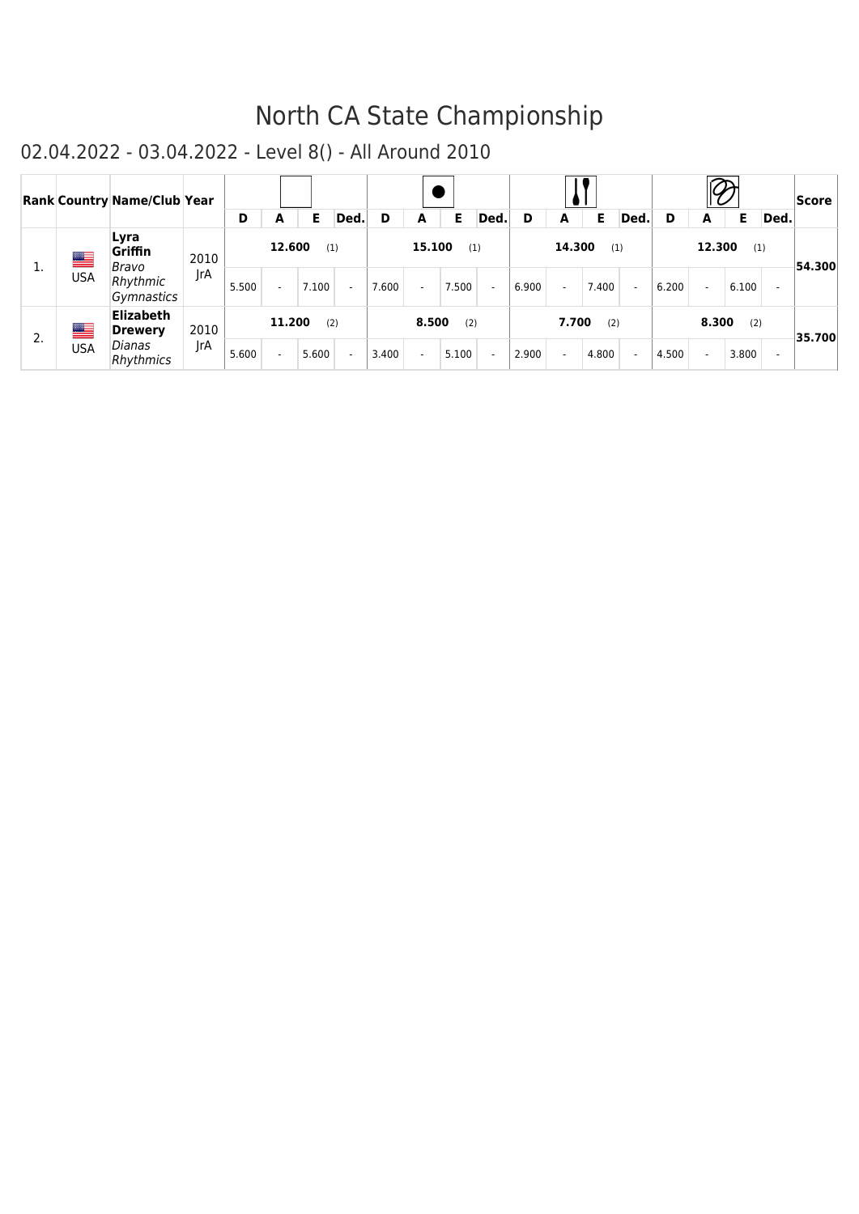# North CA State Championship

## 02.04.2022 - 03.04.2022 - Level 8() - All Around 2010

| Rank | Country | Name/Club | Year | Free Hands | | | | Ball | | | | Clubs | | | | Ribbon | | | | Score |
|---|---|---|---|---|---|---|---|---|---|---|---|---|---|---|---|---|---|---|---|---|
| | | | | D | A | E | Ded. | D | A | E | Ded. | D | A | E | Ded. | D | A | E | Ded. | |
| 1. | USA | **Lyra Griffin** *Bravo Rhythmic Gymnastics* | 2010 JrA | **12.600** (1) | | | | **15.100** (1) | | | | **14.300** (1) | | | | **12.300** (1) | | | | **54.300** |
| | | | | 5.500 | - | 7.100 | - | 7.600 | - | 7.500 | - | 6.900 | - | 7.400 | - | 6.200 | - | 6.100 | - | |
| 2. | USA | **Elizabeth Drewery** *Dianas Rhythmics* | 2010 JrA | **11.200** (2) | | | | **8.500** (2) | | | | **7.700** (2) | | | | **8.300** (2) | | | | **35.700** |
| | | | | 5.600 | - | 5.600 | - | 3.400 | - | 5.100 | - | 2.900 | - | 4.800 | - | 4.500 | - | 3.800 | - | |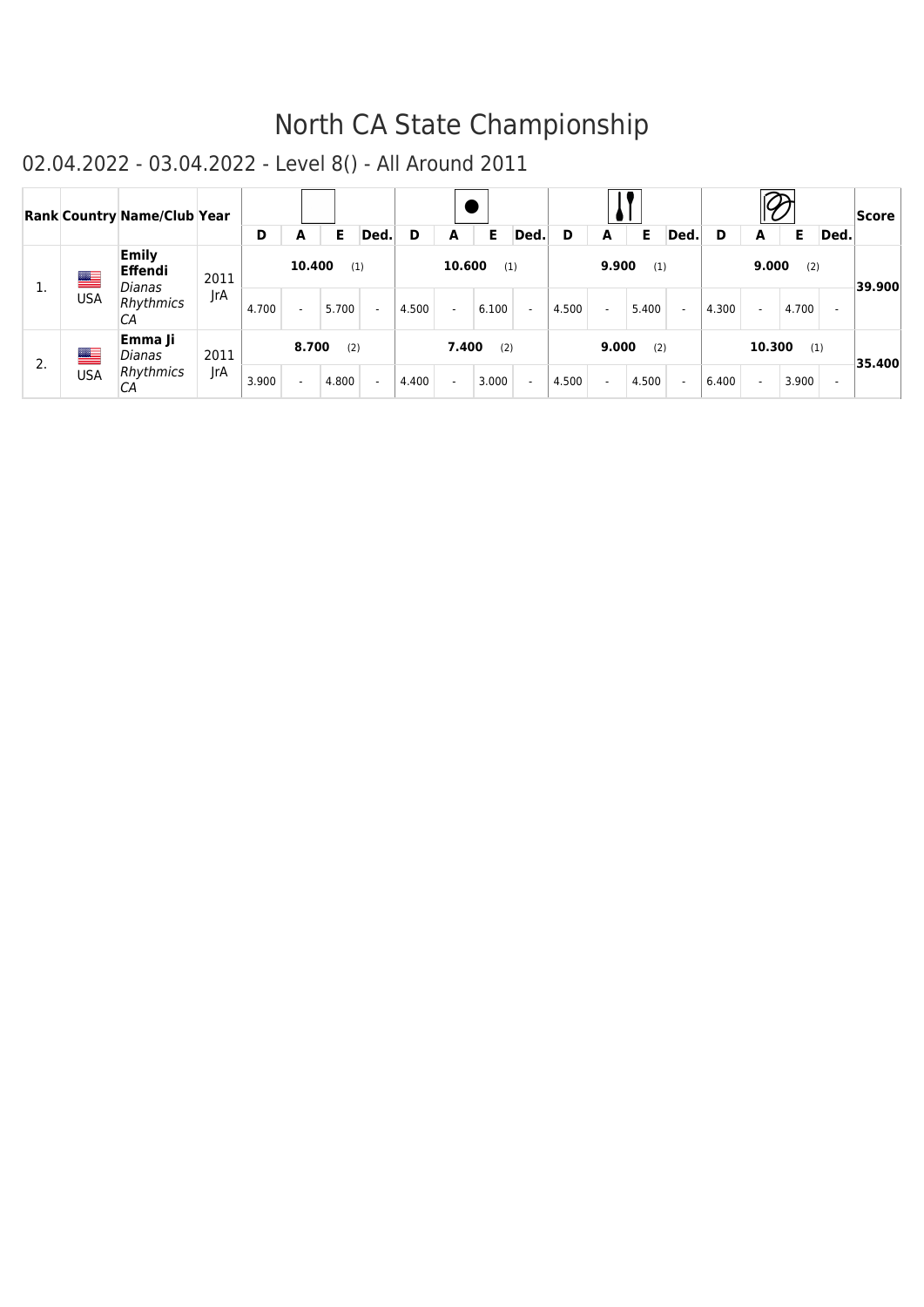# North CA State Championship

## 02.04.2022 - 03.04.2022 - Level 8() - All Around 2011

| Rank | Country | Name/Club | Year | | | | | | | | | | | | | | | | | Score |
|---|---|---|---|---|---|---|---|---|---|---|---|---|---|---|---|---|---|---|---|---|
| | | | | D | A | E | Ded. | D | A | E | Ded. | D | A | E | Ded. | D | A | E | Ded. | |
| 1. | USA | **Emily Effendi** *Dianas Rhythmics CA* | 2011 JrA | **10.400** (1) | | | | **10.600** (1) | | | | **9.900** (1) | | | | **9.000** (2) | | | | **39.900** |
| | | | | 4.700 | - | 5.700 | - | 4.500 | - | 6.100 | - | 4.500 | - | 5.400 | - | 4.300 | - | 4.700 | - | |
| 2. | USA | **Emma Ji** *Dianas Rhythmics CA* | 2011 JrA | **8.700** (2) | | | | **7.400** (2) | | | | **9.000** (2) | | | | **10.300** (1) | | | | **35.400** |
| | | | | 3.900 | - | 4.800 | - | 4.400 | - | 3.000 | - | 4.500 | - | 4.500 | - | 6.400 | - | 3.900 | - | |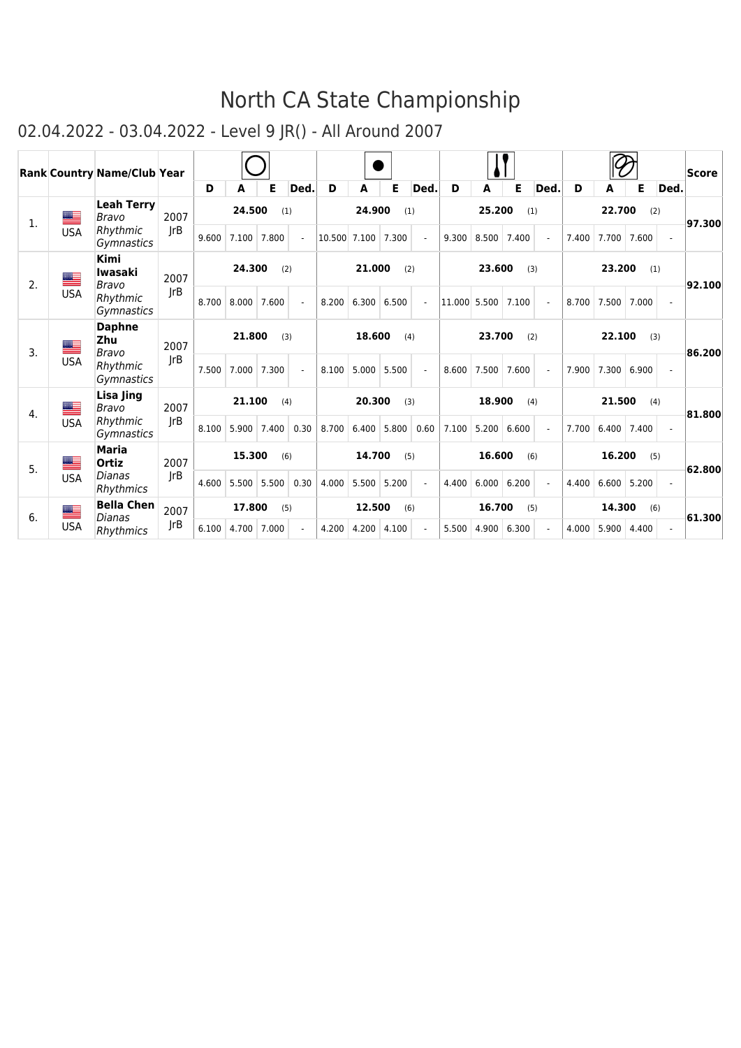# North CA State Championship

## 02.04.2022 - 03.04.2022 - Level 9 JR() - All Around 2007

| Rank | Country | Name/Club | Year | Hoop | | | | Ball | | | | Clubs | | | | Ribbon | | | | Score |
|---|---|---|---|---|---|---|---|---|---|---|---|---|---|---|---|---|---|---|---|---|
| | | | | D | A | E | Ded. | D | A | E | Ded. | D | A | E | Ded. | D | A | E | Ded. | |
| 1. | USA | **Leah Terry** *Bravo Rhythmic Gymnastics* | 2007 JrB | **24.500** (1) | | | | **24.900** (1) | | | | **25.200** (1) | | | | **22.700** (2) | | | | **97.300** |
| | | | | 9.600 | 7.100 | 7.800 | - | 10.500 | 7.100 | 7.300 | - | 9.300 | 8.500 | 7.400 | - | 7.400 | 7.700 | 7.600 | - | |
| 2. | USA | **Kimi Iwasaki** *Bravo Rhythmic Gymnastics* | 2007 JrB | **24.300** (2) | | | | **21.000** (2) | | | | **23.600** (3) | | | | **23.200** (1) | | | | **92.100** |
| | | | | 8.700 | 8.000 | 7.600 | - | 8.200 | 6.300 | 6.500 | - | 11.000 | 5.500 | 7.100 | - | 8.700 | 7.500 | 7.000 | - | |
| 3. | USA | **Daphne Zhu** *Bravo Rhythmic Gymnastics* | 2007 JrB | **21.800** (3) | | | | **18.600** (4) | | | | **23.700** (2) | | | | **22.100** (3) | | | | **86.200** |
| | | | | 7.500 | 7.000 | 7.300 | - | 8.100 | 5.000 | 5.500 | - | 8.600 | 7.500 | 7.600 | - | 7.900 | 7.300 | 6.900 | - | |
| 4. | USA | **Lisa Jing** *Bravo Rhythmic Gymnastics* | 2007 JrB | **21.100** (4) | | | | **20.300** (3) | | | | **18.900** (4) | | | | **21.500** (4) | | | | **81.800** |
| | | | | 8.100 | 5.900 | 7.400 | 0.30 | 8.700 | 6.400 | 5.800 | 0.60 | 7.100 | 5.200 | 6.600 | - | 7.700 | 6.400 | 7.400 | - | |
| 5. | USA | **Maria Ortiz** *Dianas Rhythmics* | 2007 JrB | **15.300** (6) | | | | **14.700** (5) | | | | **16.600** (6) | | | | **16.200** (5) | | | | **62.800** |
| | | | | 4.600 | 5.500 | 5.500 | 0.30 | 4.000 | 5.500 | 5.200 | - | 4.400 | 6.000 | 6.200 | - | 4.400 | 6.600 | 5.200 | - | |
| 6. | USA | **Bella Chen** *Dianas Rhythmics* | 2007 JrB | **17.800** (5) | | | | **12.500** (6) | | | | **16.700** (5) | | | | **14.300** (6) | | | | **61.300** |
| | | | | 6.100 | 4.700 | 7.000 | - | 4.200 | 4.200 | 4.100 | - | 5.500 | 4.900 | 6.300 | - | 4.000 | 5.900 | 4.400 | - | |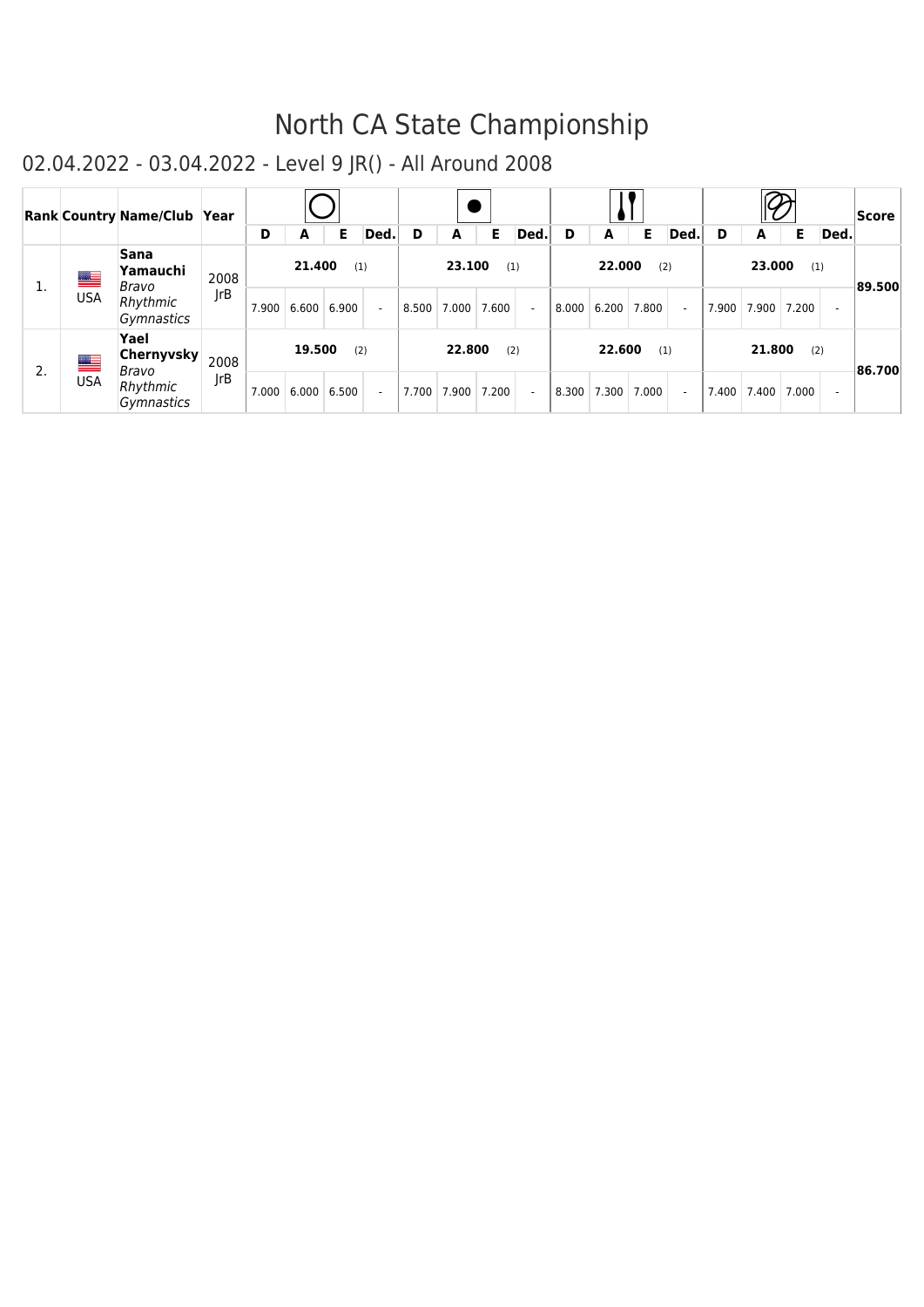# North CA State Championship

## 02.04.2022 - 03.04.2022 - Level 9 JR() - All Around 2008

| Rank | Country | Name/Club | Year | Hoop | | | | Ball | | | | Clubs | | | | Ribbon | | | | Score |
|---|---|---|---|---|---|---|---|---|---|---|---|---|---|---|---|---|---|---|---|---|
| | | | | D | A | E | Ded. | D | A | E | Ded. | D | A | E | Ded. | D | A | E | Ded. | |
| 1. | USA | **Sana Yamauchi** *Bravo Rhythmic Gymnastics* | 2008 JrB | **21.400** (1) | | | | **23.100** (1) | | | | **22.000** (2) | | | | **23.000** (1) | | | | **89.500** |
| | | | | 7.900 | 6.600 | 6.900 | - | 8.500 | 7.000 | 7.600 | - | 8.000 | 6.200 | 7.800 | - | 7.900 | 7.900 | 7.200 | - | |
| 2. | USA | **Yael Chernyvsky** *Bravo Rhythmic Gymnastics* | 2008 JrB | **19.500** (2) | | | | **22.800** (2) | | | | **22.600** (1) | | | | **21.800** (2) | | | | **86.700** |
| | | | | 7.000 | 6.000 | 6.500 | - | 7.700 | 7.900 | 7.200 | - | 8.300 | 7.300 | 7.000 | - | 7.400 | 7.400 | 7.000 | - | |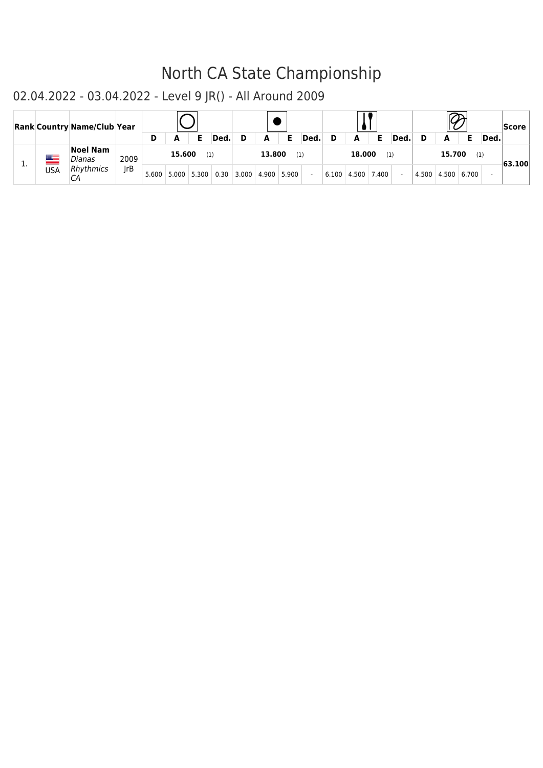# North CA State Championship

## 02.04.2022 - 03.04.2022 - Level 9 JR() - All Around 2009

| Rank | Country | Name/Club | Year | Hoop | | | | Ball | | | | Clubs | | | | Ribbon | | | | Score |
|---|---|---|---|---|---|---|---|---|---|---|---|---|---|---|---|---|---|---|---|---|
| | | | | D | A | E | Ded. | D | A | E | Ded. | D | A | E | Ded. | D | A | E | Ded. | |
| 1. | USA | **Noel Nam** *Dianas Rhythmics CA* | 2009 JrB | 15.600 (1) | | | | 13.800 (1) | | | | 18.000 (1) | | | | 15.700 (1) | | | | **63.100** |
| | | | | 5.600 | 5.000 | 5.300 | 0.30 | 3.000 | 4.900 | 5.900 | - | 6.100 | 4.500 | 7.400 | - | 4.500 | 4.500 | 6.700 | - | |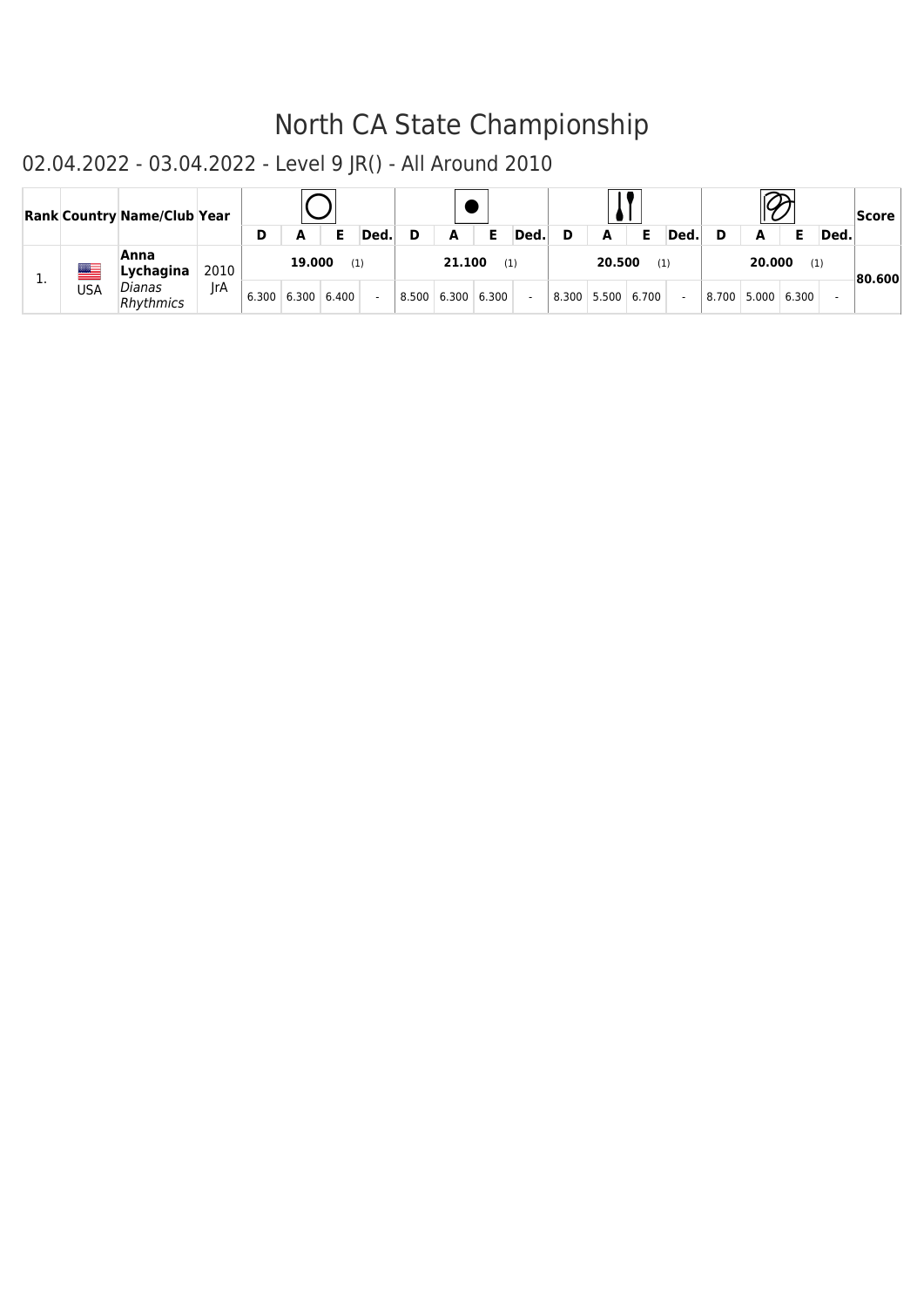# North CA State Championship

## 02.04.2022 - 03.04.2022 - Level 9 JR() - All Around 2010

| Rank | Country | Name/Club | Year | Hoop | | | | Ball | | | | Clubs | | | | Ribbon | | | | Score |
|---|---|---|---|---|---|---|---|---|---|---|---|---|---|---|---|---|---|---|---|---|
| | | | | D | A | E | Ded. | D | A | E | Ded. | D | A | E | Ded. | D | A | E | Ded. | |
| 1. | USA | **Anna Lychagina** *Dianas Rhythmics* | 2010 JrA | **19.000** (1) | | | | **21.100** (1) | | | | **20.500** (1) | | | | **20.000** (1) | | | | **80.600** |
| | | | | 6.300 | 6.300 | 6.400 | - | 8.500 | 6.300 | 6.300 | - | 8.300 | 5.500 | 6.700 | - | 8.700 | 5.000 | 6.300 | - | |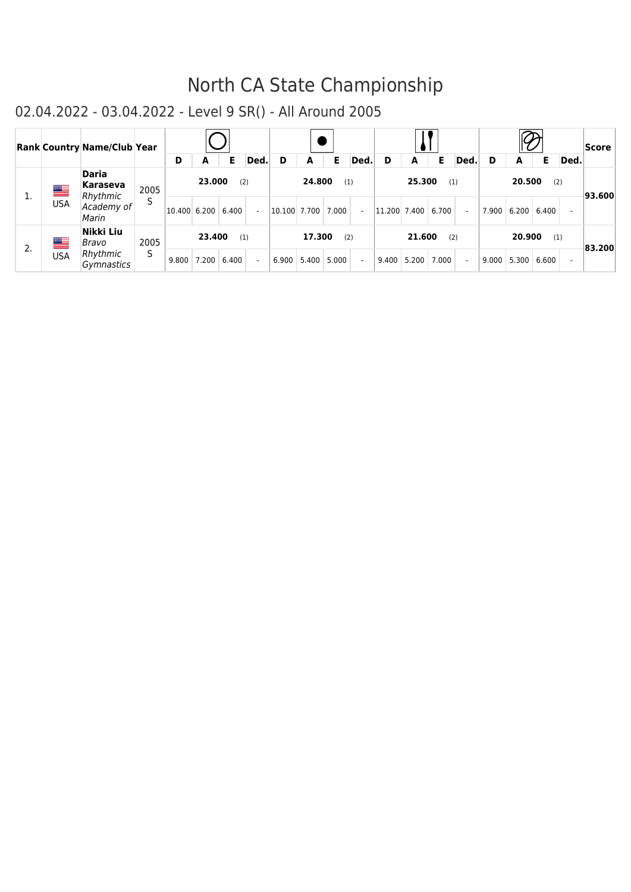# North CA State Championship

## 02.04.2022 - 03.04.2022 - Level 9 SR() - All Around 2005

| Rank | Country | Name/Club | Year | Hoop | | | | Ball | | | | Clubs | | | | Ribbon | | | | Score |
|---|---|---|---|---|---|---|---|---|---|---|---|---|---|---|---|---|---|---|---|---|
| | | | | D | A | E | Ded. | D | A | E | Ded. | D | A | E | Ded. | D | A | E | Ded. | |
| 1. | USA | **Daria Karaseva** *Rhythmic Academy of Marin* | 2005 S | **23.000** (2) | | | | **24.800** (1) | | | | **25.300** (1) | | | | **20.500** (2) | | | | **93.600** |
| | | | | 10.400 | 6.200 | 6.400 | - | 10.100 | 7.700 | 7.000 | - | 11.200 | 7.400 | 6.700 | - | 7.900 | 6.200 | 6.400 | - | |
| 2. | USA | **Nikki Liu** *Bravo Rhythmic Gymnastics* | 2005 S | **23.400** (1) | | | | **17.300** (2) | | | | **21.600** (2) | | | | **20.900** (1) | | | | **83.200** |
| | | | | 9.800 | 7.200 | 6.400 | - | 6.900 | 5.400 | 5.000 | - | 9.400 | 5.200 | 7.000 | - | 9.000 | 5.300 | 6.600 | - | |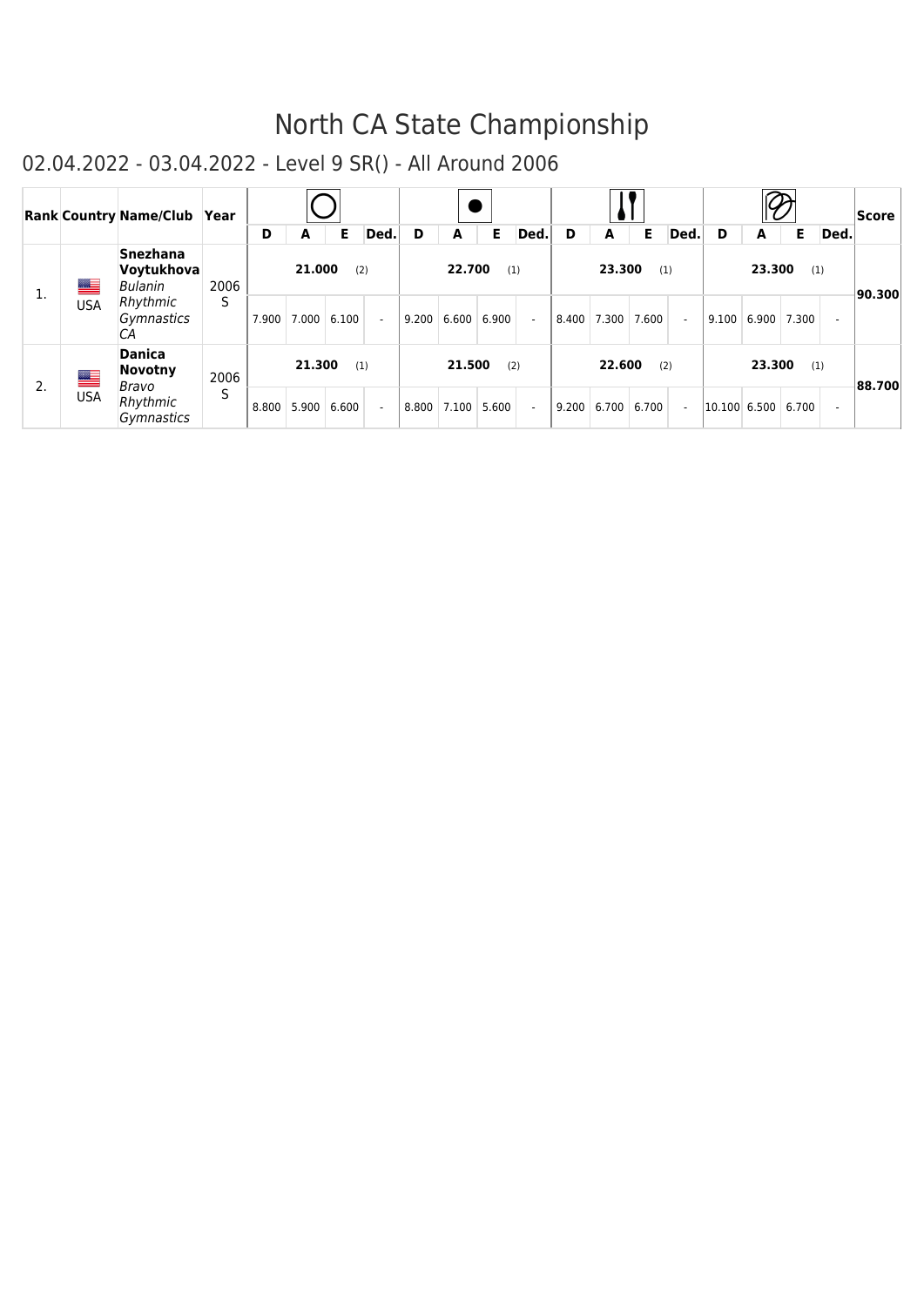# North CA State Championship

## 02.04.2022 - 03.04.2022 - Level 9 SR() - All Around 2006

| Rank | Country | Name/Club | Year | Hoop | | | | Ball | | | | Clubs | | | | Ribbon | | | | Score |
|---|---|---|---|---|---|---|---|---|---|---|---|---|---|---|---|---|---|---|---|---|
| | | | | D | A | E | Ded. | D | A | E | Ded. | D | A | E | Ded. | D | A | E | Ded. | |
| 1. | USA | **Snezhana Voytukhova** *Bulanin Rhythmic Gymnastics CA* | 2006 S | **21.000** (2) | | | | **22.700** (1) | | | | **23.300** (1) | | | | **23.300** (1) | | | | **90.300** |
| | | | | 7.900 | 7.000 | 6.100 | - | 9.200 | 6.600 | 6.900 | - | 8.400 | 7.300 | 7.600 | - | 9.100 | 6.900 | 7.300 | - | |
| 2. | USA | **Danica Novotny** *Bravo Rhythmic Gymnastics* | 2006 S | **21.300** (1) | | | | **21.500** (2) | | | | **22.600** (2) | | | | **23.300** (1) | | | | **88.700** |
| | | | | 8.800 | 5.900 | 6.600 | - | 8.800 | 7.100 | 5.600 | - | 9.200 | 6.700 | 6.700 | - | 10.100 | 6.500 | 6.700 | - | |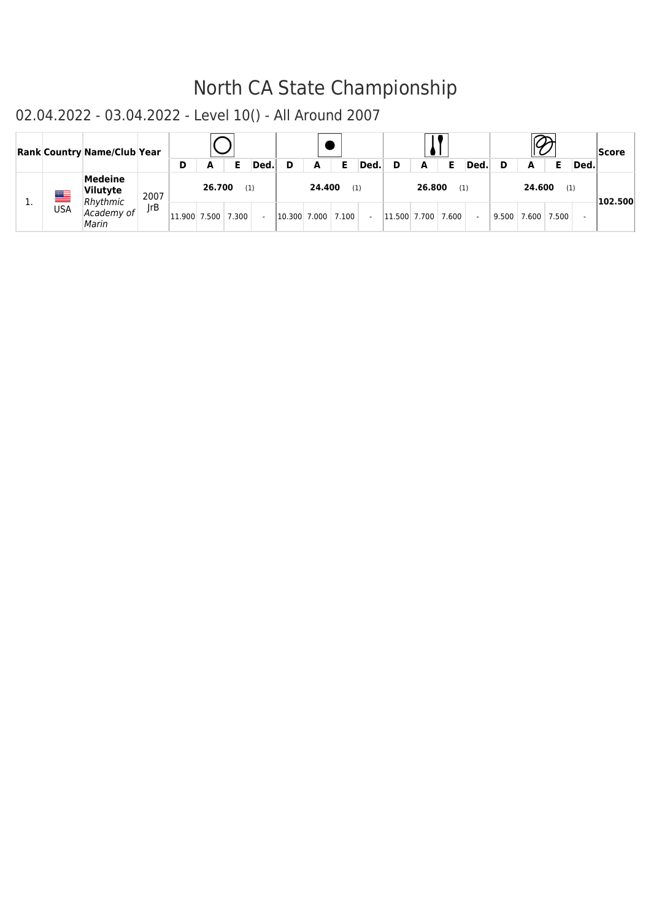# North CA State Championship

## 02.04.2022 - 03.04.2022 - Level 10() - All Around 2007

| Rank | Country | Name/Club | Year | Hoop | | | | Ball | | | | Clubs | | | | Ribbon | | | | Score |
|---|---|---|---|---|---|---|---|---|---|---|---|---|---|---|---|---|---|---|---|---|
| | | | | D | A | E | Ded. | D | A | E | Ded. | D | A | E | Ded. | D | A | E | Ded. | |
| 1. | USA | **Medeine Vilutyte** *Rhythmic Academy of Marin* | 2007 JrB | **26.700** (1) | | | | **24.400** (1) | | | | **26.800** (1) | | | | **24.600** (1) | | | | **102.500** |
| | | | | 11.900 | 7.500 | 7.300 | - | 10.300 | 7.000 | 7.100 | - | 11.500 | 7.700 | 7.600 | - | 9.500 | 7.600 | 7.500 | - | |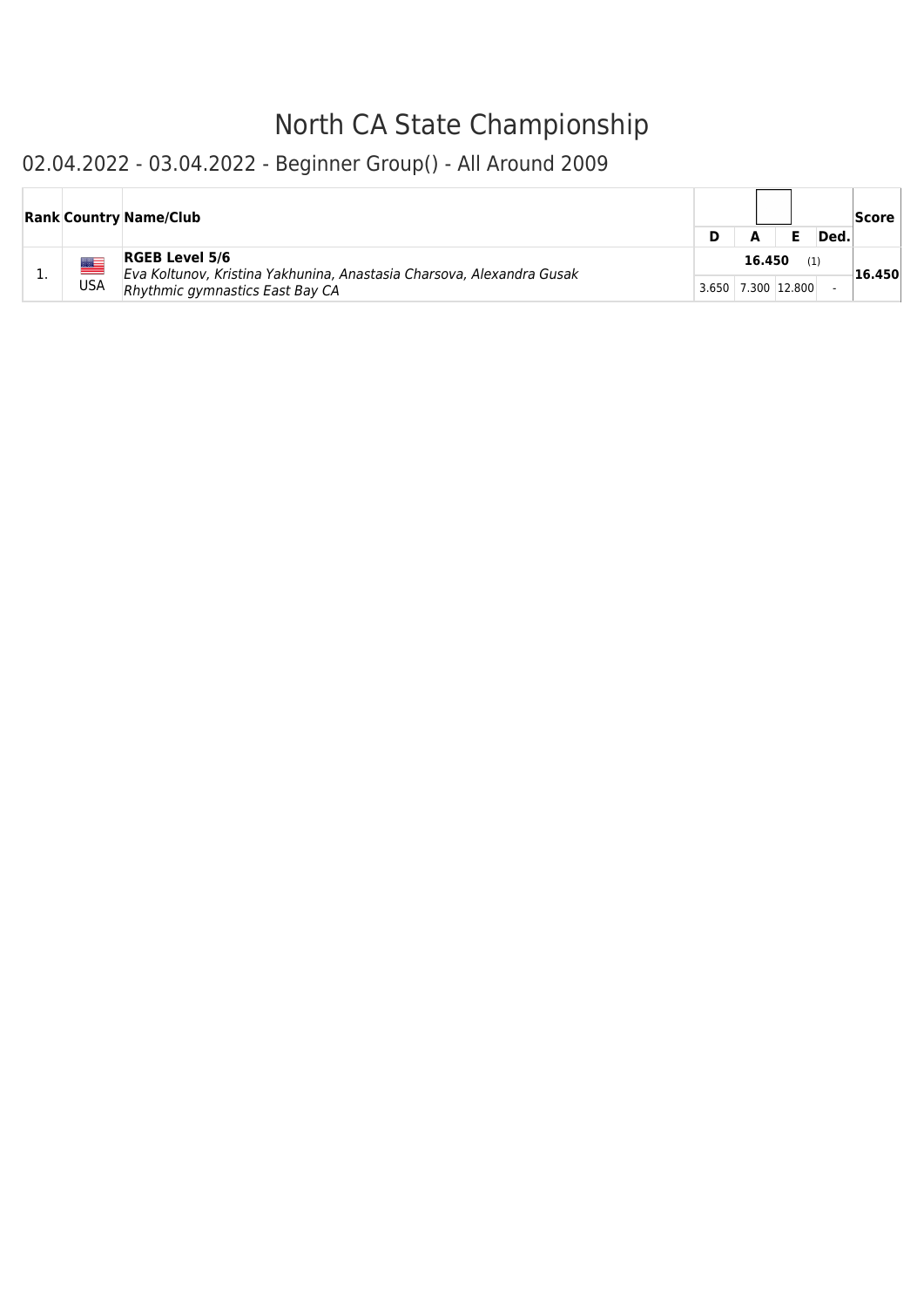# North CA State Championship

## 02.04.2022 - 03.04.2022 - Beginner Group() - All Around 2009

| Rank | Country | Name/Club | D | A | E | Ded. | Score |
|---|---|---|---|---|---|---|---|
| 1. | USA | **RGEB Level 5/6** *Eva Koltunov, Kristina Yakhunina, Anastasia Charsova, Alexandra Gusak* *Rhythmic gymnastics East Bay CA* | **16.450** (1) | | | | **16.450** |
| | | | 3.650 | 7.300 | 12.800 | - | |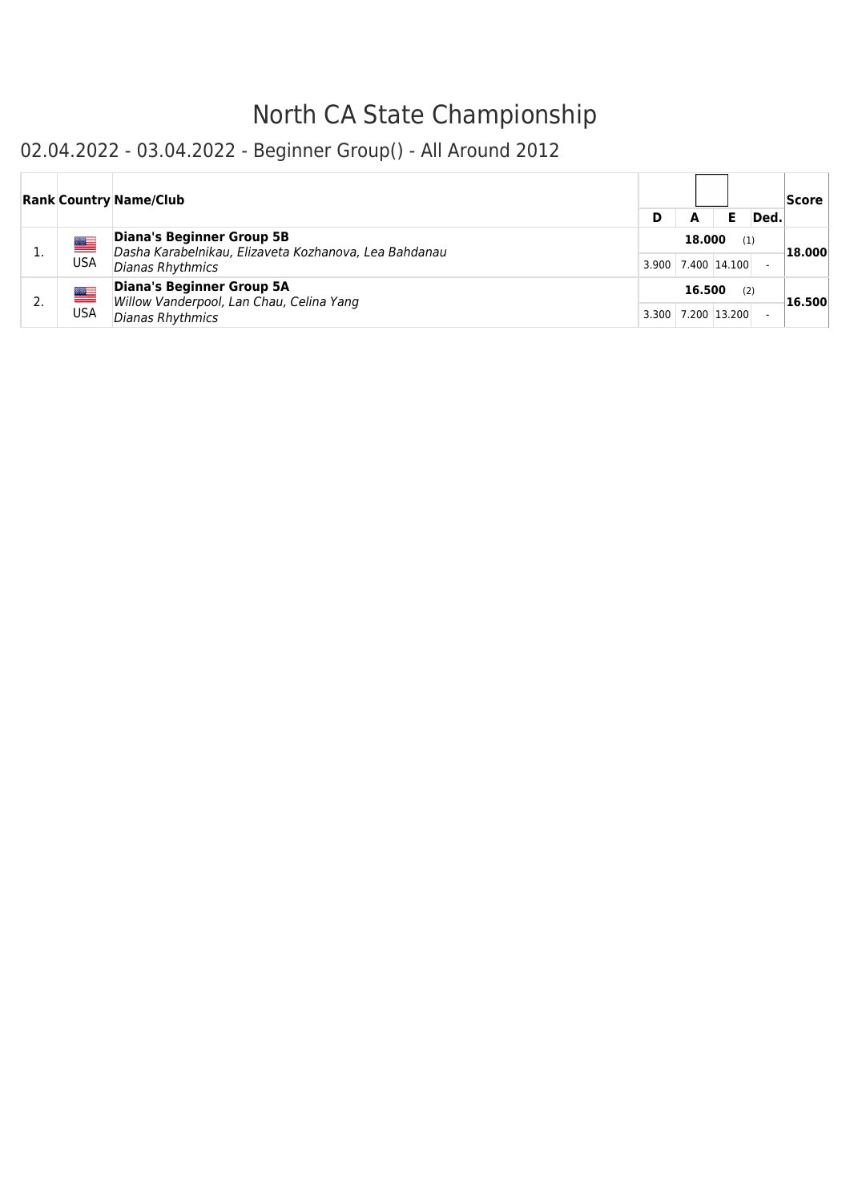# North CA State Championship

## 02.04.2022 - 03.04.2022 - Beginner Group() - All Around 2012

| Rank | Country | Name/Club | D | A | E | Ded. | Score |
|---|---|---|---|---|---|---|---|
| 1. | USA | **Diana's Beginner Group 5B** *Dasha Karabelnikau, Elizaveta Kozhanova, Lea Bahdanau* *Dianas Rhythmics* | **18.000** (1) | | | | **18.000** |
| | | | 3.900 | 7.400 | 14.100 | - | |
| 2. | USA | **Diana's Beginner Group 5A** *Willow Vanderpool, Lan Chau, Celina Yang* *Dianas Rhythmics* | **16.500** (2) | | | | **16.500** |
| | | | 3.300 | 7.200 | 13.200 | - | |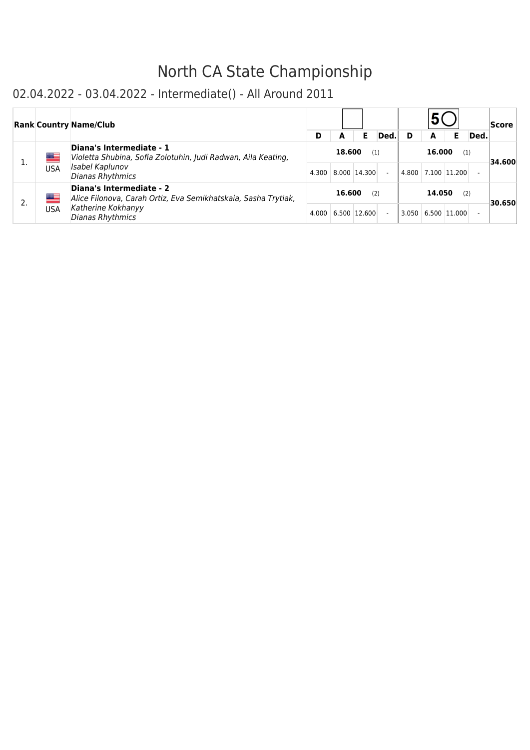# North CA State Championship

## 02.04.2022 - 03.04.2022 - Intermediate() - All Around 2011

| Rank | Country | Name/Club | D | A | E | Ded. | D | A | E | Ded. | Score |
|---|---|---|---|---|---|---|---|---|---|---|---|
| | | | (apparatus 1) | | | | 5 (hoops) | | | | |
| 1. | USA | **Diana's Intermediate - 1** *Violetta Shubina, Sofia Zolotuhin, Judi Radwan, Aila Keating, Isabel Kaplunov* *Dianas Rhythmics* | **18.600** (1) | | | | **16.000** (1) | | | | **34.600** |
| | | | 4.300 | 8.000 | 14.300 | - | 4.800 | 7.100 | 11.200 | - | |
| 2. | USA | **Diana's Intermediate - 2** *Alice Filonova, Carah Ortiz, Eva Semikhatskaia, Sasha Trytiak, Katherine Kokhanyy* *Dianas Rhythmics* | **16.600** (2) | | | | **14.050** (2) | | | | **30.650** |
| | | | 4.000 | 6.500 | 12.600 | - | 3.050 | 6.500 | 11.000 | - | |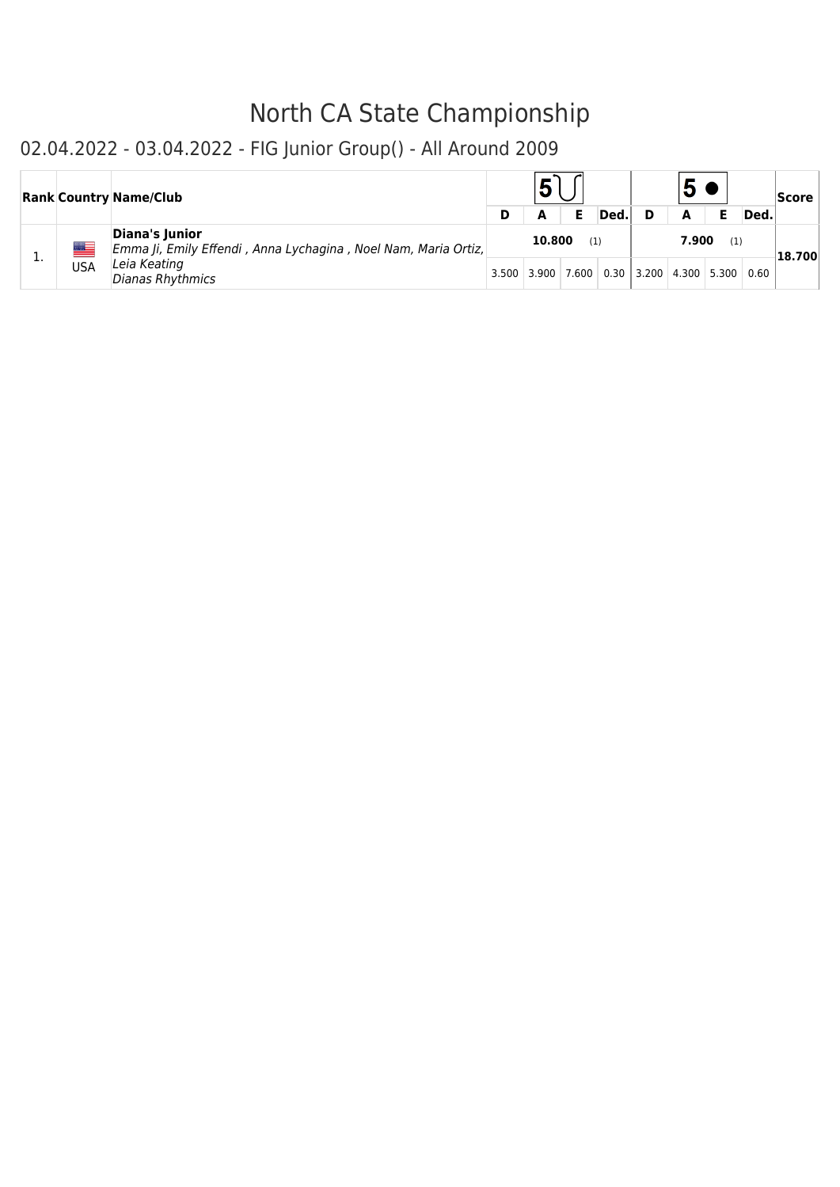# North CA State Championship

## 02.04.2022 - 03.04.2022 - FIG Junior Group() - All Around 2009

| Rank | Country | Name/Club | 5 Hoops | | | | 5 Balls | | | | Score |
|---|---|---|---|---|---|---|---|---|---|---|---|
| | | | D | A | E | Ded. | D | A | E | Ded. | |
| 1. | USA | **Diana's Junior** *Emma Ji, Emily Effendi , Anna Lychagina , Noel Nam, Maria Ortiz, Leia Keating* *Dianas Rhythmics* | **10.800** (1) | | | | **7.900** (1) | | | | **18.700** |
| | | | 3.500 | 3.900 | 7.600 | 0.30 | 3.200 | 4.300 | 5.300 | 0.60 | |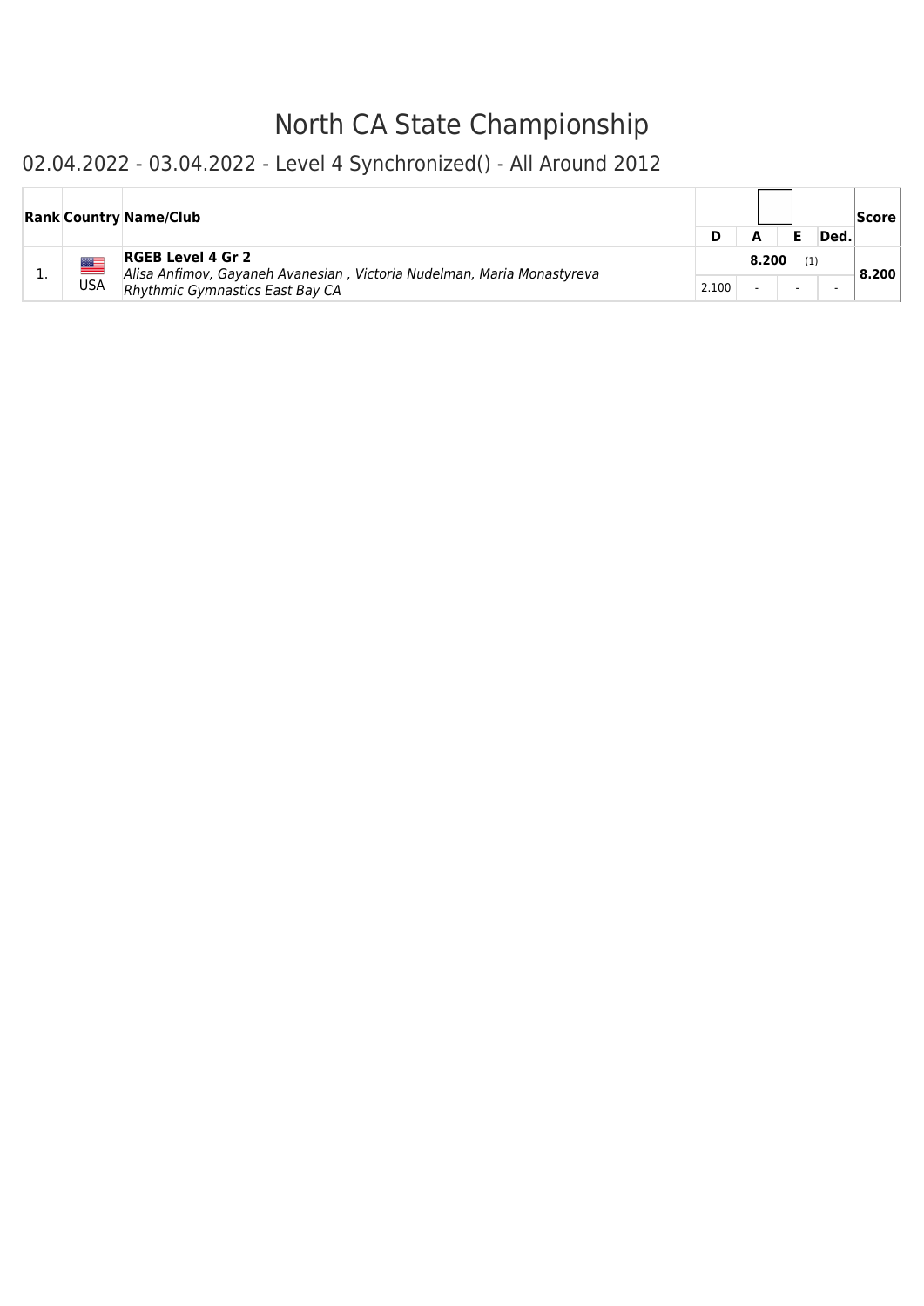# North CA State Championship

## 02.04.2022 - 03.04.2022 - Level 4 Synchronized() - All Around 2012

| Rank | Country | Name/Club | D | A | E | Ded. | Score |
|---|---|---|---|---|---|---|---|
| 1. | USA | **RGEB Level 4 Gr 2**<br>*Alisa Anfimov, Gayaneh Avanesian , Victoria Nudelman, Maria Monastyreva*<br>*Rhythmic Gymnastics East Bay CA* | | **8.200** (1) | | | **8.200** |
| | | | 2.100 | - | - | - | |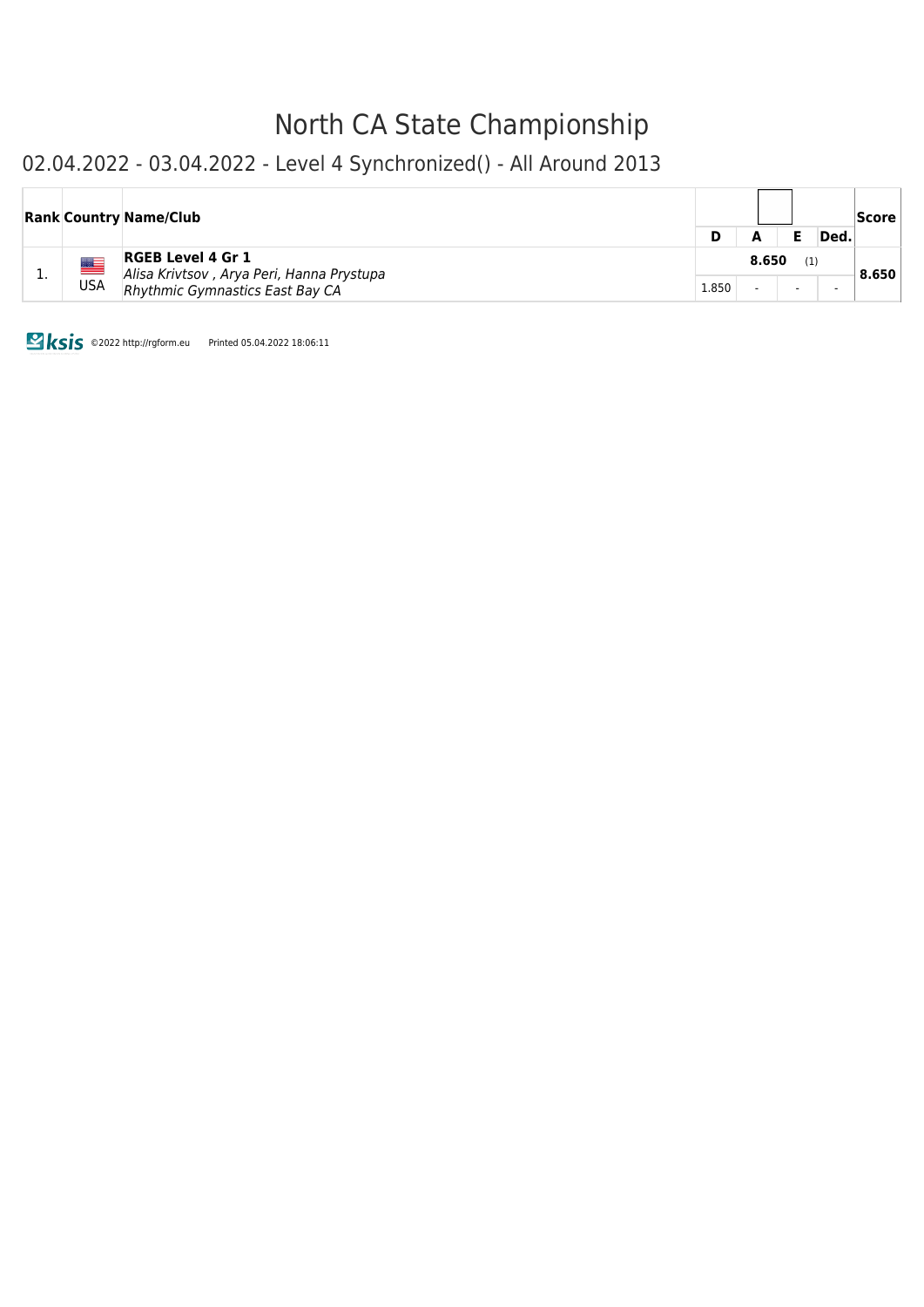# North CA State Championship

## 02.04.2022 - 03.04.2022 - Level 4 Synchronized() - All Around 2013

| Rank | Country | Name/Club | D | A | E | Ded. | Score |
|---|---|---|---|---|---|---|---|
| 1. | USA | **RGEB Level 4 Gr 1**<br>*Alisa Krivtsov , Arya Peri, Hanna Prystupa*<br>*Rhythmic Gymnastics East Bay CA* | | **8.650** (1) | | | **8.650** |
| | | | 1.850 | - | - | - | |

©2022 http://rgform.eu Printed 05.04.2022 18:06:11